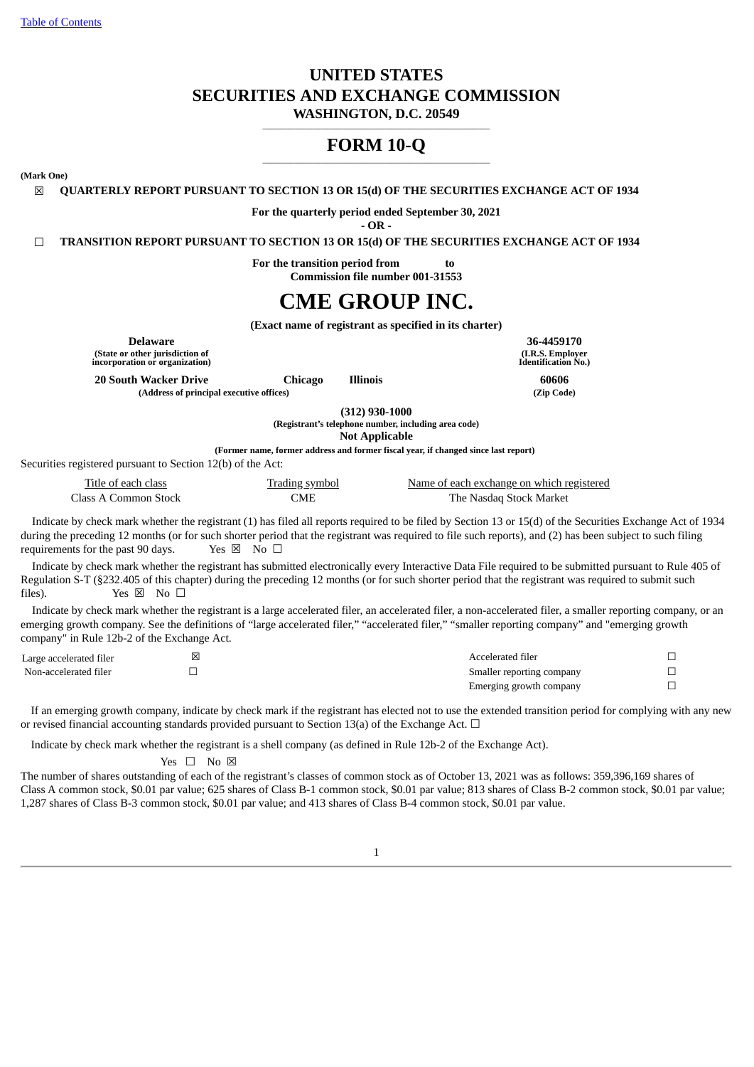[Table of Contents]

# UNITED STATES
# SECURITIES AND EXCHANGE COMMISSION
**WASHINGTON, D.C. 20549**

## FORM 10-Q

**(Mark One)**

☒ **QUARTERLY REPORT PURSUANT TO SECTION 13 OR 15(d) OF THE SECURITIES EXCHANGE ACT OF 1934**

**For the quarterly period ended September 30, 2021**

**- OR -**

☐ **TRANSITION REPORT PURSUANT TO SECTION 13 OR 15(d) OF THE SECURITIES EXCHANGE ACT OF 1934**

**For the transition period from to**

**Commission file number 001-31553**

# CME GROUP INC.

**(Exact name of registrant as specified in its charter)**

| **Delaware** | **36-4459170** |
|---|---|
| **(State or other jurisdiction of incorporation or organization)** | **(I.R.S. Employer Identification No.)** |
| **20 South Wacker Drive Chicago Illinois** | **60606** |
| **(Address of principal executive offices)** | **(Zip Code)** |

**(312) 930-1000**

**(Registrant's telephone number, including area code)**

**Not Applicable**

**(Former name, former address and former fiscal year, if changed since last report)**

Securities registered pursuant to Section 12(b) of the Act:

| Title of each class | Trading symbol | Name of each exchange on which registered |
|---|---|---|
| Class A Common Stock | CME | The Nasdaq Stock Market |

Indicate by check mark whether the registrant (1) has filed all reports required to be filed by Section 13 or 15(d) of the Securities Exchange Act of 1934 during the preceding 12 months (or for such shorter period that the registrant was required to file such reports), and (2) has been subject to such filing requirements for the past 90 days. Yes ☒ No ☐

Indicate by check mark whether the registrant has submitted electronically every Interactive Data File required to be submitted pursuant to Rule 405 of Regulation S-T (§232.405 of this chapter) during the preceding 12 months (or for such shorter period that the registrant was required to submit such files). Yes ☒ No ☐

Indicate by check mark whether the registrant is a large accelerated filer, an accelerated filer, a non-accelerated filer, a smaller reporting company, or an emerging growth company. See the definitions of "large accelerated filer," "accelerated filer," "smaller reporting company" and "emerging growth company" in Rule 12b-2 of the Exchange Act.

| | | | |
|---|---|---|---|
| Large accelerated filer | ☒ | Accelerated filer | ☐ |
| Non-accelerated filer | ☐ | Smaller reporting company | ☐ |
| | | Emerging growth company | ☐ |

If an emerging growth company, indicate by check mark if the registrant has elected not to use the extended transition period for complying with any new or revised financial accounting standards provided pursuant to Section 13(a) of the Exchange Act. ☐

Indicate by check mark whether the registrant is a shell company (as defined in Rule 12b-2 of the Exchange Act).

Yes ☐ No ☒

The number of shares outstanding of each of the registrant's classes of common stock as of October 13, 2021 was as follows: 359,396,169 shares of Class A common stock, $0.01 par value; 625 shares of Class B-1 common stock, $0.01 par value; 813 shares of Class B-2 common stock, $0.01 par value; 1,287 shares of Class B-3 common stock, $0.01 par value; and 413 shares of Class B-4 common stock, $0.01 par value.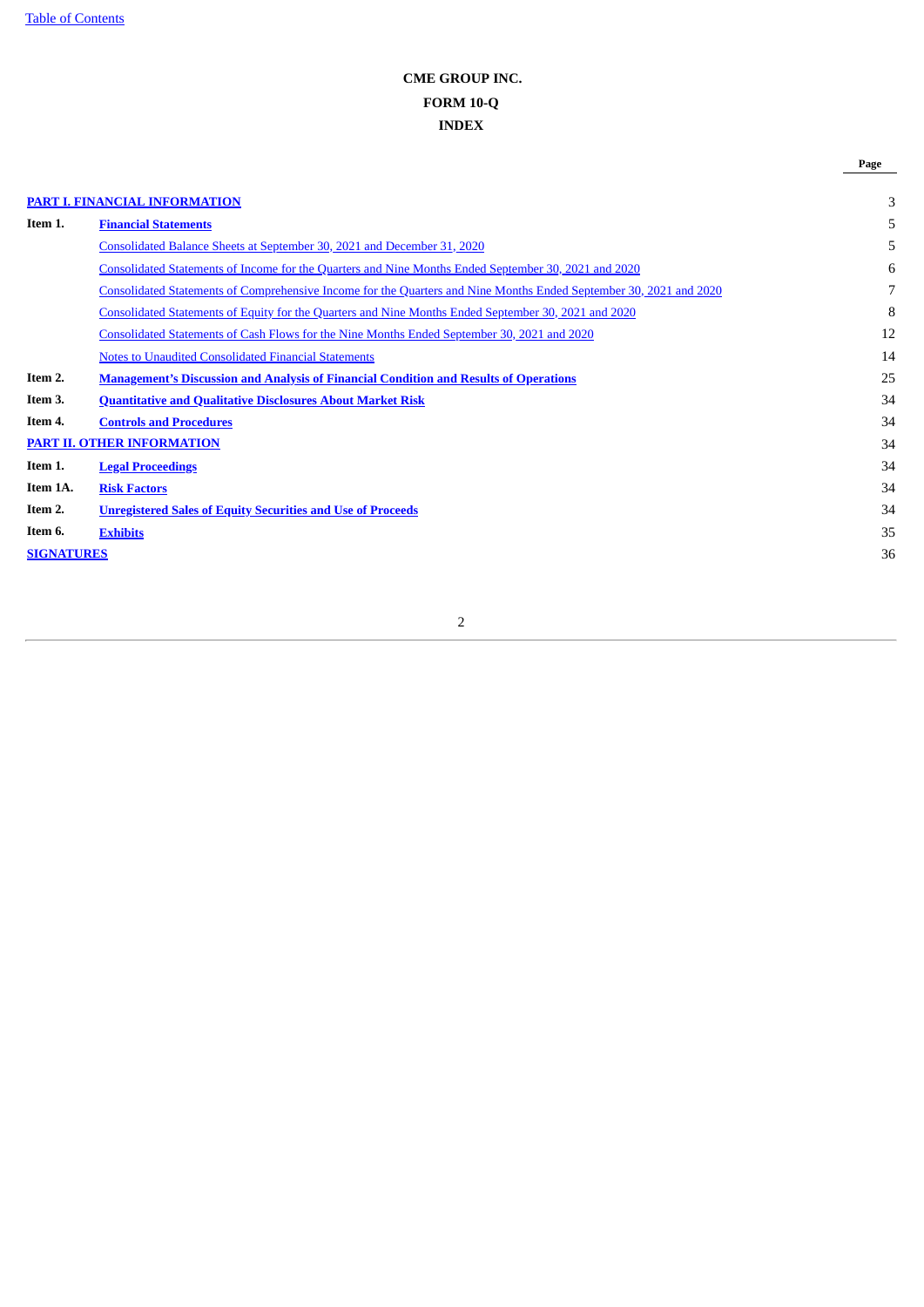**CME GROUP INC.**

**FORM 10-Q**

**INDEX**

| | | Page |
|---|---|---|
| **PART I. FINANCIAL INFORMATION** | | 3 |
| **Item 1.** | **Financial Statements** | 5 |
| | Consolidated Balance Sheets at September 30, 2021 and December 31, 2020 | 5 |
| | Consolidated Statements of Income for the Quarters and Nine Months Ended September 30, 2021 and 2020 | 6 |
| | Consolidated Statements of Comprehensive Income for the Quarters and Nine Months Ended September 30, 2021 and 2020 | 7 |
| | Consolidated Statements of Equity for the Quarters and Nine Months Ended September 30, 2021 and 2020 | 8 |
| | Consolidated Statements of Cash Flows for the Nine Months Ended September 30, 2021 and 2020 | 12 |
| | Notes to Unaudited Consolidated Financial Statements | 14 |
| **Item 2.** | **Management's Discussion and Analysis of Financial Condition and Results of Operations** | 25 |
| **Item 3.** | **Quantitative and Qualitative Disclosures About Market Risk** | 34 |
| **Item 4.** | **Controls and Procedures** | 34 |
| **PART II. OTHER INFORMATION** | | 34 |
| **Item 1.** | **Legal Proceedings** | 34 |
| **Item 1A.** | **Risk Factors** | 34 |
| **Item 2.** | **Unregistered Sales of Equity Securities and Use of Proceeds** | 34 |
| **Item 6.** | **Exhibits** | 35 |
| **SIGNATURES** | | 36 |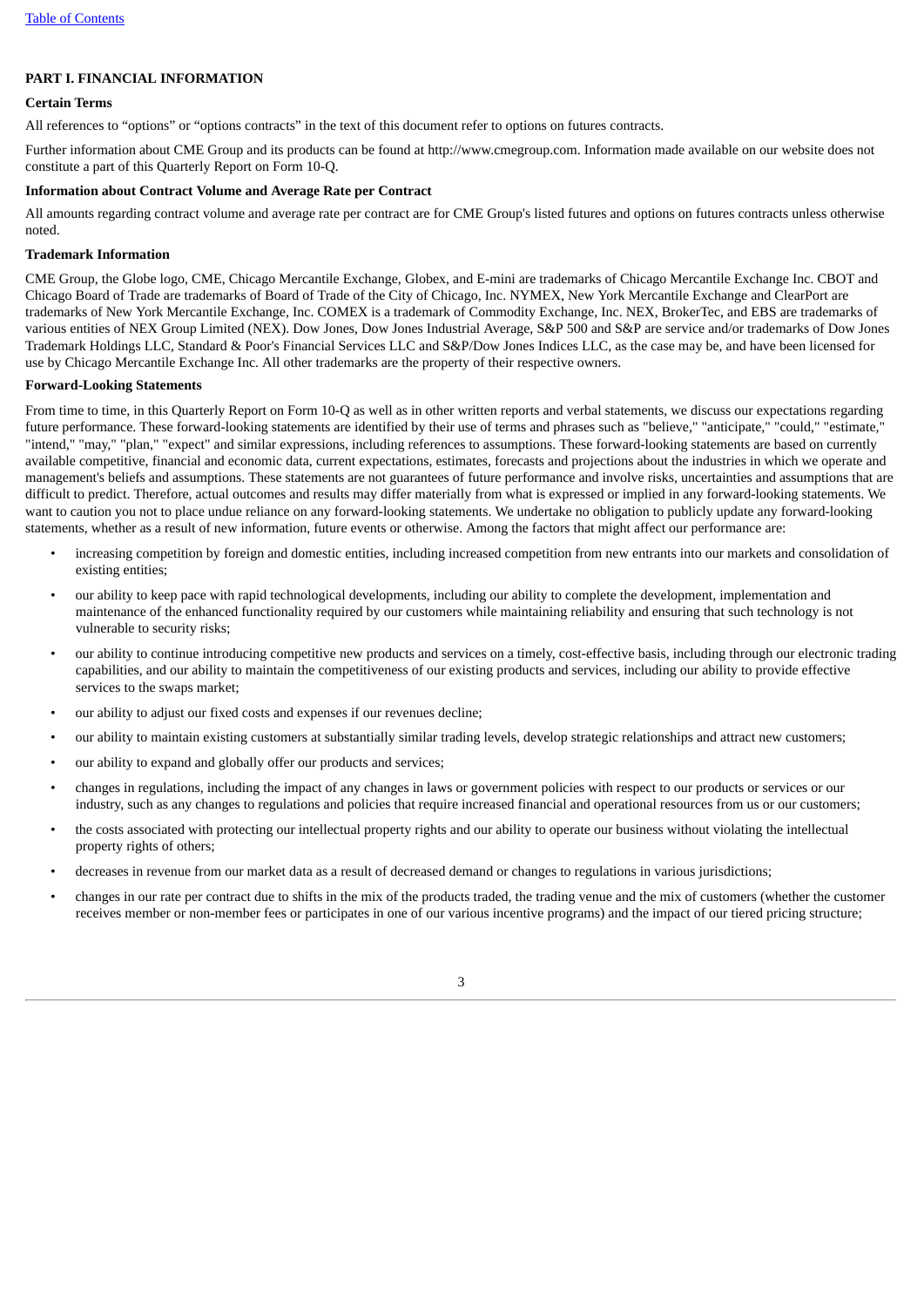# PART I. FINANCIAL INFORMATION

## Certain Terms

All references to “options” or “options contracts” in the text of this document refer to options on futures contracts.

Further information about CME Group and its products can be found at http://www.cmegroup.com. Information made available on our website does not constitute a part of this Quarterly Report on Form 10-Q.

## Information about Contract Volume and Average Rate per Contract

All amounts regarding contract volume and average rate per contract are for CME Group's listed futures and options on futures contracts unless otherwise noted.

## Trademark Information

CME Group, the Globe logo, CME, Chicago Mercantile Exchange, Globex, and E-mini are trademarks of Chicago Mercantile Exchange Inc. CBOT and Chicago Board of Trade are trademarks of Board of Trade of the City of Chicago, Inc. NYMEX, New York Mercantile Exchange and ClearPort are trademarks of New York Mercantile Exchange, Inc. COMEX is a trademark of Commodity Exchange, Inc. NEX, BrokerTec, and EBS are trademarks of various entities of NEX Group Limited (NEX). Dow Jones, Dow Jones Industrial Average, S&P 500 and S&P are service and/or trademarks of Dow Jones Trademark Holdings LLC, Standard & Poor's Financial Services LLC and S&P/Dow Jones Indices LLC, as the case may be, and have been licensed for use by Chicago Mercantile Exchange Inc. All other trademarks are the property of their respective owners.

## Forward-Looking Statements

From time to time, in this Quarterly Report on Form 10-Q as well as in other written reports and verbal statements, we discuss our expectations regarding future performance. These forward-looking statements are identified by their use of terms and phrases such as "believe," "anticipate," "could," "estimate," "intend," "may," "plan," "expect" and similar expressions, including references to assumptions. These forward-looking statements are based on currently available competitive, financial and economic data, current expectations, estimates, forecasts and projections about the industries in which we operate and management's beliefs and assumptions. These statements are not guarantees of future performance and involve risks, uncertainties and assumptions that are difficult to predict. Therefore, actual outcomes and results may differ materially from what is expressed or implied in any forward-looking statements. We want to caution you not to place undue reliance on any forward-looking statements. We undertake no obligation to publicly update any forward-looking statements, whether as a result of new information, future events or otherwise. Among the factors that might affect our performance are:

- increasing competition by foreign and domestic entities, including increased competition from new entrants into our markets and consolidation of existing entities;
- our ability to keep pace with rapid technological developments, including our ability to complete the development, implementation and maintenance of the enhanced functionality required by our customers while maintaining reliability and ensuring that such technology is not vulnerable to security risks;
- our ability to continue introducing competitive new products and services on a timely, cost-effective basis, including through our electronic trading capabilities, and our ability to maintain the competitiveness of our existing products and services, including our ability to provide effective services to the swaps market;
- our ability to adjust our fixed costs and expenses if our revenues decline;
- our ability to maintain existing customers at substantially similar trading levels, develop strategic relationships and attract new customers;
- our ability to expand and globally offer our products and services;
- changes in regulations, including the impact of any changes in laws or government policies with respect to our products or services or our industry, such as any changes to regulations and policies that require increased financial and operational resources from us or our customers;
- the costs associated with protecting our intellectual property rights and our ability to operate our business without violating the intellectual property rights of others;
- decreases in revenue from our market data as a result of decreased demand or changes to regulations in various jurisdictions;
- changes in our rate per contract due to shifts in the mix of the products traded, the trading venue and the mix of customers (whether the customer receives member or non-member fees or participates in one of our various incentive programs) and the impact of our tiered pricing structure;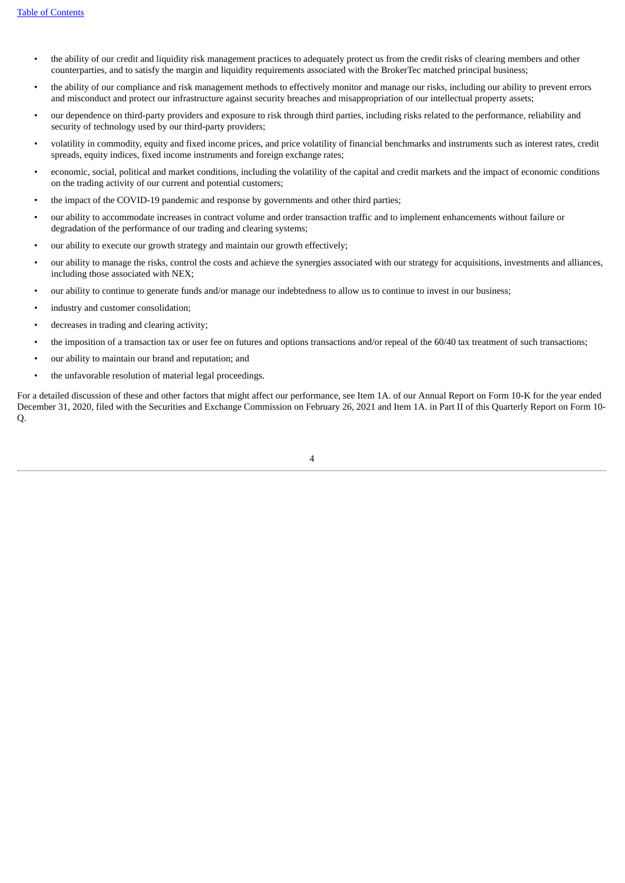- the ability of our credit and liquidity risk management practices to adequately protect us from the credit risks of clearing members and other counterparties, and to satisfy the margin and liquidity requirements associated with the BrokerTec matched principal business;
- the ability of our compliance and risk management methods to effectively monitor and manage our risks, including our ability to prevent errors and misconduct and protect our infrastructure against security breaches and misappropriation of our intellectual property assets;
- our dependence on third-party providers and exposure to risk through third parties, including risks related to the performance, reliability and security of technology used by our third-party providers;
- volatility in commodity, equity and fixed income prices, and price volatility of financial benchmarks and instruments such as interest rates, credit spreads, equity indices, fixed income instruments and foreign exchange rates;
- economic, social, political and market conditions, including the volatility of the capital and credit markets and the impact of economic conditions on the trading activity of our current and potential customers;
- the impact of the COVID-19 pandemic and response by governments and other third parties;
- our ability to accommodate increases in contract volume and order transaction traffic and to implement enhancements without failure or degradation of the performance of our trading and clearing systems;
- our ability to execute our growth strategy and maintain our growth effectively;
- our ability to manage the risks, control the costs and achieve the synergies associated with our strategy for acquisitions, investments and alliances, including those associated with NEX;
- our ability to continue to generate funds and/or manage our indebtedness to allow us to continue to invest in our business;
- industry and customer consolidation;
- decreases in trading and clearing activity;
- the imposition of a transaction tax or user fee on futures and options transactions and/or repeal of the 60/40 tax treatment of such transactions;
- our ability to maintain our brand and reputation; and
- the unfavorable resolution of material legal proceedings.

For a detailed discussion of these and other factors that might affect our performance, see Item 1A. of our Annual Report on Form 10-K for the year ended December 31, 2020, filed with the Securities and Exchange Commission on February 26, 2021 and Item 1A. in Part II of this Quarterly Report on Form 10-Q.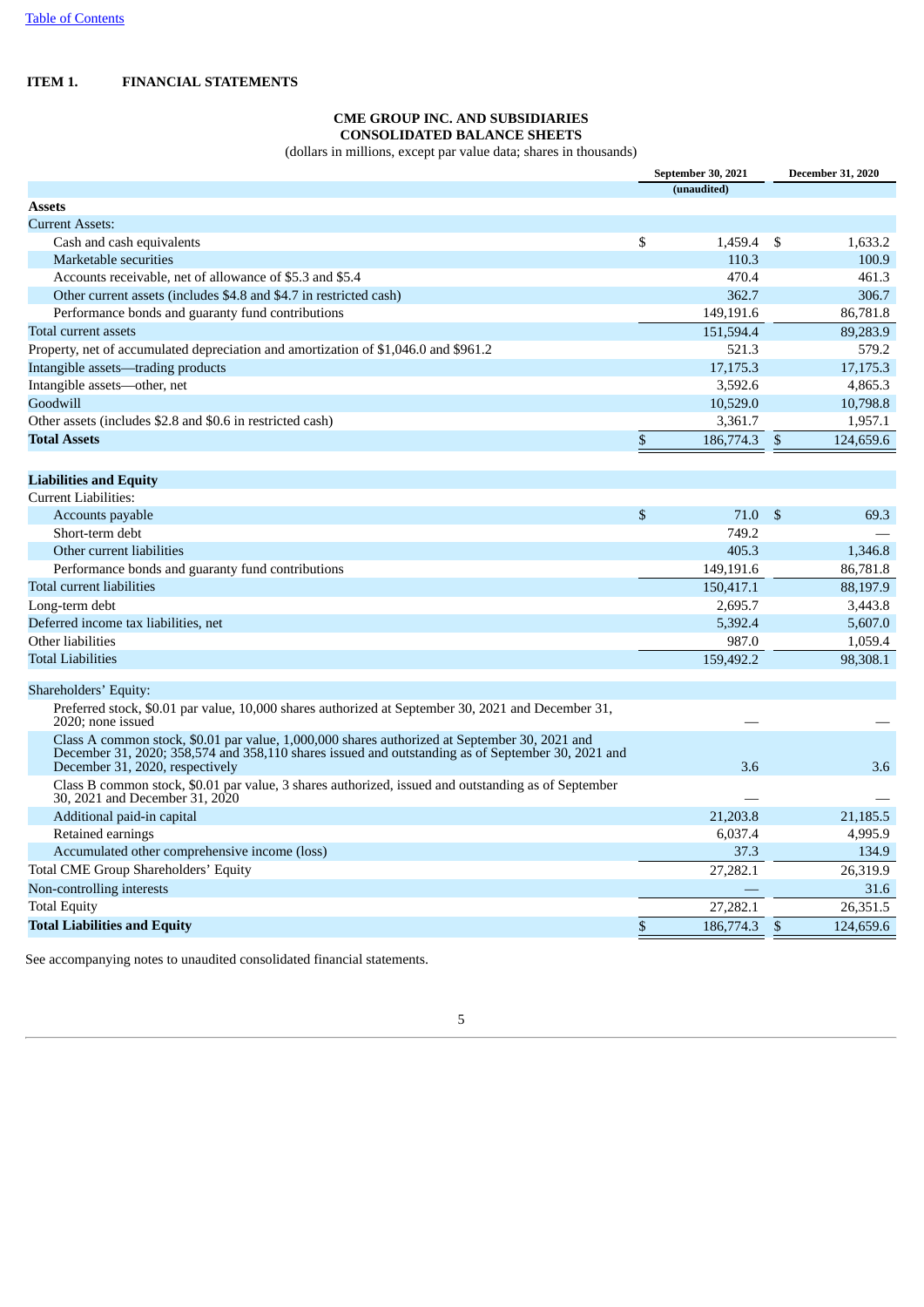[Table of Contents]

## ITEM 1. FINANCIAL STATEMENTS

### CME GROUP INC. AND SUBSIDIARIES
### CONSOLIDATED BALANCE SHEETS

(dollars in millions, except par value data; shares in thousands)

| | September 30, 2021 | December 31, 2020 |
|---|---|---|
| | (unaudited) | |
| **Assets** | | |
| Current Assets: | | |
| Cash and cash equivalents | $ 1,459.4 | $ 1,633.2 |
| Marketable securities | 110.3 | 100.9 |
| Accounts receivable, net of allowance of $5.3 and $5.4 | 470.4 | 461.3 |
| Other current assets (includes $4.8 and $4.7 in restricted cash) | 362.7 | 306.7 |
| Performance bonds and guaranty fund contributions | 149,191.6 | 86,781.8 |
| Total current assets | 151,594.4 | 89,283.9 |
| Property, net of accumulated depreciation and amortization of $1,046.0 and $961.2 | 521.3 | 579.2 |
| Intangible assets—trading products | 17,175.3 | 17,175.3 |
| Intangible assets—other, net | 3,592.6 | 4,865.3 |
| Goodwill | 10,529.0 | 10,798.8 |
| Other assets (includes $2.8 and $0.6 in restricted cash) | 3,361.7 | 1,957.1 |
| **Total Assets** | $ 186,774.3 | $ 124,659.6 |
| | | |
| **Liabilities and Equity** | | |
| Current Liabilities: | | |
| Accounts payable | $ 71.0 | $ 69.3 |
| Short-term debt | 749.2 | — |
| Other current liabilities | 405.3 | 1,346.8 |
| Performance bonds and guaranty fund contributions | 149,191.6 | 86,781.8 |
| Total current liabilities | 150,417.1 | 88,197.9 |
| Long-term debt | 2,695.7 | 3,443.8 |
| Deferred income tax liabilities, net | 5,392.4 | 5,607.0 |
| Other liabilities | 987.0 | 1,059.4 |
| Total Liabilities | 159,492.2 | 98,308.1 |
| Shareholders' Equity: | | |
| Preferred stock, $0.01 par value, 10,000 shares authorized at September 30, 2021 and December 31, 2020; none issued | — | — |
| Class A common stock, $0.01 par value, 1,000,000 shares authorized at September 30, 2021 and December 31, 2020; 358,574 and 358,110 shares issued and outstanding as of September 30, 2021 and December 31, 2020, respectively | 3.6 | 3.6 |
| Class B common stock, $0.01 par value, 3 shares authorized, issued and outstanding as of September 30, 2021 and December 31, 2020 | — | — |
| Additional paid-in capital | 21,203.8 | 21,185.5 |
| Retained earnings | 6,037.4 | 4,995.9 |
| Accumulated other comprehensive income (loss) | 37.3 | 134.9 |
| Total CME Group Shareholders' Equity | 27,282.1 | 26,319.9 |
| Non-controlling interests | — | 31.6 |
| Total Equity | 27,282.1 | 26,351.5 |
| **Total Liabilities and Equity** | $ 186,774.3 | $ 124,659.6 |

See accompanying notes to unaudited consolidated financial statements.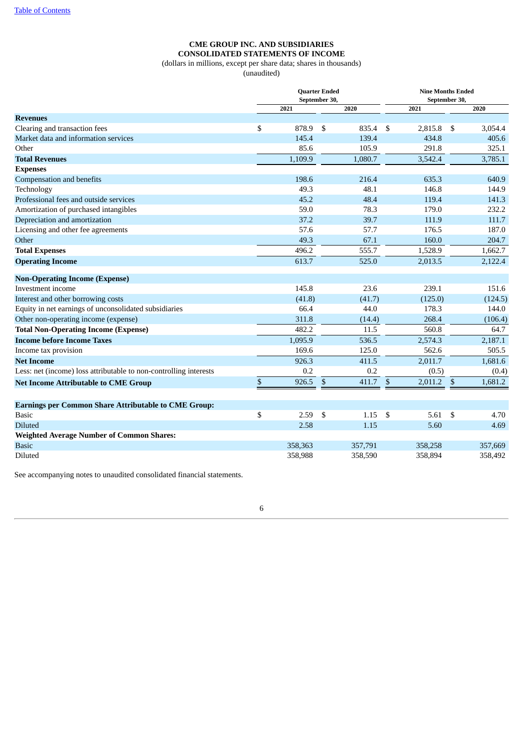[Table of Contents](#)

**CME GROUP INC. AND SUBSIDIARIES**
**CONSOLIDATED STATEMENTS OF INCOME**
(dollars in millions, except per share data; shares in thousands)
(unaudited)

| | Quarter Ended September 30, | | Nine Months Ended September 30, | |
|---|---|---|---|---|
| | 2021 | 2020 | 2021 | 2020 |
| **Revenues** | | | | |
| Clearing and transaction fees | $ 878.9 | $ 835.4 | $ 2,815.8 | $ 3,054.4 |
| Market data and information services | 145.4 | 139.4 | 434.8 | 405.6 |
| Other | 85.6 | 105.9 | 291.8 | 325.1 |
| **Total Revenues** | 1,109.9 | 1,080.7 | 3,542.4 | 3,785.1 |
| **Expenses** | | | | |
| Compensation and benefits | 198.6 | 216.4 | 635.3 | 640.9 |
| Technology | 49.3 | 48.1 | 146.8 | 144.9 |
| Professional fees and outside services | 45.2 | 48.4 | 119.4 | 141.3 |
| Amortization of purchased intangibles | 59.0 | 78.3 | 179.0 | 232.2 |
| Depreciation and amortization | 37.2 | 39.7 | 111.9 | 111.7 |
| Licensing and other fee agreements | 57.6 | 57.7 | 176.5 | 187.0 |
| Other | 49.3 | 67.1 | 160.0 | 204.7 |
| **Total Expenses** | 496.2 | 555.7 | 1,528.9 | 1,662.7 |
| **Operating Income** | 613.7 | 525.0 | 2,013.5 | 2,122.4 |
| **Non-Operating Income (Expense)** | | | | |
| Investment income | 145.8 | 23.6 | 239.1 | 151.6 |
| Interest and other borrowing costs | (41.8) | (41.7) | (125.0) | (124.5) |
| Equity in net earnings of unconsolidated subsidiaries | 66.4 | 44.0 | 178.3 | 144.0 |
| Other non-operating income (expense) | 311.8 | (14.4) | 268.4 | (106.4) |
| **Total Non-Operating Income (Expense)** | 482.2 | 11.5 | 560.8 | 64.7 |
| **Income before Income Taxes** | 1,095.9 | 536.5 | 2,574.3 | 2,187.1 |
| Income tax provision | 169.6 | 125.0 | 562.6 | 505.5 |
| **Net Income** | 926.3 | 411.5 | 2,011.7 | 1,681.6 |
| Less: net (income) loss attributable to non-controlling interests | 0.2 | 0.2 | (0.5) | (0.4) |
| **Net Income Attributable to CME Group** | $ 926.5 | $ 411.7 | $ 2,011.2 | $ 1,681.2 |
| **Earnings per Common Share Attributable to CME Group:** | | | | |
| Basic | $ 2.59 | $ 1.15 | $ 5.61 | $ 4.70 |
| Diluted | 2.58 | 1.15 | 5.60 | 4.69 |
| **Weighted Average Number of Common Shares:** | | | | |
| Basic | 358,363 | 357,791 | 358,258 | 357,669 |
| Diluted | 358,988 | 358,590 | 358,894 | 358,492 |

See accompanying notes to unaudited consolidated financial statements.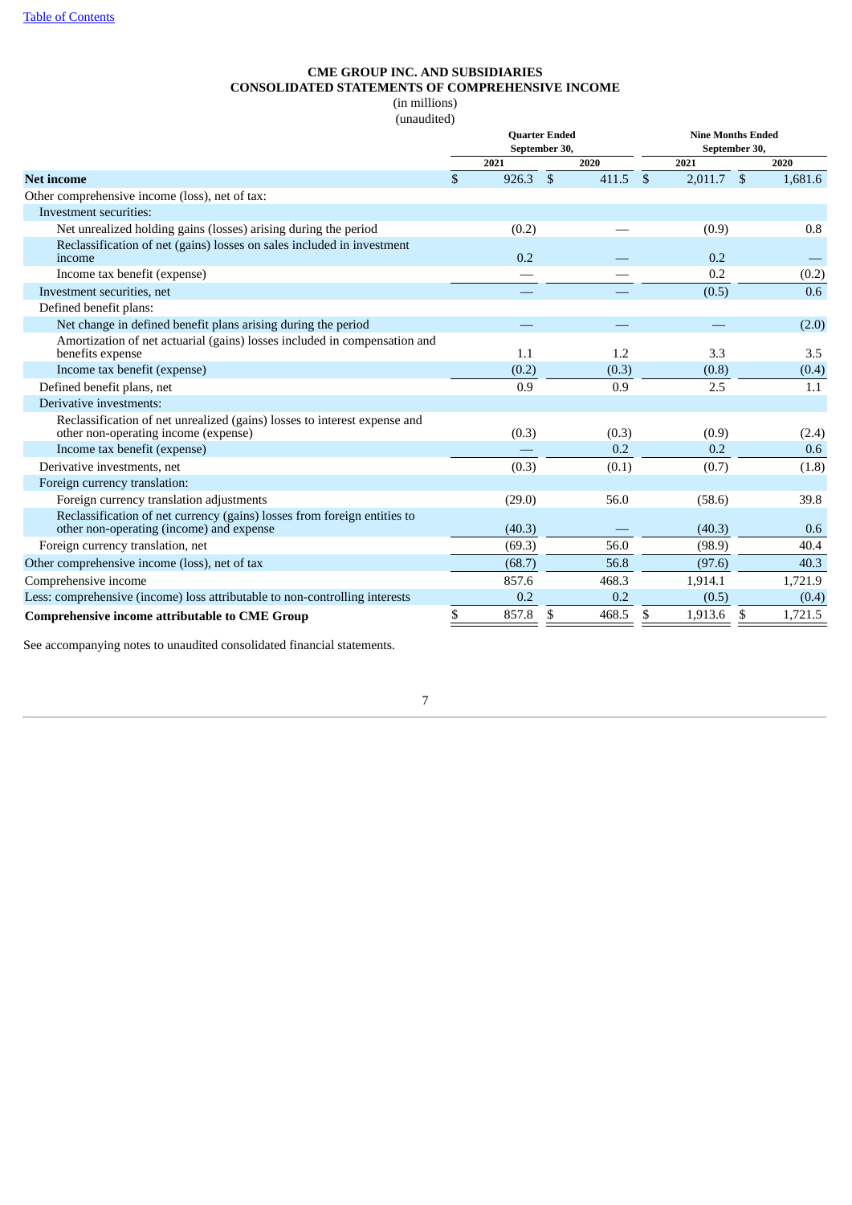[Table of Contents](#)

**CME GROUP INC. AND SUBSIDIARIES**
**CONSOLIDATED STATEMENTS OF COMPREHENSIVE INCOME**
(in millions)
(unaudited)

| | Quarter Ended September 30, | | Nine Months Ended September 30, | |
|---|---|---|---|---|
| | 2021 | 2020 | 2021 | 2020 |
| **Net income** | $ 926.3 | $ 411.5 | $ 2,011.7 | $ 1,681.6 |
| Other comprehensive income (loss), net of tax: | | | | |
| Investment securities: | | | | |
| Net unrealized holding gains (losses) arising during the period | (0.2) | — | (0.9) | 0.8 |
| Reclassification of net (gains) losses on sales included in investment income | 0.2 | — | 0.2 | — |
| Income tax benefit (expense) | — | — | 0.2 | (0.2) |
| Investment securities, net | — | — | (0.5) | 0.6 |
| Defined benefit plans: | | | | |
| Net change in defined benefit plans arising during the period | — | — | — | (2.0) |
| Amortization of net actuarial (gains) losses included in compensation and benefits expense | 1.1 | 1.2 | 3.3 | 3.5 |
| Income tax benefit (expense) | (0.2) | (0.3) | (0.8) | (0.4) |
| Defined benefit plans, net | 0.9 | 0.9 | 2.5 | 1.1 |
| Derivative investments: | | | | |
| Reclassification of net unrealized (gains) losses to interest expense and other non-operating income (expense) | (0.3) | (0.3) | (0.9) | (2.4) |
| Income tax benefit (expense) | — | 0.2 | 0.2 | 0.6 |
| Derivative investments, net | (0.3) | (0.1) | (0.7) | (1.8) |
| Foreign currency translation: | | | | |
| Foreign currency translation adjustments | (29.0) | 56.0 | (58.6) | 39.8 |
| Reclassification of net currency (gains) losses from foreign entities to other non-operating (income) and expense | (40.3) | — | (40.3) | 0.6 |
| Foreign currency translation, net | (69.3) | 56.0 | (98.9) | 40.4 |
| Other comprehensive income (loss), net of tax | (68.7) | 56.8 | (97.6) | 40.3 |
| Comprehensive income | 857.6 | 468.3 | 1,914.1 | 1,721.9 |
| Less: comprehensive (income) loss attributable to non-controlling interests | 0.2 | 0.2 | (0.5) | (0.4) |
| **Comprehensive income attributable to CME Group** | $ 857.8 | $ 468.5 | $ 1,913.6 | $ 1,721.5 |

See accompanying notes to unaudited consolidated financial statements.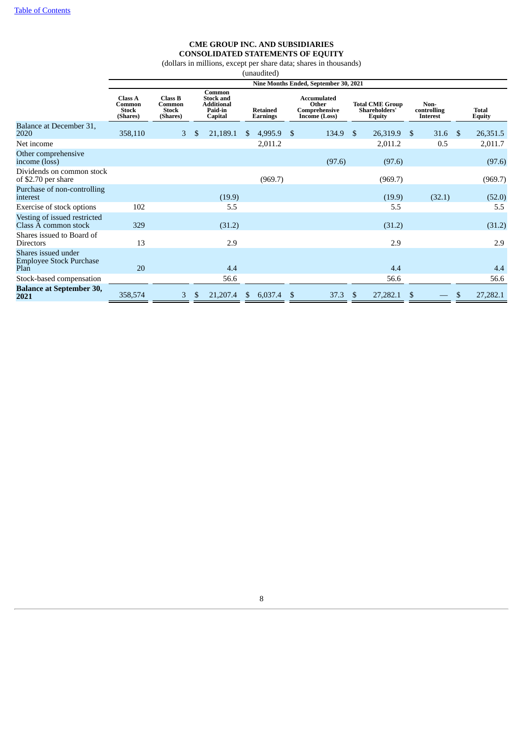**CME GROUP INC. AND SUBSIDIARIES**
**CONSOLIDATED STATEMENTS OF EQUITY**
(dollars in millions, except per share data; shares in thousands)
(unaudited)

| | Nine Months Ended, September 30, 2021 | | | | | | | | |
|---|---|---|---|---|---|---|---|---|---|
| | Class A Common Stock (Shares) | Class B Common Stock (Shares) | Common Stock and Additional Paid-in Capital | Retained Earnings | Accumulated Other Comprehensive Income (Loss) | Total CME Group Shareholders' Equity | Non-controlling Interest | Total Equity |
| Balance at December 31, 2020 | 358,110 | 3 | $ 21,189.1 | $ 4,995.9 | $ 134.9 | $ 26,319.9 | $ 31.6 | $ 26,351.5 |
| Net income | | | | 2,011.2 | | 2,011.2 | 0.5 | 2,011.7 |
| Other comprehensive income (loss) | | | | | (97.6) | (97.6) | | (97.6) |
| Dividends on common stock of $2.70 per share | | | | (969.7) | | (969.7) | | (969.7) |
| Purchase of non-controlling interest | | | (19.9) | | | (19.9) | (32.1) | (52.0) |
| Exercise of stock options | 102 | | 5.5 | | | 5.5 | | 5.5 |
| Vesting of issued restricted Class A common stock | 329 | | (31.2) | | | (31.2) | | (31.2) |
| Shares issued to Board of Directors | 13 | | 2.9 | | | 2.9 | | 2.9 |
| Shares issued under Employee Stock Purchase Plan | 20 | | 4.4 | | | 4.4 | | 4.4 |
| Stock-based compensation | | | 56.6 | | | 56.6 | | 56.6 |
| **Balance at September 30, 2021** | 358,574 | 3 | $ 21,207.4 | $ 6,037.4 | $ 37.3 | $ 27,282.1 | $ — | $ 27,282.1 |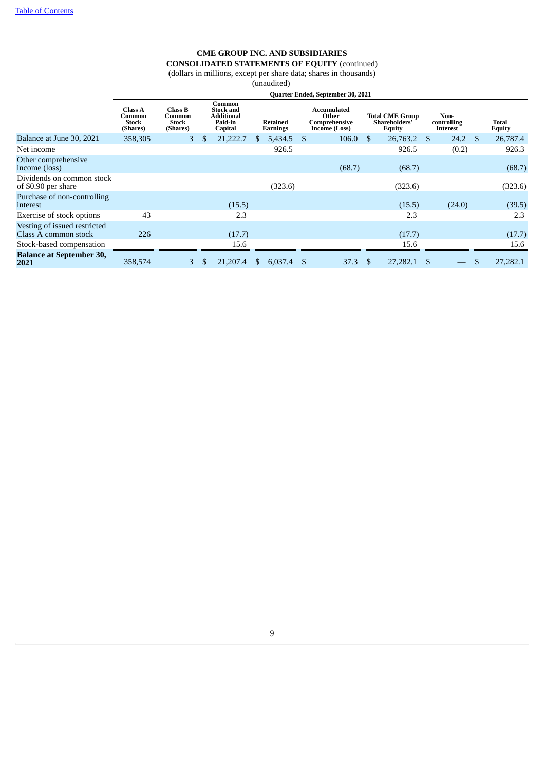Table of Contents

**CME GROUP INC. AND SUBSIDIARIES**
**CONSOLIDATED STATEMENTS OF EQUITY** (continued)
(dollars in millions, except per share data; shares in thousands)
(unaudited)

| | Quarter Ended, September 30, 2021 | | | | | | | |
|---|---|---|---|---|---|---|---|---|
| | Class A Common Stock (Shares) | Class B Common Stock (Shares) | Common Stock and Additional Paid-in Capital | Retained Earnings | Accumulated Other Comprehensive Income (Loss) | Total CME Group Shareholders' Equity | Non-controlling Interest | Total Equity |
| Balance at June 30, 2021 | 358,305 | 3 | $ 21,222.7 | $ 5,434.5 | $ 106.0 | $ 26,763.2 | $ 24.2 | $ 26,787.4 |
| Net income | | | | 926.5 | | 926.5 | (0.2) | 926.3 |
| Other comprehensive income (loss) | | | | | (68.7) | (68.7) | | (68.7) |
| Dividends on common stock of $0.90 per share | | | | (323.6) | | (323.6) | | (323.6) |
| Purchase of non-controlling interest | | | (15.5) | | | (15.5) | (24.0) | (39.5) |
| Exercise of stock options | 43 | | 2.3 | | | 2.3 | | 2.3 |
| Vesting of issued restricted Class A common stock | 226 | | (17.7) | | | (17.7) | | (17.7) |
| Stock-based compensation | | | 15.6 | | | 15.6 | | 15.6 |
| **Balance at September 30, 2021** | 358,574 | 3 | $ 21,207.4 | $ 6,037.4 | $ 37.3 | $ 27,282.1 | $ — | $ 27,282.1 |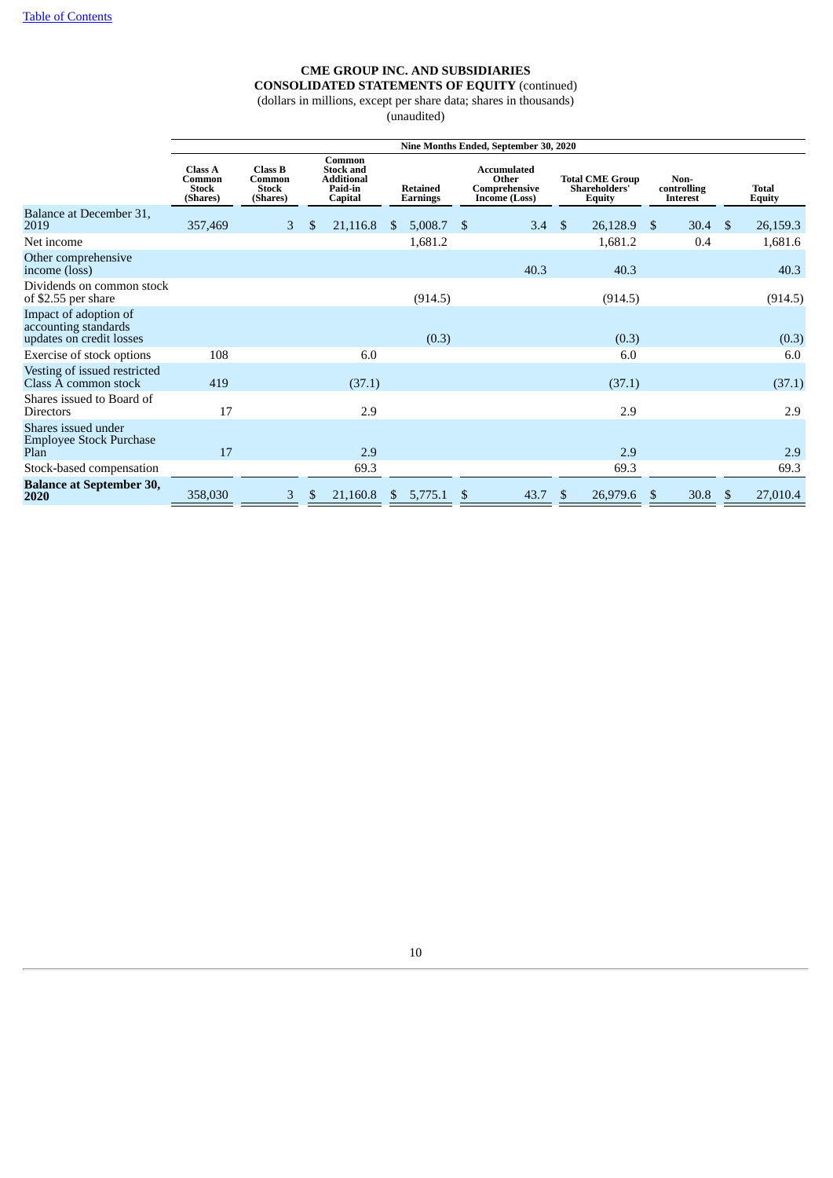Table of Contents

**CME GROUP INC. AND SUBSIDIARIES**
**CONSOLIDATED STATEMENTS OF EQUITY** (continued)
(dollars in millions, except per share data; shares in thousands)
(unaudited)

| | Nine Months Ended, September 30, 2020 | | | | | | | |
|---|---|---|---|---|---|---|---|---|
| | Class A Common Stock (Shares) | Class B Common Stock (Shares) | Common Stock and Additional Paid-in Capital | Retained Earnings | Accumulated Other Comprehensive Income (Loss) | Total CME Group Shareholders' Equity | Non-controlling Interest | Total Equity |
| Balance at December 31, 2019 | 357,469 | 3 | $ 21,116.8 | $ 5,008.7 | $ 3.4 | $ 26,128.9 | $ 30.4 | $ 26,159.3 |
| Net income | | | | 1,681.2 | | 1,681.2 | 0.4 | 1,681.6 |
| Other comprehensive income (loss) | | | | | 40.3 | 40.3 | | 40.3 |
| Dividends on common stock of $2.55 per share | | | | (914.5) | | (914.5) | | (914.5) |
| Impact of adoption of accounting standards updates on credit losses | | | | (0.3) | | (0.3) | | (0.3) |
| Exercise of stock options | 108 | | 6.0 | | | 6.0 | | 6.0 |
| Vesting of issued restricted Class A common stock | 419 | | (37.1) | | | (37.1) | | (37.1) |
| Shares issued to Board of Directors | 17 | | 2.9 | | | 2.9 | | 2.9 |
| Shares issued under Employee Stock Purchase Plan | 17 | | 2.9 | | | 2.9 | | 2.9 |
| Stock-based compensation | | | 69.3 | | | 69.3 | | 69.3 |
| **Balance at September 30, 2020** | 358,030 | 3 | $ 21,160.8 | $ 5,775.1 | $ 43.7 | $ 26,979.6 | $ 30.8 | $ 27,010.4 |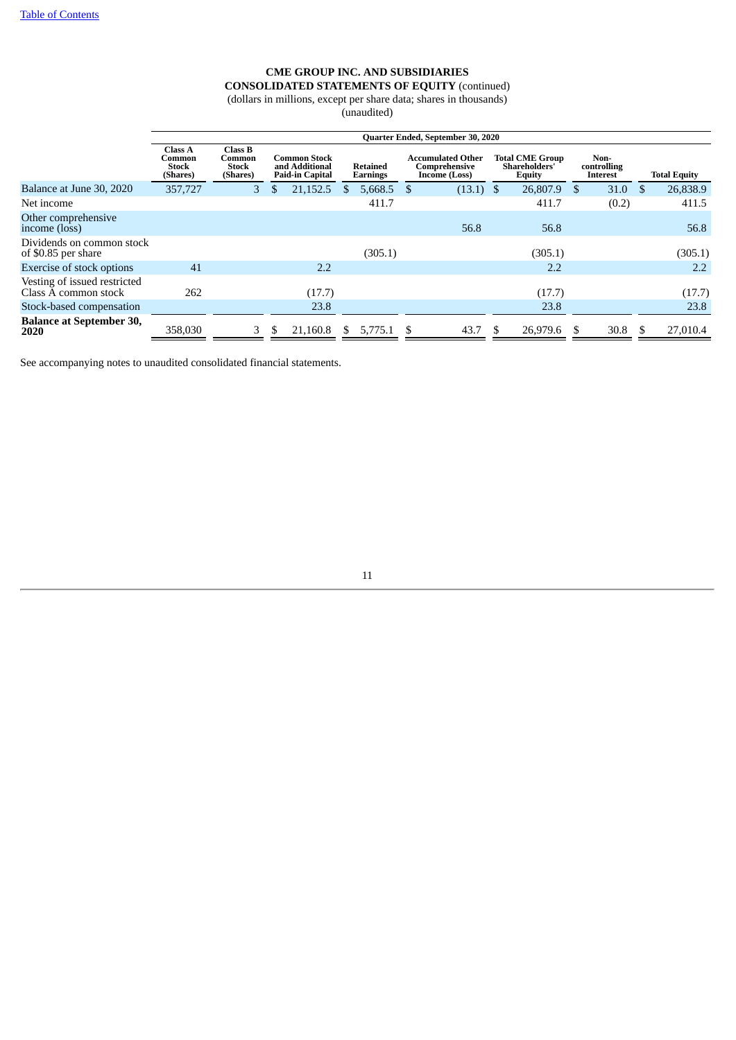Table of Contents

**CME GROUP INC. AND SUBSIDIARIES**
**CONSOLIDATED STATEMENTS OF EQUITY** (continued)
(dollars in millions, except per share data; shares in thousands)
(unaudited)

| | Quarter Ended, September 30, 2020 | | | | | | | |
|---|---|---|---|---|---|---|---|---|
| | Class A Common Stock (Shares) | Class B Common Stock (Shares) | Common Stock and Additional Paid-in Capital | Retained Earnings | Accumulated Other Comprehensive Income (Loss) | Total CME Group Shareholders' Equity | Non-controlling Interest | Total Equity |
| Balance at June 30, 2020 | 357,727 | 3 | $ 21,152.5 | $ 5,668.5 | $ (13.1) | $ 26,807.9 | $ 31.0 | $ 26,838.9 |
| Net income | | | | 411.7 | | 411.7 | (0.2) | 411.5 |
| Other comprehensive income (loss) | | | | | 56.8 | 56.8 | | 56.8 |
| Dividends on common stock of $0.85 per share | | | | (305.1) | | (305.1) | | (305.1) |
| Exercise of stock options | 41 | | 2.2 | | | 2.2 | | 2.2 |
| Vesting of issued restricted Class A common stock | 262 | | (17.7) | | | (17.7) | | (17.7) |
| Stock-based compensation | | | 23.8 | | | 23.8 | | 23.8 |
| **Balance at September 30, 2020** | 358,030 | 3 | $ 21,160.8 | $ 5,775.1 | $ 43.7 | $ 26,979.6 | $ 30.8 | $ 27,010.4 |

See accompanying notes to unaudited consolidated financial statements.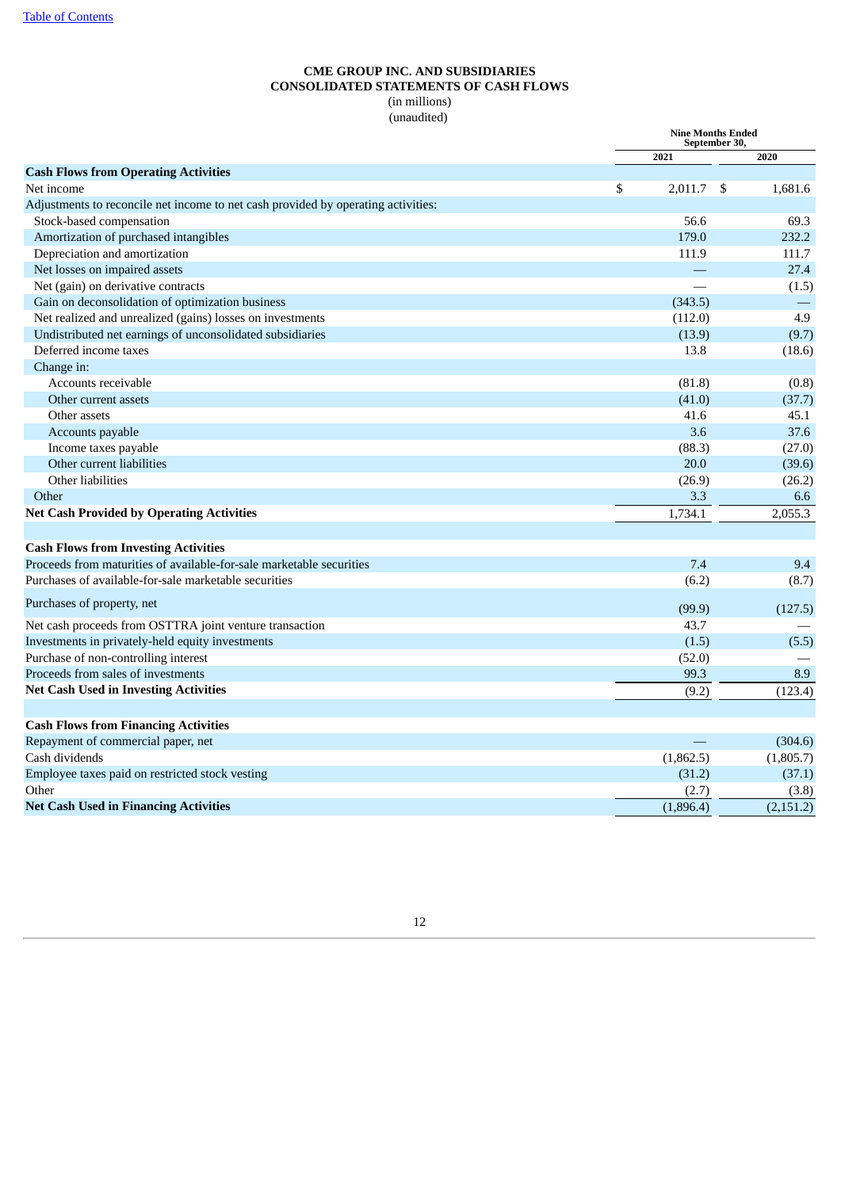**CME GROUP INC. AND SUBSIDIARIES**
**CONSOLIDATED STATEMENTS OF CASH FLOWS**
(in millions)
(unaudited)

| | Nine Months Ended September 30, | |
|---|---|---|
| | 2021 | 2020 |
| **Cash Flows from Operating Activities** | | |
| Net income | $ 2,011.7 | $ 1,681.6 |
| Adjustments to reconcile net income to net cash provided by operating activities: | | |
| Stock-based compensation | 56.6 | 69.3 |
| Amortization of purchased intangibles | 179.0 | 232.2 |
| Depreciation and amortization | 111.9 | 111.7 |
| Net losses on impaired assets | — | 27.4 |
| Net (gain) on derivative contracts | — | (1.5) |
| Gain on deconsolidation of optimization business | (343.5) | — |
| Net realized and unrealized (gains) losses on investments | (112.0) | 4.9 |
| Undistributed net earnings of unconsolidated subsidiaries | (13.9) | (9.7) |
| Deferred income taxes | 13.8 | (18.6) |
| Change in: | | |
| Accounts receivable | (81.8) | (0.8) |
| Other current assets | (41.0) | (37.7) |
| Other assets | 41.6 | 45.1 |
| Accounts payable | 3.6 | 37.6 |
| Income taxes payable | (88.3) | (27.0) |
| Other current liabilities | 20.0 | (39.6) |
| Other liabilities | (26.9) | (26.2) |
| Other | 3.3 | 6.6 |
| **Net Cash Provided by Operating Activities** | 1,734.1 | 2,055.3 |
| | | |
| **Cash Flows from Investing Activities** | | |
| Proceeds from maturities of available-for-sale marketable securities | 7.4 | 9.4 |
| Purchases of available-for-sale marketable securities | (6.2) | (8.7) |
| Purchases of property, net | (99.9) | (127.5) |
| Net cash proceeds from OSTTRA joint venture transaction | 43.7 | — |
| Investments in privately-held equity investments | (1.5) | (5.5) |
| Purchase of non-controlling interest | (52.0) | — |
| Proceeds from sales of investments | 99.3 | 8.9 |
| **Net Cash Used in Investing Activities** | (9.2) | (123.4) |
| | | |
| **Cash Flows from Financing Activities** | | |
| Repayment of commercial paper, net | — | (304.6) |
| Cash dividends | (1,862.5) | (1,805.7) |
| Employee taxes paid on restricted stock vesting | (31.2) | (37.1) |
| Other | (2.7) | (3.8) |
| **Net Cash Used in Financing Activities** | (1,896.4) | (2,151.2) |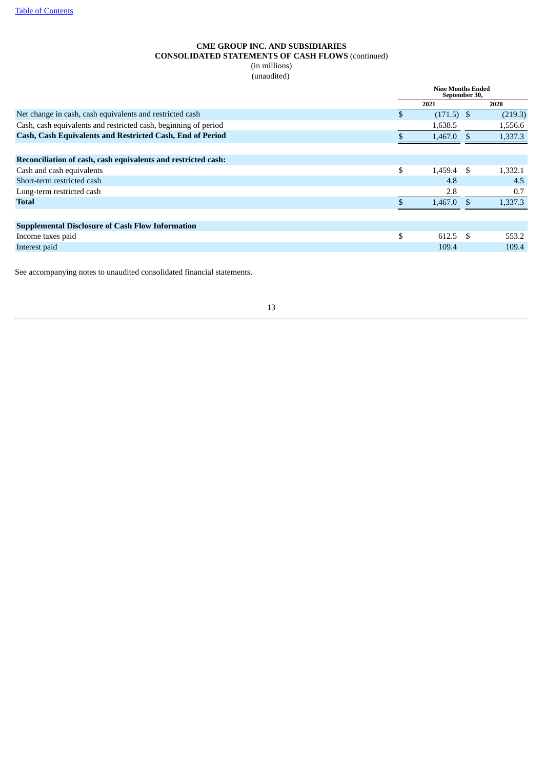[Table of Contents](#)

**CME GROUP INC. AND SUBSIDIARIES**
**CONSOLIDATED STATEMENTS OF CASH FLOWS** (continued)
(in millions)
(unaudited)

| | Nine Months Ended September 30, | |
|---|---|---|
| | 2021 | 2020 |
| Net change in cash, cash equivalents and restricted cash | $ (171.5) | $ (219.3) |
| Cash, cash equivalents and restricted cash, beginning of period | 1,638.5 | 1,556.6 |
| **Cash, Cash Equivalents and Restricted Cash, End of Period** | $ 1,467.0 | $ 1,337.3 |
| | | |
| **Reconciliation of cash, cash equivalents and restricted cash:** | | |
| Cash and cash equivalents | $ 1,459.4 | $ 1,332.1 |
| Short-term restricted cash | 4.8 | 4.5 |
| Long-term restricted cash | 2.8 | 0.7 |
| **Total** | $ 1,467.0 | $ 1,337.3 |
| | | |
| **Supplemental Disclosure of Cash Flow Information** | | |
| Income taxes paid | $ 612.5 | $ 553.2 |
| Interest paid | 109.4 | 109.4 |

See accompanying notes to unaudited consolidated financial statements.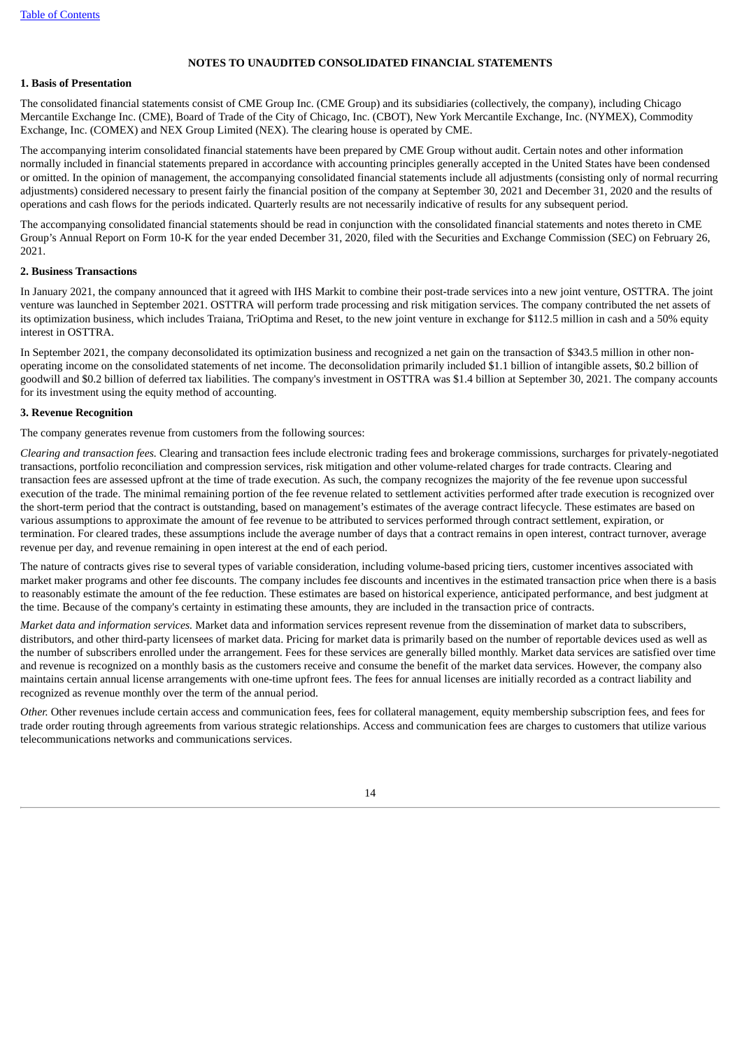## NOTES TO UNAUDITED CONSOLIDATED FINANCIAL STATEMENTS

### 1. Basis of Presentation

The consolidated financial statements consist of CME Group Inc. (CME Group) and its subsidiaries (collectively, the company), including Chicago Mercantile Exchange Inc. (CME), Board of Trade of the City of Chicago, Inc. (CBOT), New York Mercantile Exchange, Inc. (NYMEX), Commodity Exchange, Inc. (COMEX) and NEX Group Limited (NEX). The clearing house is operated by CME.

The accompanying interim consolidated financial statements have been prepared by CME Group without audit. Certain notes and other information normally included in financial statements prepared in accordance with accounting principles generally accepted in the United States have been condensed or omitted. In the opinion of management, the accompanying consolidated financial statements include all adjustments (consisting only of normal recurring adjustments) considered necessary to present fairly the financial position of the company at September 30, 2021 and December 31, 2020 and the results of operations and cash flows for the periods indicated. Quarterly results are not necessarily indicative of results for any subsequent period.

The accompanying consolidated financial statements should be read in conjunction with the consolidated financial statements and notes thereto in CME Group's Annual Report on Form 10-K for the year ended December 31, 2020, filed with the Securities and Exchange Commission (SEC) on February 26, 2021.

### 2. Business Transactions

In January 2021, the company announced that it agreed with IHS Markit to combine their post-trade services into a new joint venture, OSTTRA. The joint venture was launched in September 2021. OSTTRA will perform trade processing and risk mitigation services. The company contributed the net assets of its optimization business, which includes Traiana, TriOptima and Reset, to the new joint venture in exchange for $112.5 million in cash and a 50% equity interest in OSTTRA.

In September 2021, the company deconsolidated its optimization business and recognized a net gain on the transaction of $343.5 million in other non-operating income on the consolidated statements of net income. The deconsolidation primarily included $1.1 billion of intangible assets, $0.2 billion of goodwill and $0.2 billion of deferred tax liabilities. The company's investment in OSTTRA was $1.4 billion at September 30, 2021. The company accounts for its investment using the equity method of accounting.

### 3. Revenue Recognition

The company generates revenue from customers from the following sources:

*Clearing and transaction fees.* Clearing and transaction fees include electronic trading fees and brokerage commissions, surcharges for privately-negotiated transactions, portfolio reconciliation and compression services, risk mitigation and other volume-related charges for trade contracts. Clearing and transaction fees are assessed upfront at the time of trade execution. As such, the company recognizes the majority of the fee revenue upon successful execution of the trade. The minimal remaining portion of the fee revenue related to settlement activities performed after trade execution is recognized over the short-term period that the contract is outstanding, based on management's estimates of the average contract lifecycle. These estimates are based on various assumptions to approximate the amount of fee revenue to be attributed to services performed through contract settlement, expiration, or termination. For cleared trades, these assumptions include the average number of days that a contract remains in open interest, contract turnover, average revenue per day, and revenue remaining in open interest at the end of each period.

The nature of contracts gives rise to several types of variable consideration, including volume-based pricing tiers, customer incentives associated with market maker programs and other fee discounts. The company includes fee discounts and incentives in the estimated transaction price when there is a basis to reasonably estimate the amount of the fee reduction. These estimates are based on historical experience, anticipated performance, and best judgment at the time. Because of the company's certainty in estimating these amounts, they are included in the transaction price of contracts.

*Market data and information services.* Market data and information services represent revenue from the dissemination of market data to subscribers, distributors, and other third-party licensees of market data. Pricing for market data is primarily based on the number of reportable devices used as well as the number of subscribers enrolled under the arrangement. Fees for these services are generally billed monthly. Market data services are satisfied over time and revenue is recognized on a monthly basis as the customers receive and consume the benefit of the market data services. However, the company also maintains certain annual license arrangements with one-time upfront fees. The fees for annual licenses are initially recorded as a contract liability and recognized as revenue monthly over the term of the annual period.

*Other.* Other revenues include certain access and communication fees, fees for collateral management, equity membership subscription fees, and fees for trade order routing through agreements from various strategic relationships. Access and communication fees are charges to customers that utilize various telecommunications networks and communications services.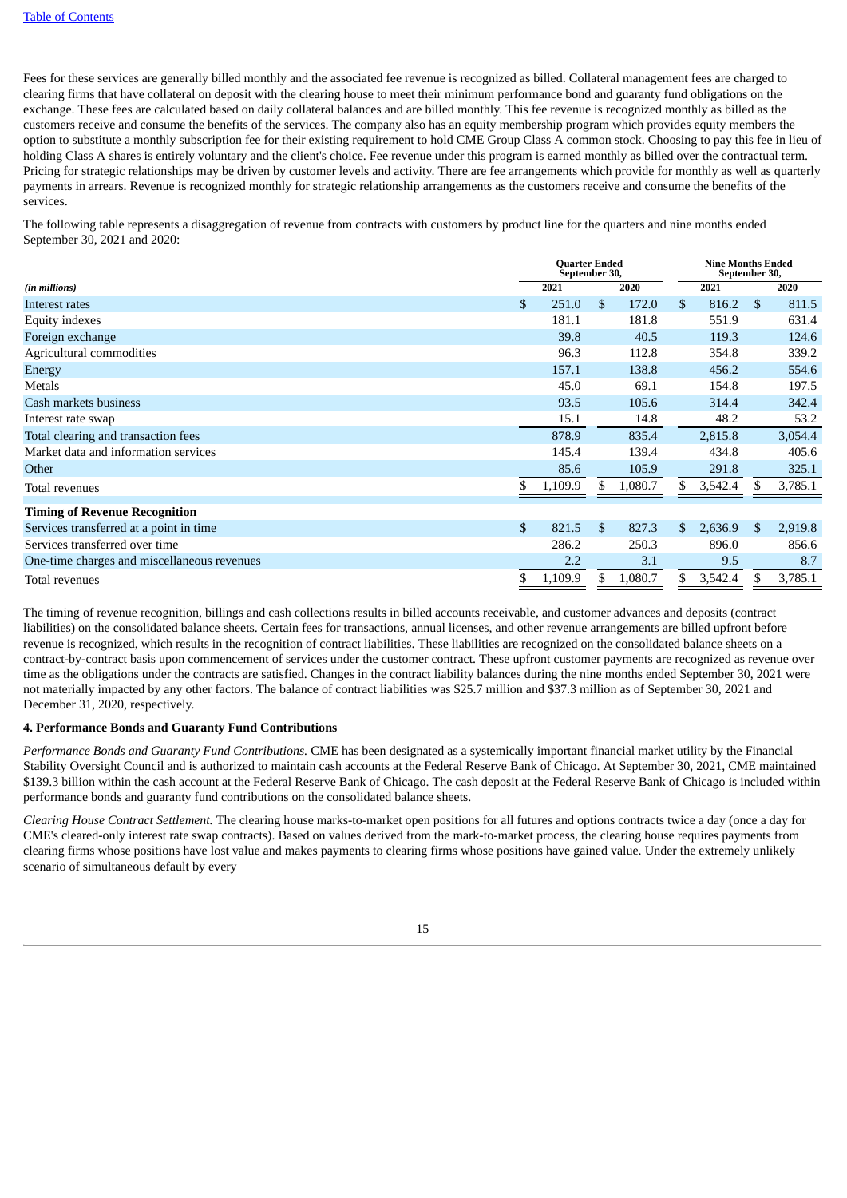Fees for these services are generally billed monthly and the associated fee revenue is recognized as billed. Collateral management fees are charged to clearing firms that have collateral on deposit with the clearing house to meet their minimum performance bond and guaranty fund obligations on the exchange. These fees are calculated based on daily collateral balances and are billed monthly. This fee revenue is recognized monthly as billed as the customers receive and consume the benefits of the services. The company also has an equity membership program which provides equity members the option to substitute a monthly subscription fee for their existing requirement to hold CME Group Class A common stock. Choosing to pay this fee in lieu of holding Class A shares is entirely voluntary and the client's choice. Fee revenue under this program is earned monthly as billed over the contractual term. Pricing for strategic relationships may be driven by customer levels and activity. There are fee arrangements which provide for monthly as well as quarterly payments in arrears. Revenue is recognized monthly for strategic relationship arrangements as the customers receive and consume the benefits of the services.

The following table represents a disaggregation of revenue from contracts with customers by product line for the quarters and nine months ended September 30, 2021 and 2020:

| *(in millions)* | Quarter Ended September 30, 2021 | Quarter Ended September 30, 2020 | Nine Months Ended September 30, 2021 | Nine Months Ended September 30, 2020 |
|---|---|---|---|---|
| Interest rates | $ 251.0 | $ 172.0 | $ 816.2 | $ 811.5 |
| Equity indexes | 181.1 | 181.8 | 551.9 | 631.4 |
| Foreign exchange | 39.8 | 40.5 | 119.3 | 124.6 |
| Agricultural commodities | 96.3 | 112.8 | 354.8 | 339.2 |
| Energy | 157.1 | 138.8 | 456.2 | 554.6 |
| Metals | 45.0 | 69.1 | 154.8 | 197.5 |
| Cash markets business | 93.5 | 105.6 | 314.4 | 342.4 |
| Interest rate swap | 15.1 | 14.8 | 48.2 | 53.2 |
| Total clearing and transaction fees | 878.9 | 835.4 | 2,815.8 | 3,054.4 |
| Market data and information services | 145.4 | 139.4 | 434.8 | 405.6 |
| Other | 85.6 | 105.9 | 291.8 | 325.1 |
| Total revenues | $ 1,109.9 | $ 1,080.7 | $ 3,542.4 | $ 3,785.1 |
| **Timing of Revenue Recognition** | | | | |
| Services transferred at a point in time | $ 821.5 | $ 827.3 | $ 2,636.9 | $ 2,919.8 |
| Services transferred over time | 286.2 | 250.3 | 896.0 | 856.6 |
| One-time charges and miscellaneous revenues | 2.2 | 3.1 | 9.5 | 8.7 |
| Total revenues | $ 1,109.9 | $ 1,080.7 | $ 3,542.4 | $ 3,785.1 |

The timing of revenue recognition, billings and cash collections results in billed accounts receivable, and customer advances and deposits (contract liabilities) on the consolidated balance sheets. Certain fees for transactions, annual licenses, and other revenue arrangements are billed upfront before revenue is recognized, which results in the recognition of contract liabilities. These liabilities are recognized on the consolidated balance sheets on a contract-by-contract basis upon commencement of services under the customer contract. These upfront customer payments are recognized as revenue over time as the obligations under the contracts are satisfied. Changes in the contract liability balances during the nine months ended September 30, 2021 were not materially impacted by any other factors. The balance of contract liabilities was $25.7 million and $37.3 million as of September 30, 2021 and December 31, 2020, respectively.

**4. Performance Bonds and Guaranty Fund Contributions**

*Performance Bonds and Guaranty Fund Contributions.* CME has been designated as a systemically important financial market utility by the Financial Stability Oversight Council and is authorized to maintain cash accounts at the Federal Reserve Bank of Chicago. At September 30, 2021, CME maintained $139.3 billion within the cash account at the Federal Reserve Bank of Chicago. The cash deposit at the Federal Reserve Bank of Chicago is included within performance bonds and guaranty fund contributions on the consolidated balance sheets.

*Clearing House Contract Settlement.* The clearing house marks-to-market open positions for all futures and options contracts twice a day (once a day for CME's cleared-only interest rate swap contracts). Based on values derived from the mark-to-market process, the clearing house requires payments from clearing firms whose positions have lost value and makes payments to clearing firms whose positions have gained value. Under the extremely unlikely scenario of simultaneous default by every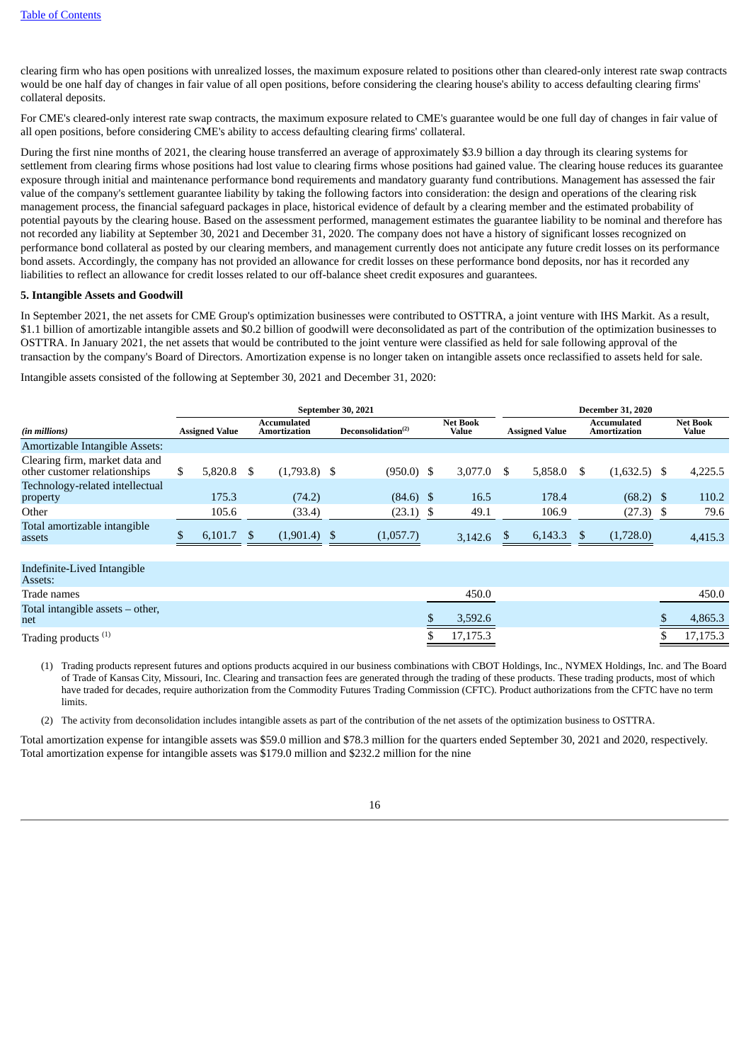clearing firm who has open positions with unrealized losses, the maximum exposure related to positions other than cleared-only interest rate swap contracts would be one half day of changes in fair value of all open positions, before considering the clearing house's ability to access defaulting clearing firms' collateral deposits.

For CME's cleared-only interest rate swap contracts, the maximum exposure related to CME's guarantee would be one full day of changes in fair value of all open positions, before considering CME's ability to access defaulting clearing firms' collateral.

During the first nine months of 2021, the clearing house transferred an average of approximately $3.9 billion a day through its clearing systems for settlement from clearing firms whose positions had lost value to clearing firms whose positions had gained value. The clearing house reduces its guarantee exposure through initial and maintenance performance bond requirements and mandatory guaranty fund contributions. Management has assessed the fair value of the company's settlement guarantee liability by taking the following factors into consideration: the design and operations of the clearing risk management process, the financial safeguard packages in place, historical evidence of default by a clearing member and the estimated probability of potential payouts by the clearing house. Based on the assessment performed, management estimates the guarantee liability to be nominal and therefore has not recorded any liability at September 30, 2021 and December 31, 2020. The company does not have a history of significant losses recognized on performance bond collateral as posted by our clearing members, and management currently does not anticipate any future credit losses on its performance bond assets. Accordingly, the company has not provided an allowance for credit losses on these performance bond deposits, nor has it recorded any liabilities to reflect an allowance for credit losses related to our off-balance sheet credit exposures and guarantees.

**5. Intangible Assets and Goodwill**

In September 2021, the net assets for CME Group's optimization businesses were contributed to OSTTRA, a joint venture with IHS Markit. As a result, $1.1 billion of amortizable intangible assets and $0.2 billion of goodwill were deconsolidated as part of the contribution of the optimization businesses to OSTTRA. In January 2021, the net assets that would be contributed to the joint venture were classified as held for sale following approval of the transaction by the company's Board of Directors. Amortization expense is no longer taken on intangible assets once reclassified to assets held for sale.

Intangible assets consisted of the following at September 30, 2021 and December 31, 2020:

| | September 30, 2021 | | | | December 31, 2020 | | |
|---|---|---|---|---|---|---|---|
| *(in millions)* | Assigned Value | Accumulated Amortization | Deconsolidation[2] | Net Book Value | Assigned Value | Accumulated Amortization | Net Book Value |
| Amortizable Intangible Assets: | | | | | | | |
| Clearing firm, market data and other customer relationships | $ 5,820.8 | $ (1,793.8) | $ (950.0) | $ 3,077.0 | $ 5,858.0 | $ (1,632.5) | $ 4,225.5 |
| Technology-related intellectual property | 175.3 | (74.2) | (84.6) | $ 16.5 | 178.4 | (68.2) | $ 110.2 |
| Other | 105.6 | (33.4) | (23.1) | $ 49.1 | 106.9 | (27.3) | $ 79.6 |
| Total amortizable intangible assets | $ 6,101.7 | $ (1,901.4) | $ (1,057.7) | 3,142.6 | $ 6,143.3 | $ (1,728.0) | 4,415.3 |
| | | | | | | | |
| Indefinite-Lived Intangible Assets: | | | | | | | |
| Trade names | | | | 450.0 | | | 450.0 |
| Total intangible assets – other, net | | | | $ 3,592.6 | | | $ 4,865.3 |
| Trading products [1] | | | | $ 17,175.3 | | | $ 17,175.3 |

(1) Trading products represent futures and options products acquired in our business combinations with CBOT Holdings, Inc., NYMEX Holdings, Inc. and The Board of Trade of Kansas City, Missouri, Inc. Clearing and transaction fees are generated through the trading of these products. These trading products, most of which have traded for decades, require authorization from the Commodity Futures Trading Commission (CFTC). Product authorizations from the CFTC have no term limits.

(2) The activity from deconsolidation includes intangible assets as part of the contribution of the net assets of the optimization business to OSTTRA.

Total amortization expense for intangible assets was $59.0 million and $78.3 million for the quarters ended September 30, 2021 and 2020, respectively. Total amortization expense for intangible assets was $179.0 million and $232.2 million for the nine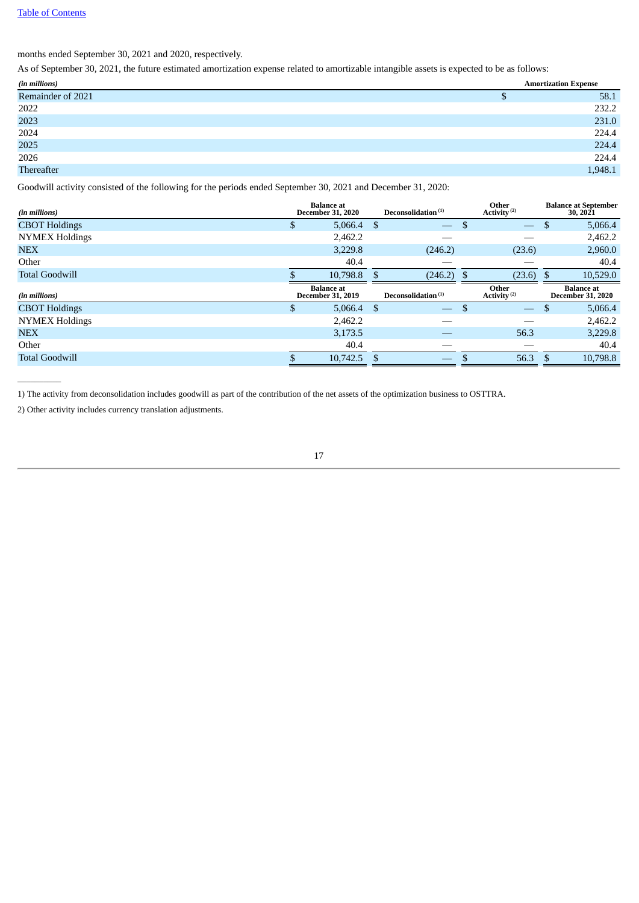months ended September 30, 2021 and 2020, respectively.

As of September 30, 2021, the future estimated amortization expense related to amortizable intangible assets is expected to be as follows:

| *(in millions)* | Amortization Expense |
|---|---|
| Remainder of 2021 | $ 58.1 |
| 2022 | 232.2 |
| 2023 | 231.0 |
| 2024 | 224.4 |
| 2025 | 224.4 |
| 2026 | 224.4 |
| Thereafter | 1,948.1 |

Goodwill activity consisted of the following for the periods ended September 30, 2021 and December 31, 2020:

| *(in millions)* | Balance at December 31, 2020 | Deconsolidation [(1)] | Other Activity [(2)] | Balance at September 30, 2021 |
|---|---|---|---|---|
| CBOT Holdings | $ 5,066.4 | $ — | $ — | $ 5,066.4 |
| NYMEX Holdings | 2,462.2 | — | — | 2,462.2 |
| NEX | 3,229.8 | (246.2) | (23.6) | 2,960.0 |
| Other | 40.4 | — | — | 40.4 |
| Total Goodwill | $ 10,798.8 | $ (246.2) | $ (23.6) | $ 10,529.0 |

| *(in millions)* | Balance at December 31, 2019 | Deconsolidation [(1)] | Other Activity [(2)] | Balance at December 31, 2020 |
|---|---|---|---|---|
| CBOT Holdings | $ 5,066.4 | $ — | $ — | $ 5,066.4 |
| NYMEX Holdings | 2,462.2 | — | — | 2,462.2 |
| NEX | 3,173.5 | — | 56.3 | 3,229.8 |
| Other | 40.4 | — | — | 40.4 |
| Total Goodwill | $ 10,742.5 | $ — | $ 56.3 | $ 10,798.8 |

1) The activity from deconsolidation includes goodwill as part of the contribution of the net assets of the optimization business to OSTTRA.

2) Other activity includes currency translation adjustments.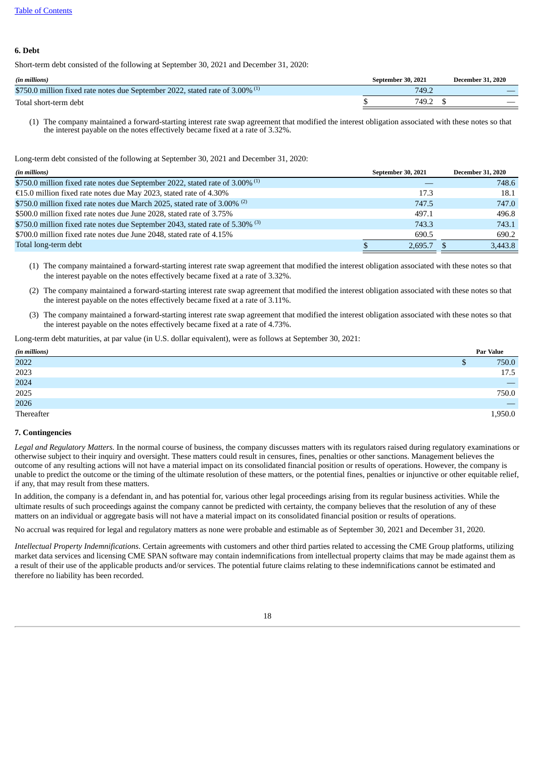## 6. Debt

Short-term debt consisted of the following at September 30, 2021 and December 31, 2020:

| *(in millions)* | September 30, 2021 | December 31, 2020 |
|---|---|---|
| $750.0 million fixed rate notes due September 2022, stated rate of 3.00% [1] | 749.2 | — |
| Total short-term debt | $ 749.2 | $ — |

(1) The company maintained a forward-starting interest rate swap agreement that modified the interest obligation associated with these notes so that the interest payable on the notes effectively became fixed at a rate of 3.32%.

Long-term debt consisted of the following at September 30, 2021 and December 31, 2020:

| *(in millions)* | September 30, 2021 | December 31, 2020 |
|---|---|---|
| $750.0 million fixed rate notes due September 2022, stated rate of 3.00% [1] | — | 748.6 |
| €15.0 million fixed rate notes due May 2023, stated rate of 4.30% | 17.3 | 18.1 |
| $750.0 million fixed rate notes due March 2025, stated rate of 3.00% [2] | 747.5 | 747.0 |
| $500.0 million fixed rate notes due June 2028, stated rate of 3.75% | 497.1 | 496.8 |
| $750.0 million fixed rate notes due September 2043, stated rate of 5.30% [3] | 743.3 | 743.1 |
| $700.0 million fixed rate notes due June 2048, stated rate of 4.15% | 690.5 | 690.2 |
| Total long-term debt | $ 2,695.7 | $ 3,443.8 |

(1) The company maintained a forward-starting interest rate swap agreement that modified the interest obligation associated with these notes so that the interest payable on the notes effectively became fixed at a rate of 3.32%.

(2) The company maintained a forward-starting interest rate swap agreement that modified the interest obligation associated with these notes so that the interest payable on the notes effectively became fixed at a rate of 3.11%.

(3) The company maintained a forward-starting interest rate swap agreement that modified the interest obligation associated with these notes so that the interest payable on the notes effectively became fixed at a rate of 4.73%.

Long-term debt maturities, at par value (in U.S. dollar equivalent), were as follows at September 30, 2021:

| *(in millions)* | Par Value |
|---|---|
| 2022 | $ 750.0 |
| 2023 | 17.5 |
| 2024 | — |
| 2025 | 750.0 |
| 2026 | — |
| Thereafter | 1,950.0 |

## 7. Contingencies

*Legal and Regulatory Matters.* In the normal course of business, the company discusses matters with its regulators raised during regulatory examinations or otherwise subject to their inquiry and oversight. These matters could result in censures, fines, penalties or other sanctions. Management believes the outcome of any resulting actions will not have a material impact on its consolidated financial position or results of operations. However, the company is unable to predict the outcome or the timing of the ultimate resolution of these matters, or the potential fines, penalties or injunctive or other equitable relief, if any, that may result from these matters.

In addition, the company is a defendant in, and has potential for, various other legal proceedings arising from its regular business activities. While the ultimate results of such proceedings against the company cannot be predicted with certainty, the company believes that the resolution of any of these matters on an individual or aggregate basis will not have a material impact on its consolidated financial position or results of operations.

No accrual was required for legal and regulatory matters as none were probable and estimable as of September 30, 2021 and December 31, 2020.

*Intellectual Property Indemnifications*. Certain agreements with customers and other third parties related to accessing the CME Group platforms, utilizing market data services and licensing CME SPAN software may contain indemnifications from intellectual property claims that may be made against them as a result of their use of the applicable products and/or services. The potential future claims relating to these indemnifications cannot be estimated and therefore no liability has been recorded.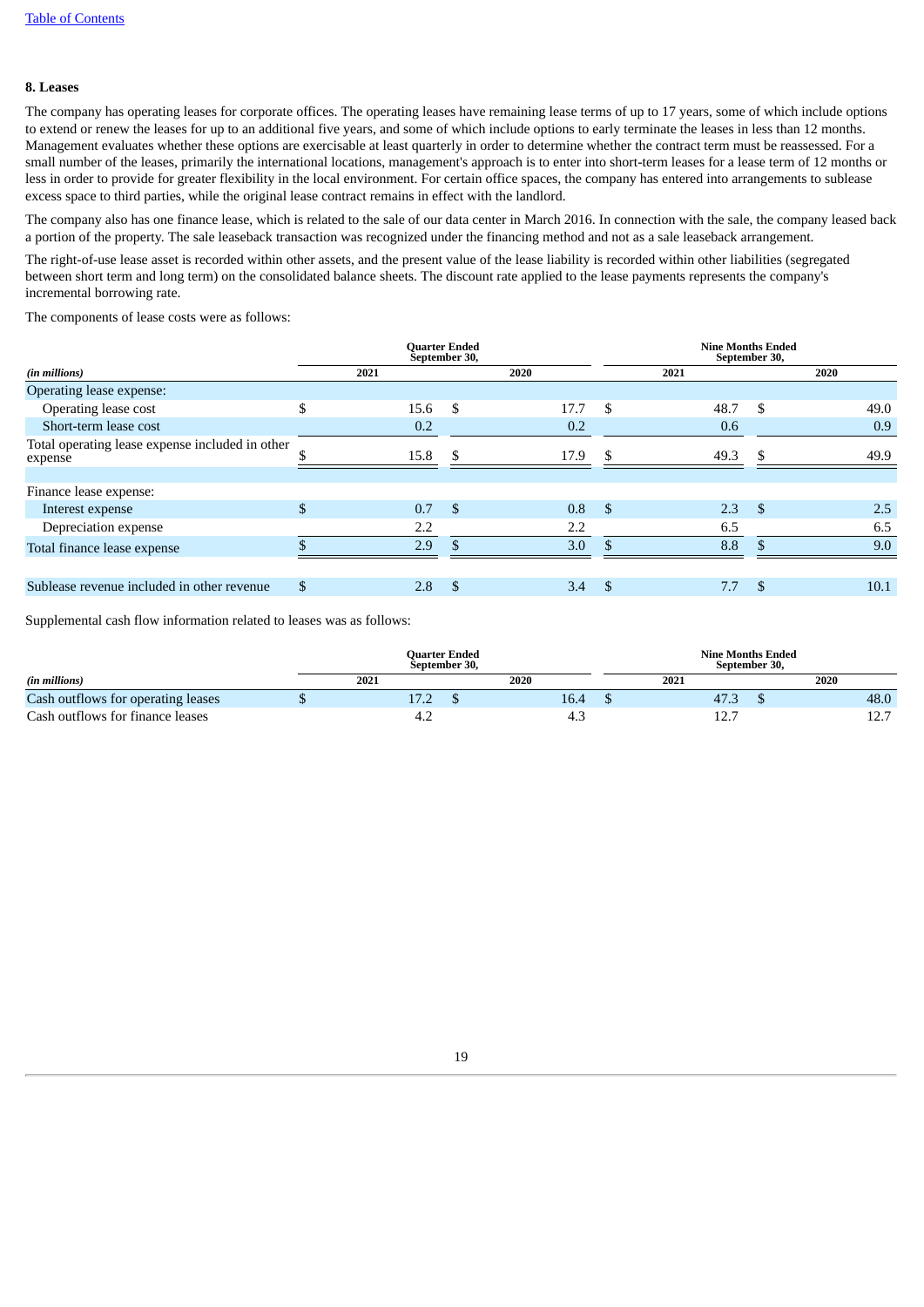Table of Contents

### 8. Leases

The company has operating leases for corporate offices. The operating leases have remaining lease terms of up to 17 years, some of which include options to extend or renew the leases for up to an additional five years, and some of which include options to early terminate the leases in less than 12 months. Management evaluates whether these options are exercisable at least quarterly in order to determine whether the contract term must be reassessed. For a small number of the leases, primarily the international locations, management's approach is to enter into short-term leases for a lease term of 12 months or less in order to provide for greater flexibility in the local environment. For certain office spaces, the company has entered into arrangements to sublease excess space to third parties, while the original lease contract remains in effect with the landlord.

The company also has one finance lease, which is related to the sale of our data center in March 2016. In connection with the sale, the company leased back a portion of the property. The sale leaseback transaction was recognized under the financing method and not as a sale leaseback arrangement.

The right-of-use lease asset is recorded within other assets, and the present value of the lease liability is recorded within other liabilities (segregated between short term and long term) on the consolidated balance sheets. The discount rate applied to the lease payments represents the company's incremental borrowing rate.

The components of lease costs were as follows:

| | Quarter Ended September 30, | | Nine Months Ended September 30, | |
|---|---|---|---|---|
| *(in millions)* | 2021 | 2020 | 2021 | 2020 |
| Operating lease expense: | | | | |
| Operating lease cost | $ 15.6 | $ 17.7 | $ 48.7 | $ 49.0 |
| Short-term lease cost | 0.2 | 0.2 | 0.6 | 0.9 |
| Total operating lease expense included in other expense | $ 15.8 | $ 17.9 | $ 49.3 | $ 49.9 |
| | | | | |
| Finance lease expense: | | | | |
| Interest expense | $ 0.7 | $ 0.8 | $ 2.3 | $ 2.5 |
| Depreciation expense | 2.2 | 2.2 | 6.5 | 6.5 |
| Total finance lease expense | $ 2.9 | $ 3.0 | $ 8.8 | $ 9.0 |
| | | | | |
| Sublease revenue included in other revenue | $ 2.8 | $ 3.4 | $ 7.7 | $ 10.1 |

Supplemental cash flow information related to leases was as follows:

| | Quarter Ended September 30, | | Nine Months Ended September 30, | |
|---|---|---|---|---|
| *(in millions)* | 2021 | 2020 | 2021 | 2020 |
| Cash outflows for operating leases | $ 17.2 | $ 16.4 | $ 47.3 | $ 48.0 |
| Cash outflows for finance leases | 4.2 | 4.3 | 12.7 | 12.7 |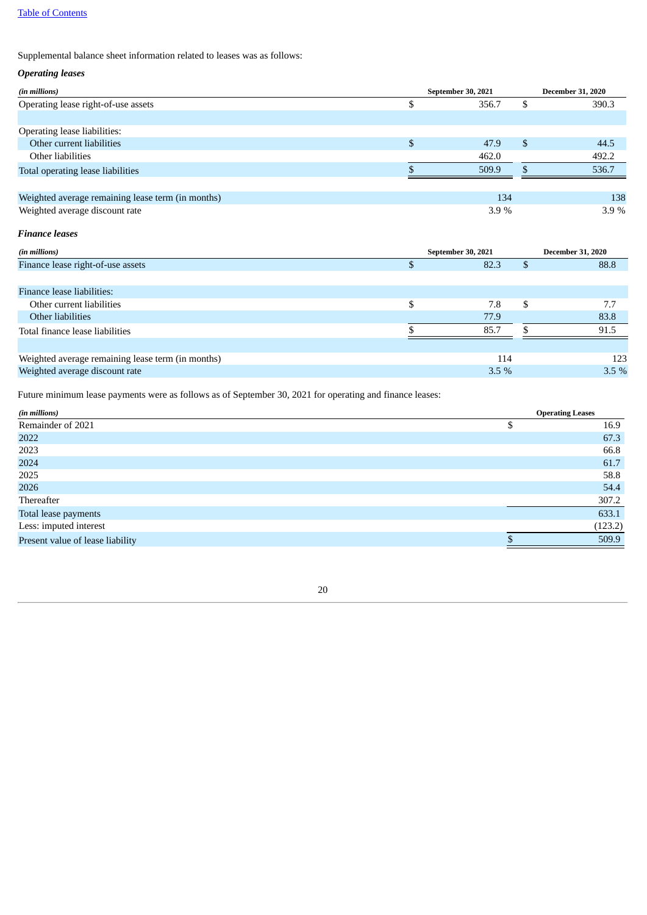Supplemental balance sheet information related to leases was as follows:

***Operating leases***

| *(in millions)* | September 30, 2021 | December 31, 2020 |
|---|---|---|
| Operating lease right-of-use assets | $ 356.7 | $ 390.3 |
| | | |
| Operating lease liabilities: | | |
| Other current liabilities | $ 47.9 | $ 44.5 |
| Other liabilities | 462.0 | 492.2 |
| Total operating lease liabilities | $ 509.9 | $ 536.7 |
| | | |
| Weighted average remaining lease term (in months) | 134 | 138 |
| Weighted average discount rate | 3.9 % | 3.9 % |

***Finance leases***

| *(in millions)* | September 30, 2021 | December 31, 2020 |
|---|---|---|
| Finance lease right-of-use assets | $ 82.3 | $ 88.8 |
| | | |
| Finance lease liabilities: | | |
| Other current liabilities | $ 7.8 | $ 7.7 |
| Other liabilities | 77.9 | 83.8 |
| Total finance lease liabilities | $ 85.7 | $ 91.5 |
| | | |
| Weighted average remaining lease term (in months) | 114 | 123 |
| Weighted average discount rate | 3.5 % | 3.5 % |

Future minimum lease payments were as follows as of September 30, 2021 for operating and finance leases:

| *(in millions)* | Operating Leases |
|---|---|
| Remainder of 2021 | $ 16.9 |
| 2022 | 67.3 |
| 2023 | 66.8 |
| 2024 | 61.7 |
| 2025 | 58.8 |
| 2026 | 54.4 |
| Thereafter | 307.2 |
| Total lease payments | 633.1 |
| Less: imputed interest | (123.2) |
| Present value of lease liability | $ 509.9 |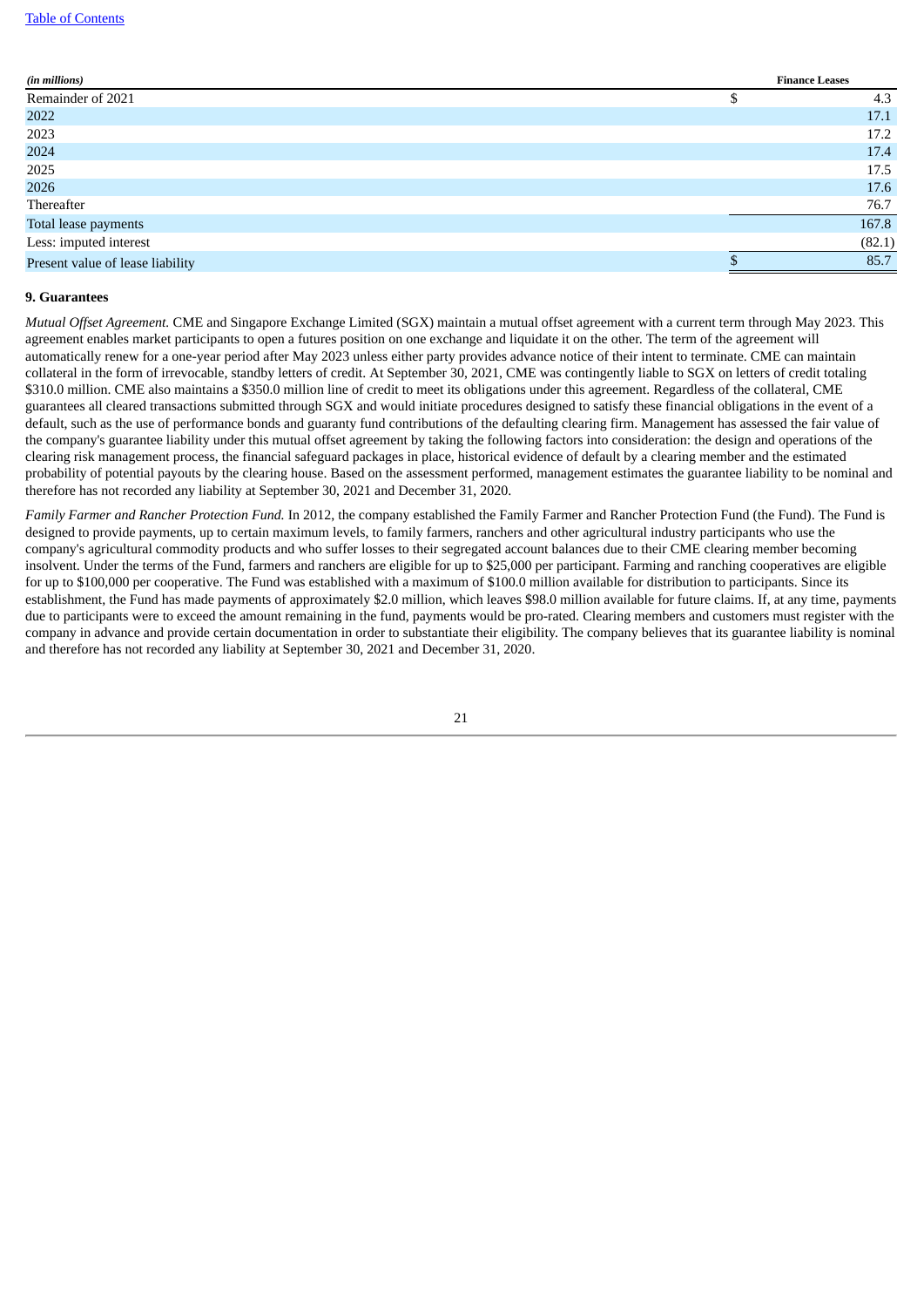| *(in millions)* | Finance Leases |
|---|---|
| Remainder of 2021 | $ 4.3 |
| 2022 | 17.1 |
| 2023 | 17.2 |
| 2024 | 17.4 |
| 2025 | 17.5 |
| 2026 | 17.6 |
| Thereafter | 76.7 |
| Total lease payments | 167.8 |
| Less: imputed interest | (82.1) |
| Present value of lease liability | $ 85.7 |

**9. Guarantees**

*Mutual Offset Agreement.* CME and Singapore Exchange Limited (SGX) maintain a mutual offset agreement with a current term through May 2023. This agreement enables market participants to open a futures position on one exchange and liquidate it on the other. The term of the agreement will automatically renew for a one-year period after May 2023 unless either party provides advance notice of their intent to terminate. CME can maintain collateral in the form of irrevocable, standby letters of credit. At September 30, 2021, CME was contingently liable to SGX on letters of credit totaling $310.0 million. CME also maintains a $350.0 million line of credit to meet its obligations under this agreement. Regardless of the collateral, CME guarantees all cleared transactions submitted through SGX and would initiate procedures designed to satisfy these financial obligations in the event of a default, such as the use of performance bonds and guaranty fund contributions of the defaulting clearing firm. Management has assessed the fair value of the company's guarantee liability under this mutual offset agreement by taking the following factors into consideration: the design and operations of the clearing risk management process, the financial safeguard packages in place, historical evidence of default by a clearing member and the estimated probability of potential payouts by the clearing house. Based on the assessment performed, management estimates the guarantee liability to be nominal and therefore has not recorded any liability at September 30, 2021 and December 31, 2020.

*Family Farmer and Rancher Protection Fund.* In 2012, the company established the Family Farmer and Rancher Protection Fund (the Fund). The Fund is designed to provide payments, up to certain maximum levels, to family farmers, ranchers and other agricultural industry participants who use the company's agricultural commodity products and who suffer losses to their segregated account balances due to their CME clearing member becoming insolvent. Under the terms of the Fund, farmers and ranchers are eligible for up to $25,000 per participant. Farming and ranching cooperatives are eligible for up to $100,000 per cooperative. The Fund was established with a maximum of $100.0 million available for distribution to participants. Since its establishment, the Fund has made payments of approximately $2.0 million, which leaves $98.0 million available for future claims. If, at any time, payments due to participants were to exceed the amount remaining in the fund, payments would be pro-rated. Clearing members and customers must register with the company in advance and provide certain documentation in order to substantiate their eligibility. The company believes that its guarantee liability is nominal and therefore has not recorded any liability at September 30, 2021 and December 31, 2020.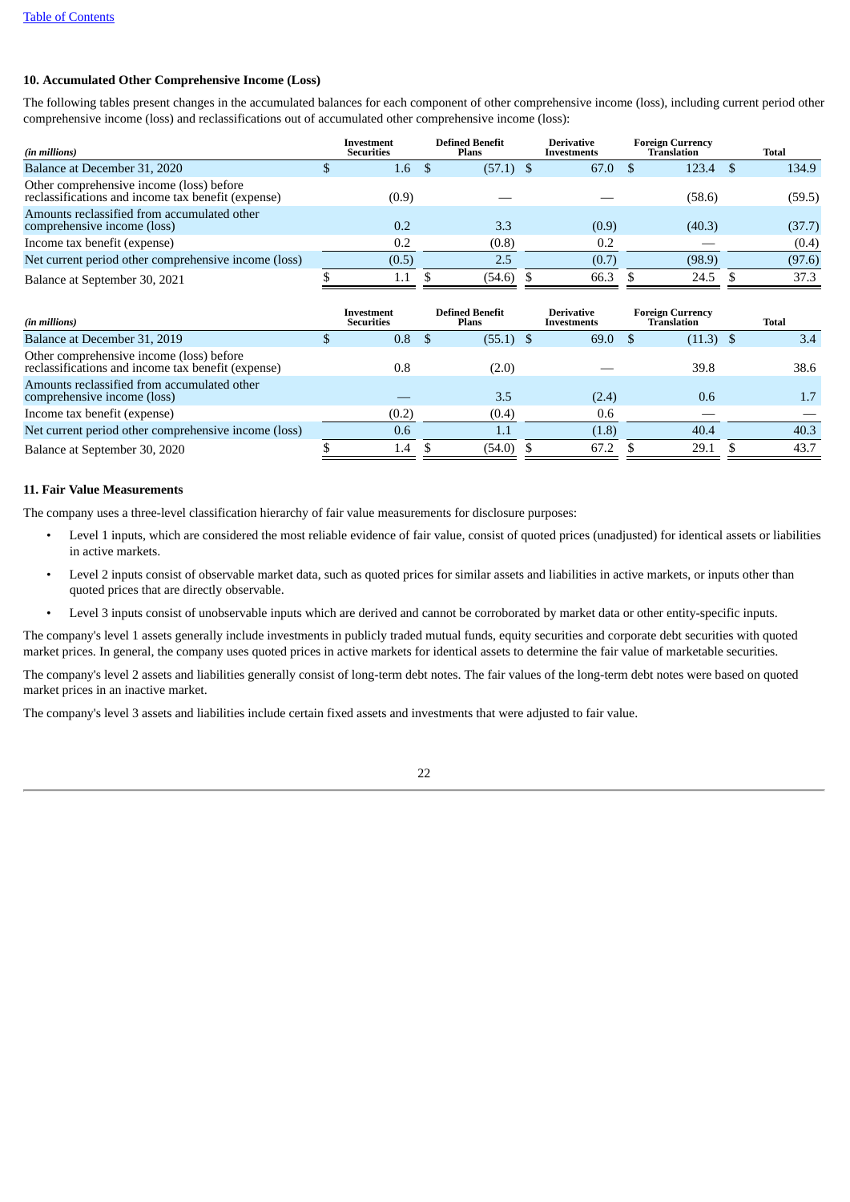## 10. Accumulated Other Comprehensive Income (Loss)

The following tables present changes in the accumulated balances for each component of other comprehensive income (loss), including current period other comprehensive income (loss) and reclassifications out of accumulated other comprehensive income (loss):

| *(in millions)* | Investment Securities | Defined Benefit Plans | Derivative Investments | Foreign Currency Translation | Total |
|---|---|---|---|---|---|
| Balance at December 31, 2020 | $ 1.6 | $ (57.1) | $ 67.0 | $ 123.4 | $ 134.9 |
| Other comprehensive income (loss) before reclassifications and income tax benefit (expense) | (0.9) | — | — | (58.6) | (59.5) |
| Amounts reclassified from accumulated other comprehensive income (loss) | 0.2 | 3.3 | (0.9) | (40.3) | (37.7) |
| Income tax benefit (expense) | 0.2 | (0.8) | 0.2 | — | (0.4) |
| Net current period other comprehensive income (loss) | (0.5) | 2.5 | (0.7) | (98.9) | (97.6) |
| Balance at September 30, 2021 | $ 1.1 | $ (54.6) | $ 66.3 | $ 24.5 | $ 37.3 |

| *(in millions)* | Investment Securities | Defined Benefit Plans | Derivative Investments | Foreign Currency Translation | Total |
|---|---|---|---|---|---|
| Balance at December 31, 2019 | $ 0.8 | $ (55.1) | $ 69.0 | $ (11.3) | $ 3.4 |
| Other comprehensive income (loss) before reclassifications and income tax benefit (expense) | 0.8 | (2.0) | — | 39.8 | 38.6 |
| Amounts reclassified from accumulated other comprehensive income (loss) | — | 3.5 | (2.4) | 0.6 | 1.7 |
| Income tax benefit (expense) | (0.2) | (0.4) | 0.6 | — | — |
| Net current period other comprehensive income (loss) | 0.6 | 1.1 | (1.8) | 40.4 | 40.3 |
| Balance at September 30, 2020 | $ 1.4 | $ (54.0) | $ 67.2 | $ 29.1 | $ 43.7 |

## 11. Fair Value Measurements

The company uses a three-level classification hierarchy of fair value measurements for disclosure purposes:

- Level 1 inputs, which are considered the most reliable evidence of fair value, consist of quoted prices (unadjusted) for identical assets or liabilities in active markets.
- Level 2 inputs consist of observable market data, such as quoted prices for similar assets and liabilities in active markets, or inputs other than quoted prices that are directly observable.
- Level 3 inputs consist of unobservable inputs which are derived and cannot be corroborated by market data or other entity-specific inputs.

The company's level 1 assets generally include investments in publicly traded mutual funds, equity securities and corporate debt securities with quoted market prices. In general, the company uses quoted prices in active markets for identical assets to determine the fair value of marketable securities.

The company's level 2 assets and liabilities generally consist of long-term debt notes. The fair values of the long-term debt notes were based on quoted market prices in an inactive market.

The company's level 3 assets and liabilities include certain fixed assets and investments that were adjusted to fair value.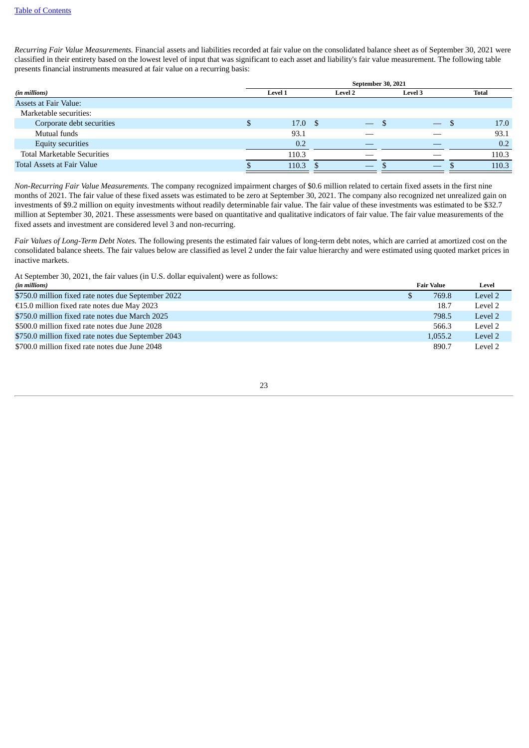*Recurring Fair Value Measurements.* Financial assets and liabilities recorded at fair value on the consolidated balance sheet as of September 30, 2021 were classified in their entirety based on the lowest level of input that was significant to each asset and liability's fair value measurement. The following table presents financial instruments measured at fair value on a recurring basis:

| | September 30, 2021 | | | |
|---|---|---|---|---|
| *(in millions)* | Level 1 | Level 2 | Level 3 | Total |
| Assets at Fair Value: | | | | |
| Marketable securities: | | | | |
| Corporate debt securities | $ 17.0 | $ — | $ — | $ 17.0 |
| Mutual funds | 93.1 | — | — | 93.1 |
| Equity securities | 0.2 | — | — | 0.2 |
| Total Marketable Securities | 110.3 | — | — | 110.3 |
| Total Assets at Fair Value | $ 110.3 | $ — | $ — | $ 110.3 |

*Non-Recurring Fair Value Measurements.* The company recognized impairment charges of $0.6 million related to certain fixed assets in the first nine months of 2021. The fair value of these fixed assets was estimated to be zero at September 30, 2021. The company also recognized net unrealized gain on investments of $9.2 million on equity investments without readily determinable fair value. The fair value of these investments was estimated to be $32.7 million at September 30, 2021. These assessments were based on quantitative and qualitative indicators of fair value. The fair value measurements of the fixed assets and investment are considered level 3 and non-recurring.

*Fair Values of Long-Term Debt Notes.* The following presents the estimated fair values of long-term debt notes, which are carried at amortized cost on the consolidated balance sheets. The fair values below are classified as level 2 under the fair value hierarchy and were estimated using quoted market prices in inactive markets.

At September 30, 2021, the fair values (in U.S. dollar equivalent) were as follows:

| *(in millions)* | Fair Value | Level |
|---|---|---|
| $750.0 million fixed rate notes due September 2022 | $ 769.8 | Level 2 |
| €15.0 million fixed rate notes due May 2023 | 18.7 | Level 2 |
| $750.0 million fixed rate notes due March 2025 | 798.5 | Level 2 |
| $500.0 million fixed rate notes due June 2028 | 566.3 | Level 2 |
| $750.0 million fixed rate notes due September 2043 | 1,055.2 | Level 2 |
| $700.0 million fixed rate notes due June 2048 | 890.7 | Level 2 |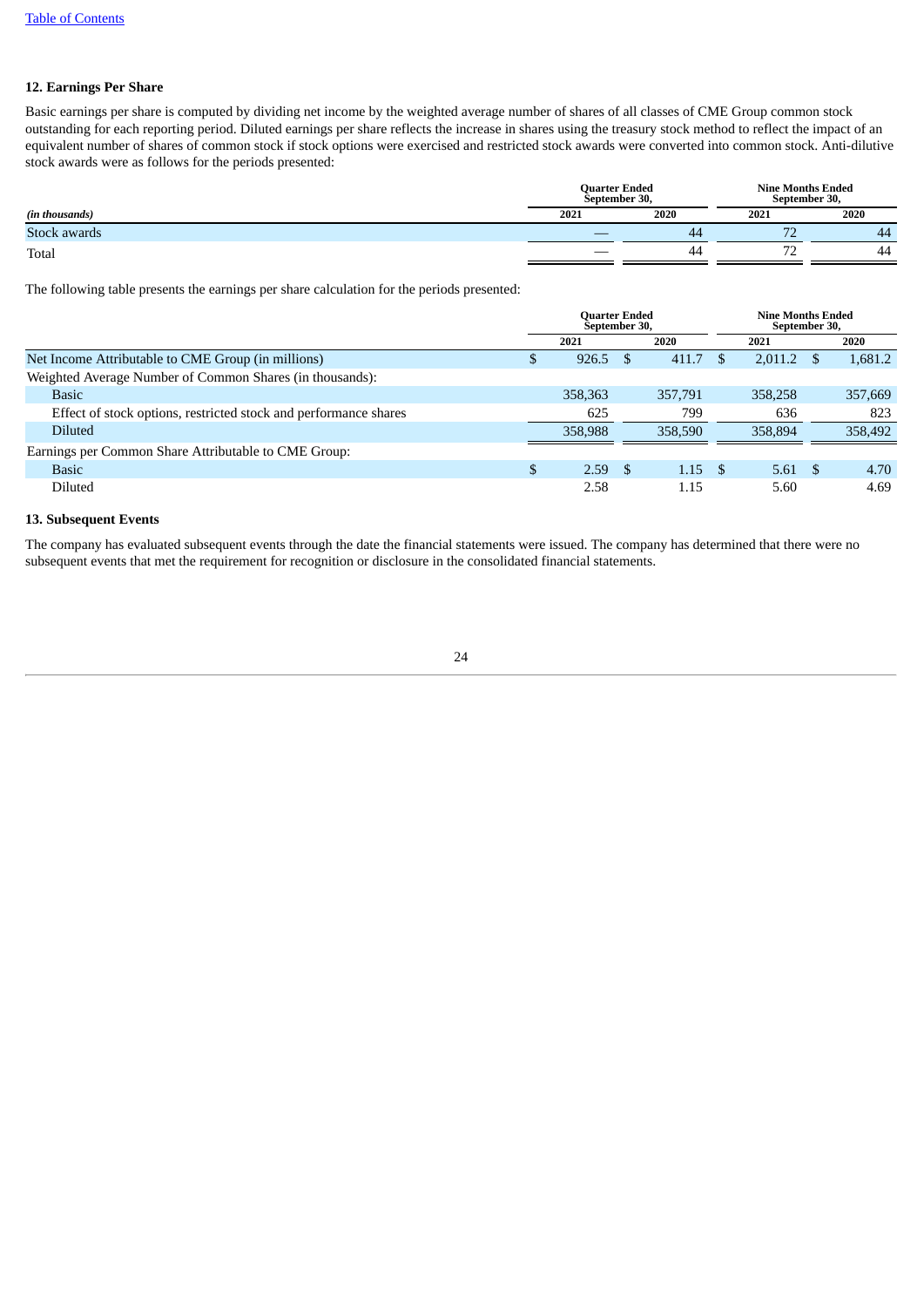### 12. Earnings Per Share

Basic earnings per share is computed by dividing net income by the weighted average number of shares of all classes of CME Group common stock outstanding for each reporting period. Diluted earnings per share reflects the increase in shares using the treasury stock method to reflect the impact of an equivalent number of shares of common stock if stock options were exercised and restricted stock awards were converted into common stock. Anti-dilutive stock awards were as follows for the periods presented:

| | Quarter Ended September 30, | | Nine Months Ended September 30, | |
|---|---|---|---|---|
| *(in thousands)* | 2021 | 2020 | 2021 | 2020 |
| Stock awards | — | 44 | 72 | 44 |
| Total | — | 44 | 72 | 44 |

The following table presents the earnings per share calculation for the periods presented:

| | Quarter Ended September 30, | | Nine Months Ended September 30, | |
|---|---|---|---|---|
| | 2021 | 2020 | 2021 | 2020 |
| Net Income Attributable to CME Group (in millions) | $ 926.5 | $ 411.7 | $ 2,011.2 | $ 1,681.2 |
| Weighted Average Number of Common Shares (in thousands): | | | | |
| Basic | 358,363 | 357,791 | 358,258 | 357,669 |
| Effect of stock options, restricted stock and performance shares | 625 | 799 | 636 | 823 |
| Diluted | 358,988 | 358,590 | 358,894 | 358,492 |
| Earnings per Common Share Attributable to CME Group: | | | | |
| Basic | $ 2.59 | $ 1.15 | $ 5.61 | $ 4.70 |
| Diluted | 2.58 | 1.15 | 5.60 | 4.69 |

### 13. Subsequent Events

The company has evaluated subsequent events through the date the financial statements were issued. The company has determined that there were no subsequent events that met the requirement for recognition or disclosure in the consolidated financial statements.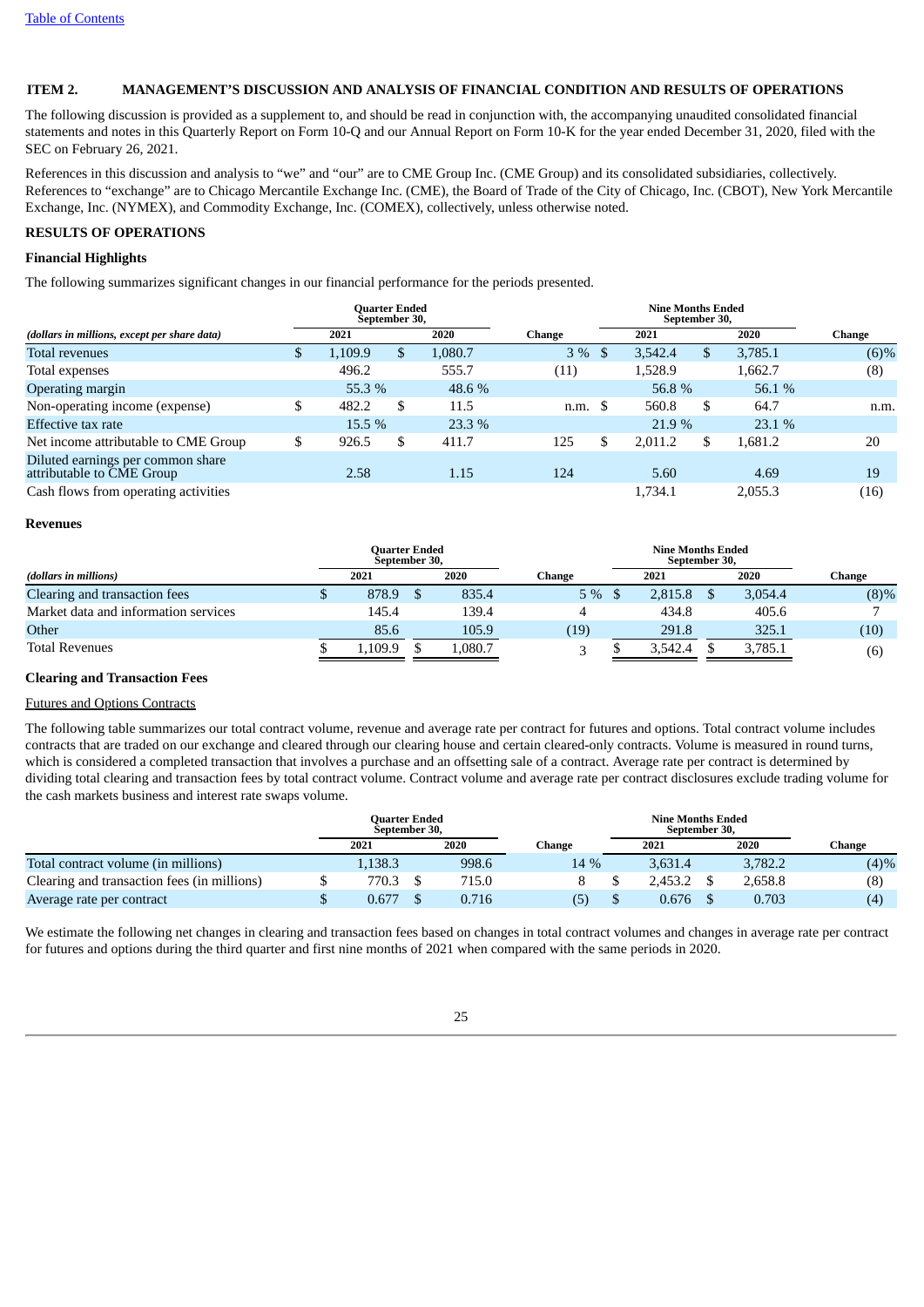[Table of Contents](#)

## ITEM 2. MANAGEMENT'S DISCUSSION AND ANALYSIS OF FINANCIAL CONDITION AND RESULTS OF OPERATIONS

The following discussion is provided as a supplement to, and should be read in conjunction with, the accompanying unaudited consolidated financial statements and notes in this Quarterly Report on Form 10-Q and our Annual Report on Form 10-K for the year ended December 31, 2020, filed with the SEC on February 26, 2021.

References in this discussion and analysis to "we" and "our" are to CME Group Inc. (CME Group) and its consolidated subsidiaries, collectively. References to "exchange" are to Chicago Mercantile Exchange Inc. (CME), the Board of Trade of the City of Chicago, Inc. (CBOT), New York Mercantile Exchange, Inc. (NYMEX), and Commodity Exchange, Inc. (COMEX), collectively, unless otherwise noted.

### RESULTS OF OPERATIONS

#### Financial Highlights

The following summarizes significant changes in our financial performance for the periods presented.

| | Quarter Ended September 30, | | | Nine Months Ended September 30, | | |
|---|---|---|---|---|---|---|
| *(dollars in millions, except per share data)* | 2021 | 2020 | Change | 2021 | 2020 | Change |
| Total revenues | $ 1,109.9 | $ 1,080.7 | 3 % | $ 3,542.4 | $ 3,785.1 | (6)% |
| Total expenses | 496.2 | 555.7 | (11) | 1,528.9 | 1,662.7 | (8) |
| Operating margin | 55.3 % | 48.6 % | | 56.8 % | 56.1 % | |
| Non-operating income (expense) | $ 482.2 | $ 11.5 | n.m. | $ 560.8 | $ 64.7 | n.m. |
| Effective tax rate | 15.5 % | 23.3 % | | 21.9 % | 23.1 % | |
| Net income attributable to CME Group | $ 926.5 | $ 411.7 | 125 | $ 2,011.2 | $ 1,681.2 | 20 |
| Diluted earnings per common share attributable to CME Group | 2.58 | 1.15 | 124 | 5.60 | 4.69 | 19 |
| Cash flows from operating activities | | | | 1,734.1 | 2,055.3 | (16) |

#### Revenues

| | Quarter Ended September 30, | | | Nine Months Ended September 30, | | |
|---|---|---|---|---|---|---|
| *(dollars in millions)* | 2021 | 2020 | Change | 2021 | 2020 | Change |
| Clearing and transaction fees | $ 878.9 | $ 835.4 | 5 % | $ 2,815.8 | $ 3,054.4 | (8)% |
| Market data and information services | 145.4 | 139.4 | 4 | 434.8 | 405.6 | 7 |
| Other | 85.6 | 105.9 | (19) | 291.8 | 325.1 | (10) |
| Total Revenues | $ 1,109.9 | $ 1,080.7 | 3 | $ 3,542.4 | $ 3,785.1 | (6) |

#### Clearing and Transaction Fees

Futures and Options Contracts

The following table summarizes our total contract volume, revenue and average rate per contract for futures and options. Total contract volume includes contracts that are traded on our exchange and cleared through our clearing house and certain cleared-only contracts. Volume is measured in round turns, which is considered a completed transaction that involves a purchase and an offsetting sale of a contract. Average rate per contract is determined by dividing total clearing and transaction fees by total contract volume. Contract volume and average rate per contract disclosures exclude trading volume for the cash markets business and interest rate swaps volume.

| | Quarter Ended September 30, | | | Nine Months Ended September 30, | | |
|---|---|---|---|---|---|---|
| | 2021 | 2020 | Change | 2021 | 2020 | Change |
| Total contract volume (in millions) | 1,138.3 | 998.6 | 14 % | 3,631.4 | 3,782.2 | (4)% |
| Clearing and transaction fees (in millions) | $ 770.3 | $ 715.0 | 8 | $ 2,453.2 | $ 2,658.8 | (8) |
| Average rate per contract | $ 0.677 | $ 0.716 | (5) | $ 0.676 | $ 0.703 | (4) |

We estimate the following net changes in clearing and transaction fees based on changes in total contract volumes and changes in average rate per contract for futures and options during the third quarter and first nine months of 2021 when compared with the same periods in 2020.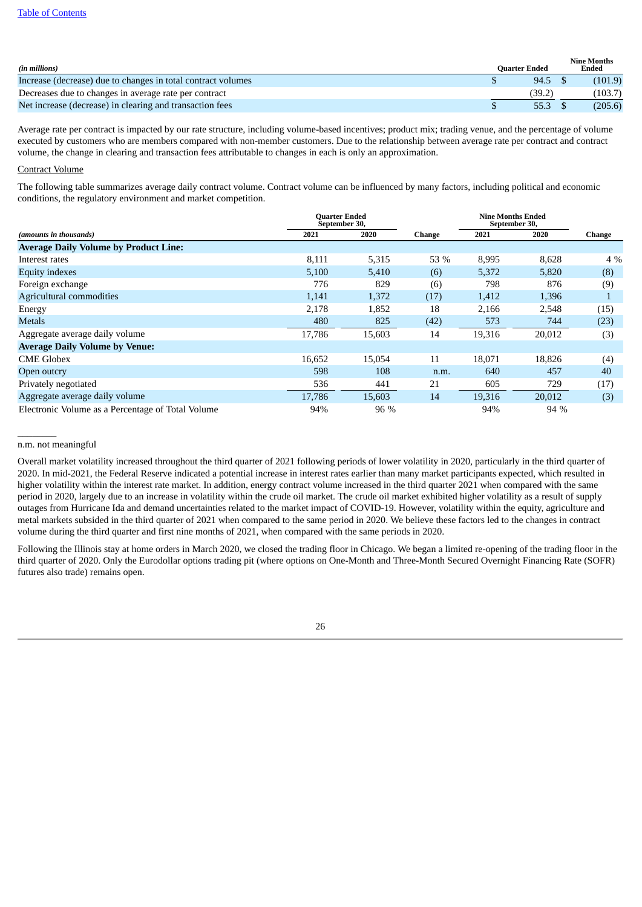| *(in millions)* | Quarter Ended | Nine Months Ended |
|---|---|---|
| Increase (decrease) due to changes in total contract volumes | $ 94.5 | $ (101.9) |
| Decreases due to changes in average rate per contract | (39.2) | (103.7) |
| Net increase (decrease) in clearing and transaction fees | $ 55.3 | $ (205.6) |

Average rate per contract is impacted by our rate structure, including volume-based incentives; product mix; trading venue, and the percentage of volume executed by customers who are members compared with non-member customers. Due to the relationship between average rate per contract and contract volume, the change in clearing and transaction fees attributable to changes in each is only an approximation.

Contract Volume

The following table summarizes average daily contract volume. Contract volume can be influenced by many factors, including political and economic conditions, the regulatory environment and market competition.

| | Quarter Ended September 30, | | | Nine Months Ended September 30, | | |
|---|---|---|---|---|---|---|
| *(amounts in thousands)* | 2021 | 2020 | Change | 2021 | 2020 | Change |
| **Average Daily Volume by Product Line:** | | | | | | |
| Interest rates | 8,111 | 5,315 | 53 % | 8,995 | 8,628 | 4 % |
| Equity indexes | 5,100 | 5,410 | (6) | 5,372 | 5,820 | (8) |
| Foreign exchange | 776 | 829 | (6) | 798 | 876 | (9) |
| Agricultural commodities | 1,141 | 1,372 | (17) | 1,412 | 1,396 | 1 |
| Energy | 2,178 | 1,852 | 18 | 2,166 | 2,548 | (15) |
| Metals | 480 | 825 | (42) | 573 | 744 | (23) |
| Aggregate average daily volume | 17,786 | 15,603 | 14 | 19,316 | 20,012 | (3) |
| **Average Daily Volume by Venue:** | | | | | | |
| CME Globex | 16,652 | 15,054 | 11 | 18,071 | 18,826 | (4) |
| Open outcry | 598 | 108 | n.m. | 640 | 457 | 40 |
| Privately negotiated | 536 | 441 | 21 | 605 | 729 | (17) |
| Aggregate average daily volume | 17,786 | 15,603 | 14 | 19,316 | 20,012 | (3) |
| Electronic Volume as a Percentage of Total Volume | 94% | 96 % | | 94% | 94 % | |

________

n.m. not meaningful

Overall market volatility increased throughout the third quarter of 2021 following periods of lower volatility in 2020, particularly in the third quarter of 2020. In mid-2021, the Federal Reserve indicated a potential increase in interest rates earlier than many market participants expected, which resulted in higher volatility within the interest rate market. In addition, energy contract volume increased in the third quarter 2021 when compared with the same period in 2020, largely due to an increase in volatility within the crude oil market. The crude oil market exhibited higher volatility as a result of supply outages from Hurricane Ida and demand uncertainties related to the market impact of COVID-19. However, volatility within the equity, agriculture and metal markets subsided in the third quarter of 2021 when compared to the same period in 2020. We believe these factors led to the changes in contract volume during the third quarter and first nine months of 2021, when compared with the same periods in 2020.

Following the Illinois stay at home orders in March 2020, we closed the trading floor in Chicago. We began a limited re-opening of the trading floor in the third quarter of 2020. Only the Eurodollar options trading pit (where options on One-Month and Three-Month Secured Overnight Financing Rate (SOFR) futures also trade) remains open.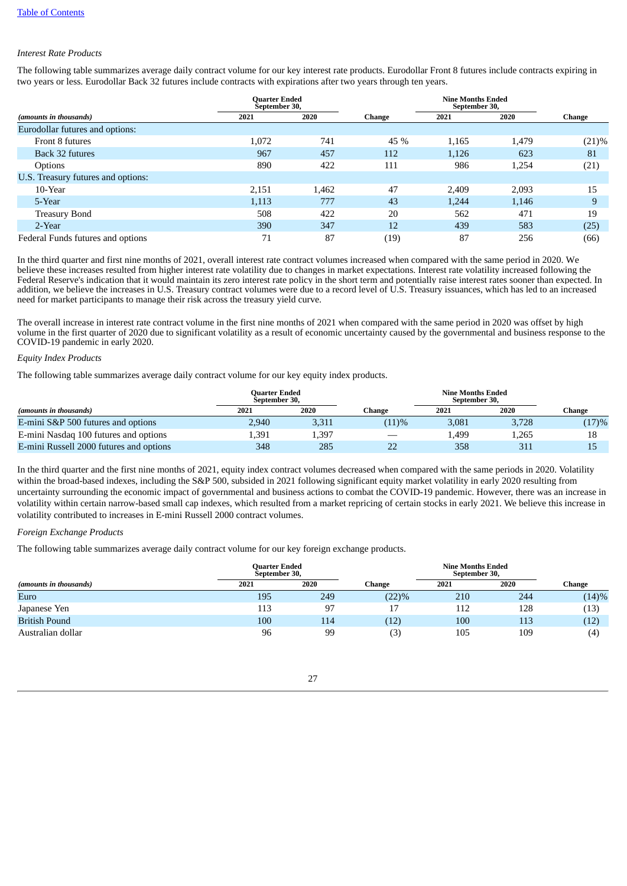*Interest Rate Products*

The following table summarizes average daily contract volume for our key interest rate products. Eurodollar Front 8 futures include contracts expiring in two years or less. Eurodollar Back 32 futures include contracts with expirations after two years through ten years.

| *(amounts in thousands)* | Quarter Ended September 30, 2021 | Quarter Ended September 30, 2020 | Change | Nine Months Ended September 30, 2021 | Nine Months Ended September 30, 2020 | Change |
|---|---|---|---|---|---|---|
| Eurodollar futures and options: | | | | | | |
| Front 8 futures | 1,072 | 741 | 45 % | 1,165 | 1,479 | (21)% |
| Back 32 futures | 967 | 457 | 112 | 1,126 | 623 | 81 |
| Options | 890 | 422 | 111 | 986 | 1,254 | (21) |
| U.S. Treasury futures and options: | | | | | | |
| 10-Year | 2,151 | 1,462 | 47 | 2,409 | 2,093 | 15 |
| 5-Year | 1,113 | 777 | 43 | 1,244 | 1,146 | 9 |
| Treasury Bond | 508 | 422 | 20 | 562 | 471 | 19 |
| 2-Year | 390 | 347 | 12 | 439 | 583 | (25) |
| Federal Funds futures and options | 71 | 87 | (19) | 87 | 256 | (66) |

In the third quarter and first nine months of 2021, overall interest rate contract volumes increased when compared with the same period in 2020. We believe these increases resulted from higher interest rate volatility due to changes in market expectations. Interest rate volatility increased following the Federal Reserve's indication that it would maintain its zero interest rate policy in the short term and potentially raise interest rates sooner than expected. In addition, we believe the increases in U.S. Treasury contract volumes were due to a record level of U.S. Treasury issuances, which has led to an increased need for market participants to manage their risk across the treasury yield curve.

The overall increase in interest rate contract volume in the first nine months of 2021 when compared with the same period in 2020 was offset by high volume in the first quarter of 2020 due to significant volatility as a result of economic uncertainty caused by the governmental and business response to the COVID-19 pandemic in early 2020.

*Equity Index Products*

The following table summarizes average daily contract volume for our key equity index products.

| *(amounts in thousands)* | Quarter Ended September 30, 2021 | Quarter Ended September 30, 2020 | Change | Nine Months Ended September 30, 2021 | Nine Months Ended September 30, 2020 | Change |
|---|---|---|---|---|---|---|
| E-mini S&P 500 futures and options | 2,940 | 3,311 | (11)% | 3,081 | 3,728 | (17)% |
| E-mini Nasdaq 100 futures and options | 1,391 | 1,397 | — | 1,499 | 1,265 | 18 |
| E-mini Russell 2000 futures and options | 348 | 285 | 22 | 358 | 311 | 15 |

In the third quarter and the first nine months of 2021, equity index contract volumes decreased when compared with the same periods in 2020. Volatility within the broad-based indexes, including the S&P 500, subsided in 2021 following significant equity market volatility in early 2020 resulting from uncertainty surrounding the economic impact of governmental and business actions to combat the COVID-19 pandemic. However, there was an increase in volatility within certain narrow-based small cap indexes, which resulted from a market repricing of certain stocks in early 2021. We believe this increase in volatility contributed to increases in E-mini Russell 2000 contract volumes.

*Foreign Exchange Products*

The following table summarizes average daily contract volume for our key foreign exchange products.

| *(amounts in thousands)* | Quarter Ended September 30, 2021 | Quarter Ended September 30, 2020 | Change | Nine Months Ended September 30, 2021 | Nine Months Ended September 30, 2020 | Change |
|---|---|---|---|---|---|---|
| Euro | 195 | 249 | (22)% | 210 | 244 | (14)% |
| Japanese Yen | 113 | 97 | 17 | 112 | 128 | (13) |
| British Pound | 100 | 114 | (12) | 100 | 113 | (12) |
| Australian dollar | 96 | 99 | (3) | 105 | 109 | (4) |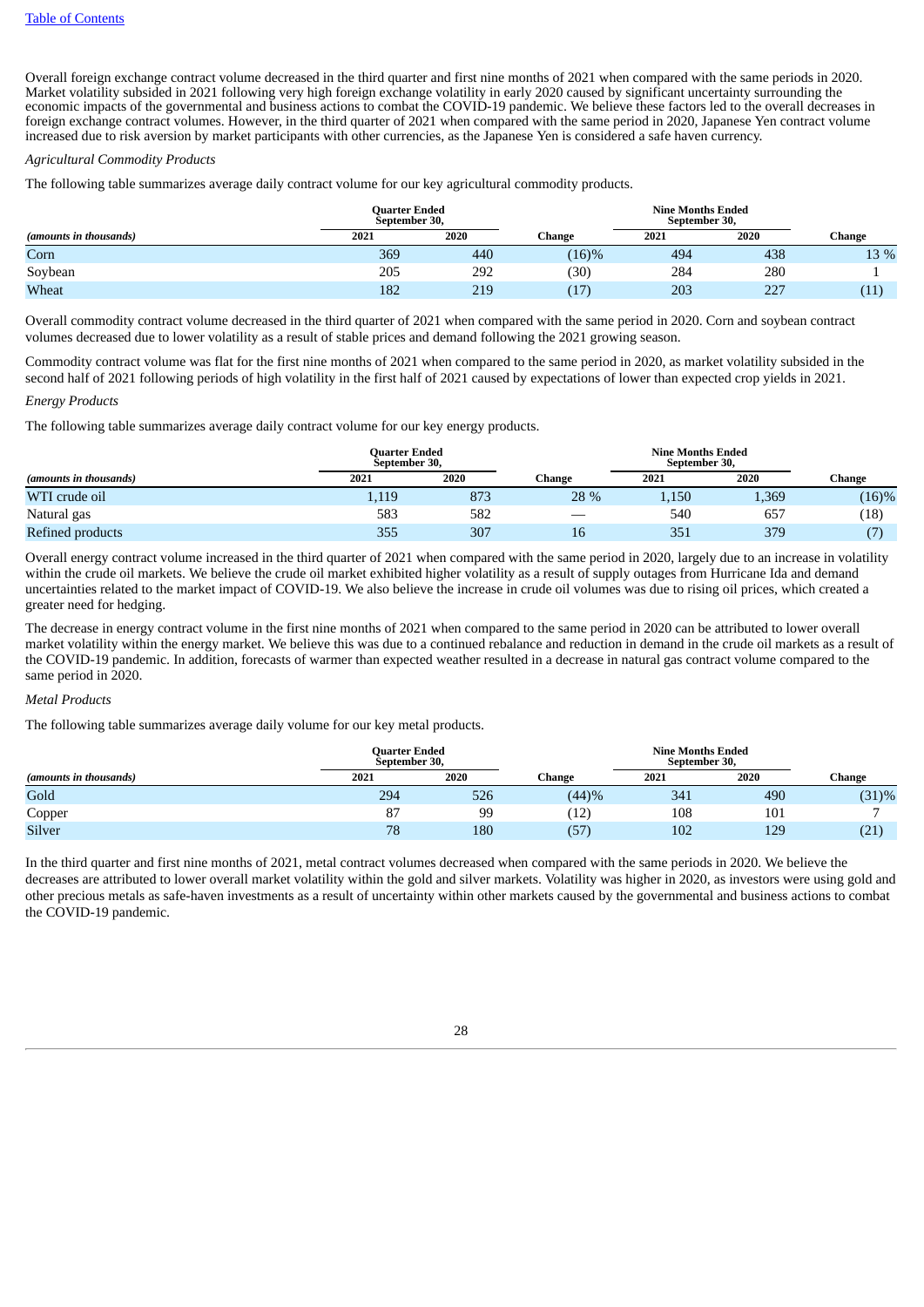Overall foreign exchange contract volume decreased in the third quarter and first nine months of 2021 when compared with the same periods in 2020. Market volatility subsided in 2021 following very high foreign exchange volatility in early 2020 caused by significant uncertainty surrounding the economic impacts of the governmental and business actions to combat the COVID-19 pandemic. We believe these factors led to the overall decreases in foreign exchange contract volumes. However, in the third quarter of 2021 when compared with the same period in 2020, Japanese Yen contract volume increased due to risk aversion by market participants with other currencies, as the Japanese Yen is considered a safe haven currency.

*Agricultural Commodity Products*

The following table summarizes average daily contract volume for our key agricultural commodity products.

| | Quarter Ended September 30, | | | Nine Months Ended September 30, | | |
|---|---|---|---|---|---|---|
| *(amounts in thousands)* | 2021 | 2020 | Change | 2021 | 2020 | Change |
| Corn | 369 | 440 | (16)% | 494 | 438 | 13 % |
| Soybean | 205 | 292 | (30) | 284 | 280 | 1 |
| Wheat | 182 | 219 | (17) | 203 | 227 | (11) |

Overall commodity contract volume decreased in the third quarter of 2021 when compared with the same period in 2020. Corn and soybean contract volumes decreased due to lower volatility as a result of stable prices and demand following the 2021 growing season.

Commodity contract volume was flat for the first nine months of 2021 when compared to the same period in 2020, as market volatility subsided in the second half of 2021 following periods of high volatility in the first half of 2021 caused by expectations of lower than expected crop yields in 2021.

*Energy Products*

The following table summarizes average daily contract volume for our key energy products.

| | Quarter Ended September 30, | | | Nine Months Ended September 30, | | |
|---|---|---|---|---|---|---|
| *(amounts in thousands)* | 2021 | 2020 | Change | 2021 | 2020 | Change |
| WTI crude oil | 1,119 | 873 | 28 % | 1,150 | 1,369 | (16)% |
| Natural gas | 583 | 582 | — | 540 | 657 | (18) |
| Refined products | 355 | 307 | 16 | 351 | 379 | (7) |

Overall energy contract volume increased in the third quarter of 2021 when compared with the same period in 2020, largely due to an increase in volatility within the crude oil markets. We believe the crude oil market exhibited higher volatility as a result of supply outages from Hurricane Ida and demand uncertainties related to the market impact of COVID-19. We also believe the increase in crude oil volumes was due to rising oil prices, which created a greater need for hedging.

The decrease in energy contract volume in the first nine months of 2021 when compared to the same period in 2020 can be attributed to lower overall market volatility within the energy market. We believe this was due to a continued rebalance and reduction in demand in the crude oil markets as a result of the COVID-19 pandemic. In addition, forecasts of warmer than expected weather resulted in a decrease in natural gas contract volume compared to the same period in 2020.

*Metal Products*

The following table summarizes average daily volume for our key metal products.

| | Quarter Ended September 30, | | | Nine Months Ended September 30, | | |
|---|---|---|---|---|---|---|
| *(amounts in thousands)* | 2021 | 2020 | Change | 2021 | 2020 | Change |
| Gold | 294 | 526 | (44)% | 341 | 490 | (31)% |
| Copper | 87 | 99 | (12) | 108 | 101 | 7 |
| Silver | 78 | 180 | (57) | 102 | 129 | (21) |

In the third quarter and first nine months of 2021, metal contract volumes decreased when compared with the same periods in 2020. We believe the decreases are attributed to lower overall market volatility within the gold and silver markets. Volatility was higher in 2020, as investors were using gold and other precious metals as safe-haven investments as a result of uncertainty within other markets caused by the governmental and business actions to combat the COVID-19 pandemic.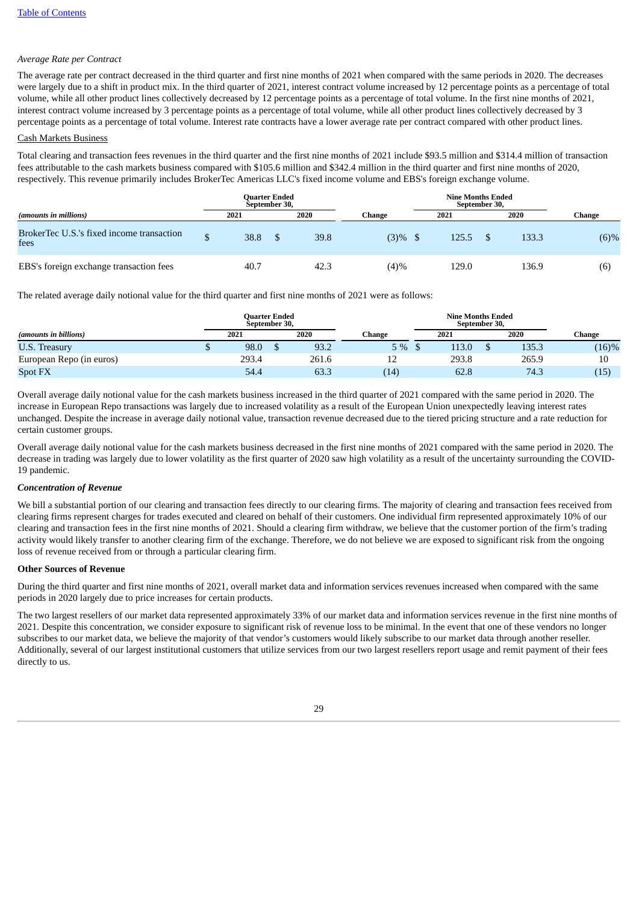*Average Rate per Contract*

The average rate per contract decreased in the third quarter and first nine months of 2021 when compared with the same periods in 2020. The decreases were largely due to a shift in product mix. In the third quarter of 2021, interest contract volume increased by 12 percentage points as a percentage of total volume, while all other product lines collectively decreased by 12 percentage points as a percentage of total volume. In the first nine months of 2021, interest contract volume increased by 3 percentage points as a percentage of total volume, while all other product lines collectively decreased by 3 percentage points as a percentage of total volume. Interest rate contracts have a lower average rate per contract compared with other product lines.

Cash Markets Business

Total clearing and transaction fees revenues in the third quarter and the first nine months of 2021 include $93.5 million and $314.4 million of transaction fees attributable to the cash markets business compared with $105.6 million and $342.4 million in the third quarter and first nine months of 2020, respectively. This revenue primarily includes BrokerTec Americas LLC's fixed income volume and EBS's foreign exchange volume.

| | Quarter Ended September 30, | | | Nine Months Ended September 30, | | |
|---|---|---|---|---|---|---|
| *(amounts in millions)* | 2021 | 2020 | Change | 2021 | 2020 | Change |
| BrokerTec U.S.'s fixed income transaction fees | $ 38.8 | $ 39.8 | (3)% | $ 125.5 | $ 133.3 | (6)% |
| EBS's foreign exchange transaction fees | 40.7 | 42.3 | (4)% | 129.0 | 136.9 | (6) |

The related average daily notional value for the third quarter and first nine months of 2021 were as follows:

| | Quarter Ended September 30, | | | Nine Months Ended September 30, | | |
|---|---|---|---|---|---|---|
| *(amounts in billions)* | 2021 | 2020 | Change | 2021 | 2020 | Change |
| U.S. Treasury | $ 98.0 | $ 93.2 | 5 % | $ 113.0 | $ 135.3 | (16)% |
| European Repo (in euros) | 293.4 | 261.6 | 12 | 293.8 | 265.9 | 10 |
| Spot FX | 54.4 | 63.3 | (14) | 62.8 | 74.3 | (15) |

Overall average daily notional value for the cash markets business increased in the third quarter of 2021 compared with the same period in 2020. The increase in European Repo transactions was largely due to increased volatility as a result of the European Union unexpectedly leaving interest rates unchanged. Despite the increase in average daily notional value, transaction revenue decreased due to the tiered pricing structure and a rate reduction for certain customer groups.

Overall average daily notional value for the cash markets business decreased in the first nine months of 2021 compared with the same period in 2020. The decrease in trading was largely due to lower volatility as the first quarter of 2020 saw high volatility as a result of the uncertainty surrounding the COVID-19 pandemic.

***Concentration of Revenue***

We bill a substantial portion of our clearing and transaction fees directly to our clearing firms. The majority of clearing and transaction fees received from clearing firms represent charges for trades executed and cleared on behalf of their customers. One individual firm represented approximately 10% of our clearing and transaction fees in the first nine months of 2021. Should a clearing firm withdraw, we believe that the customer portion of the firm's trading activity would likely transfer to another clearing firm of the exchange. Therefore, we do not believe we are exposed to significant risk from the ongoing loss of revenue received from or through a particular clearing firm.

**Other Sources of Revenue**

During the third quarter and first nine months of 2021, overall market data and information services revenues increased when compared with the same periods in 2020 largely due to price increases for certain products.

The two largest resellers of our market data represented approximately 33% of our market data and information services revenue in the first nine months of 2021. Despite this concentration, we consider exposure to significant risk of revenue loss to be minimal. In the event that one of these vendors no longer subscribes to our market data, we believe the majority of that vendor's customers would likely subscribe to our market data through another reseller. Additionally, several of our largest institutional customers that utilize services from our two largest resellers report usage and remit payment of their fees directly to us.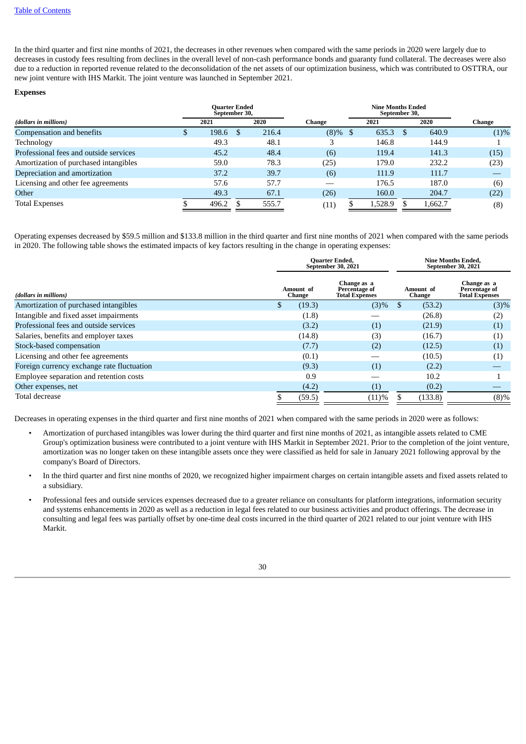In the third quarter and first nine months of 2021, the decreases in other revenues when compared with the same periods in 2020 were largely due to decreases in custody fees resulting from declines in the overall level of non-cash performance bonds and guaranty fund collateral. The decreases were also due to a reduction in reported revenue related to the deconsolidation of the net assets of our optimization business, which was contributed to OSTTRA, our new joint venture with IHS Markit. The joint venture was launched in September 2021.

**Expenses**

| *(dollars in millions)* | Quarter Ended September 30, 2021 | Quarter Ended September 30, 2020 | Change | Nine Months Ended September 30, 2021 | Nine Months Ended September 30, 2020 | Change |
|---|---|---|---|---|---|---|
| Compensation and benefits | $ 198.6 | $ 216.4 | (8)% | $ 635.3 | $ 640.9 | (1)% |
| Technology | 49.3 | 48.1 | 3 | 146.8 | 144.9 | 1 |
| Professional fees and outside services | 45.2 | 48.4 | (6) | 119.4 | 141.3 | (15) |
| Amortization of purchased intangibles | 59.0 | 78.3 | (25) | 179.0 | 232.2 | (23) |
| Depreciation and amortization | 37.2 | 39.7 | (6) | 111.9 | 111.7 | — |
| Licensing and other fee agreements | 57.6 | 57.7 | — | 176.5 | 187.0 | (6) |
| Other | 49.3 | 67.1 | (26) | 160.0 | 204.7 | (22) |
| Total Expenses | $ 496.2 | $ 555.7 | (11) | $ 1,528.9 | $ 1,662.7 | (8) |

Operating expenses decreased by $59.5 million and $133.8 million in the third quarter and first nine months of 2021 when compared with the same periods in 2020. The following table shows the estimated impacts of key factors resulting in the change in operating expenses:

| *(dollars in millions)* | Quarter Ended, September 30, 2021 Amount of Change | Quarter Ended, September 30, 2021 Change as a Percentage of Total Expenses | Nine Months Ended, September 30, 2021 Amount of Change | Nine Months Ended, September 30, 2021 Change as a Percentage of Total Expenses |
|---|---|---|---|---|
| Amortization of purchased intangibles | $ (19.3) | (3)% | $ (53.2) | (3)% |
| Intangible and fixed asset impairments | (1.8) | — | (26.8) | (2) |
| Professional fees and outside services | (3.2) | (1) | (21.9) | (1) |
| Salaries, benefits and employer taxes | (14.8) | (3) | (16.7) | (1) |
| Stock-based compensation | (7.7) | (2) | (12.5) | (1) |
| Licensing and other fee agreements | (0.1) | — | (10.5) | (1) |
| Foreign currency exchange rate fluctuation | (9.3) | (1) | (2.2) | — |
| Employee separation and retention costs | 0.9 | — | 10.2 | 1 |
| Other expenses, net | (4.2) | (1) | (0.2) | — |
| Total decrease | $ (59.5) | (11)% | $ (133.8) | (8)% |

Decreases in operating expenses in the third quarter and first nine months of 2021 when compared with the same periods in 2020 were as follows:

- Amortization of purchased intangibles was lower during the third quarter and first nine months of 2021, as intangible assets related to CME Group's optimization business were contributed to a joint venture with IHS Markit in September 2021. Prior to the completion of the joint venture, amortization was no longer taken on these intangible assets once they were classified as held for sale in January 2021 following approval by the company's Board of Directors.
- In the third quarter and first nine months of 2020, we recognized higher impairment charges on certain intangible assets and fixed assets related to a subsidiary.
- Professional fees and outside services expenses decreased due to a greater reliance on consultants for platform integrations, information security and systems enhancements in 2020 as well as a reduction in legal fees related to our business activities and product offerings. The decrease in consulting and legal fees was partially offset by one-time deal costs incurred in the third quarter of 2021 related to our joint venture with IHS Markit.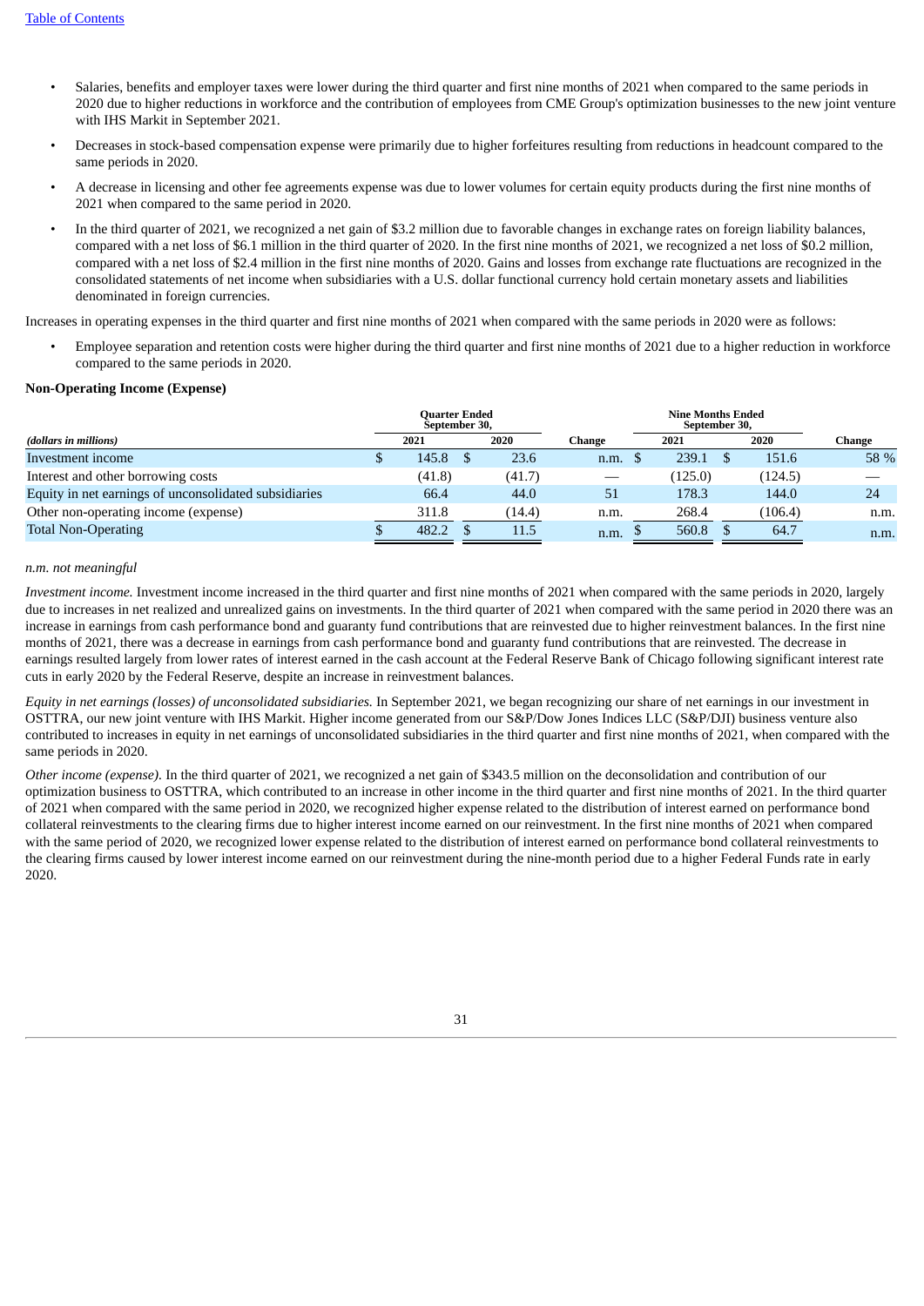[Table of Contents](#)

- Salaries, benefits and employer taxes were lower during the third quarter and first nine months of 2021 when compared to the same periods in 2020 due to higher reductions in workforce and the contribution of employees from CME Group's optimization businesses to the new joint venture with IHS Markit in September 2021.
- Decreases in stock-based compensation expense were primarily due to higher forfeitures resulting from reductions in headcount compared to the same periods in 2020.
- A decrease in licensing and other fee agreements expense was due to lower volumes for certain equity products during the first nine months of 2021 when compared to the same period in 2020.
- In the third quarter of 2021, we recognized a net gain of $3.2 million due to favorable changes in exchange rates on foreign liability balances, compared with a net loss of $6.1 million in the third quarter of 2020. In the first nine months of 2021, we recognized a net loss of $0.2 million, compared with a net loss of $2.4 million in the first nine months of 2020. Gains and losses from exchange rate fluctuations are recognized in the consolidated statements of net income when subsidiaries with a U.S. dollar functional currency hold certain monetary assets and liabilities denominated in foreign currencies.

Increases in operating expenses in the third quarter and first nine months of 2021 when compared with the same periods in 2020 were as follows:

- Employee separation and retention costs were higher during the third quarter and first nine months of 2021 due to a higher reduction in workforce compared to the same periods in 2020.

**Non-Operating Income (Expense)**

| | Quarter Ended September 30, | | | Nine Months Ended September 30, | | |
|---|---|---|---|---|---|---|
| *(dollars in millions)* | 2021 | 2020 | Change | 2021 | 2020 | Change |
| Investment income | $ 145.8 | $ 23.6 | n.m. | $ 239.1 | $ 151.6 | 58 % |
| Interest and other borrowing costs | (41.8) | (41.7) | — | (125.0) | (124.5) | — |
| Equity in net earnings of unconsolidated subsidiaries | 66.4 | 44.0 | 51 | 178.3 | 144.0 | 24 |
| Other non-operating income (expense) | 311.8 | (14.4) | n.m. | 268.4 | (106.4) | n.m. |
| Total Non-Operating | $ 482.2 | $ 11.5 | n.m. | $ 560.8 | $ 64.7 | n.m. |

*n.m. not meaningful*

*Investment income.* Investment income increased in the third quarter and first nine months of 2021 when compared with the same periods in 2020, largely due to increases in net realized and unrealized gains on investments. In the third quarter of 2021 when compared with the same period in 2020 there was an increase in earnings from cash performance bond and guaranty fund contributions that are reinvested due to higher reinvestment balances. In the first nine months of 2021, there was a decrease in earnings from cash performance bond and guaranty fund contributions that are reinvested. The decrease in earnings resulted largely from lower rates of interest earned in the cash account at the Federal Reserve Bank of Chicago following significant interest rate cuts in early 2020 by the Federal Reserve, despite an increase in reinvestment balances.

*Equity in net earnings (losses) of unconsolidated subsidiaries.* In September 2021, we began recognizing our share of net earnings in our investment in OSTTRA, our new joint venture with IHS Markit. Higher income generated from our S&P/Dow Jones Indices LLC (S&P/DJI) business venture also contributed to increases in equity in net earnings of unconsolidated subsidiaries in the third quarter and first nine months of 2021, when compared with the same periods in 2020.

*Other income (expense).* In the third quarter of 2021, we recognized a net gain of $343.5 million on the deconsolidation and contribution of our optimization business to OSTTRA, which contributed to an increase in other income in the third quarter and first nine months of 2021. In the third quarter of 2021 when compared with the same period in 2020, we recognized higher expense related to the distribution of interest earned on performance bond collateral reinvestments to the clearing firms due to higher interest income earned on our reinvestment. In the first nine months of 2021 when compared with the same period of 2020, we recognized lower expense related to the distribution of interest earned on performance bond collateral reinvestments to the clearing firms caused by lower interest income earned on our reinvestment during the nine-month period due to a higher Federal Funds rate in early 2020.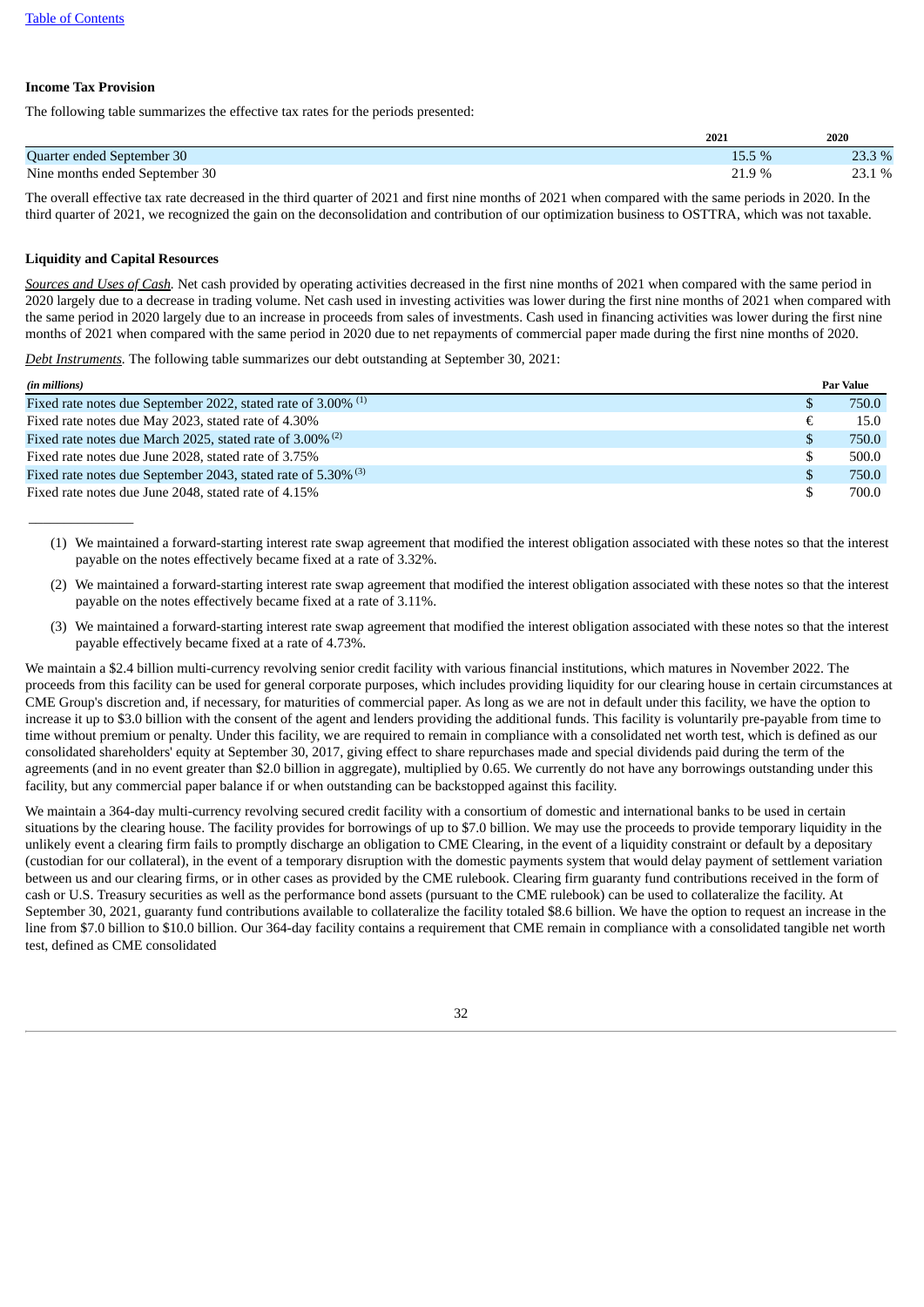[Table of Contents](#)

**Income Tax Provision**

The following table summarizes the effective tax rates for the periods presented:

| | 2021 | 2020 |
|---|---|---|
| Quarter ended September 30 | 15.5 % | 23.3 % |
| Nine months ended September 30 | 21.9 % | 23.1 % |

The overall effective tax rate decreased in the third quarter of 2021 and first nine months of 2021 when compared with the same periods in 2020. In the third quarter of 2021, we recognized the gain on the deconsolidation and contribution of our optimization business to OSTTRA, which was not taxable.

**Liquidity and Capital Resources**

*Sources and Uses of Cash.* Net cash provided by operating activities decreased in the first nine months of 2021 when compared with the same period in 2020 largely due to a decrease in trading volume. Net cash used in investing activities was lower during the first nine months of 2021 when compared with the same period in 2020 largely due to an increase in proceeds from sales of investments. Cash used in financing activities was lower during the first nine months of 2021 when compared with the same period in 2020 due to net repayments of commercial paper made during the first nine months of 2020.

*Debt Instruments.* The following table summarizes our debt outstanding at September 30, 2021:

| *(in millions)* | | Par Value |
|---|---|---|
| Fixed rate notes due September 2022, stated rate of 3.00% [1] | $ | 750.0 |
| Fixed rate notes due May 2023, stated rate of 4.30% | € | 15.0 |
| Fixed rate notes due March 2025, stated rate of 3.00% [2] | $ | 750.0 |
| Fixed rate notes due June 2028, stated rate of 3.75% | $ | 500.0 |
| Fixed rate notes due September 2043, stated rate of 5.30% [3] | $ | 750.0 |
| Fixed rate notes due June 2048, stated rate of 4.15% | $ | 700.0 |

_______________

(1) We maintained a forward-starting interest rate swap agreement that modified the interest obligation associated with these notes so that the interest payable on the notes effectively became fixed at a rate of 3.32%.

(2) We maintained a forward-starting interest rate swap agreement that modified the interest obligation associated with these notes so that the interest payable on the notes effectively became fixed at a rate of 3.11%.

(3) We maintained a forward-starting interest rate swap agreement that modified the interest obligation associated with these notes so that the interest payable effectively became fixed at a rate of 4.73%.

We maintain a $2.4 billion multi-currency revolving senior credit facility with various financial institutions, which matures in November 2022. The proceeds from this facility can be used for general corporate purposes, which includes providing liquidity for our clearing house in certain circumstances at CME Group's discretion and, if necessary, for maturities of commercial paper. As long as we are not in default under this facility, we have the option to increase it up to $3.0 billion with the consent of the agent and lenders providing the additional funds. This facility is voluntarily pre-payable from time to time without premium or penalty. Under this facility, we are required to remain in compliance with a consolidated net worth test, which is defined as our consolidated shareholders' equity at September 30, 2017, giving effect to share repurchases made and special dividends paid during the term of the agreements (and in no event greater than $2.0 billion in aggregate), multiplied by 0.65. We currently do not have any borrowings outstanding under this facility, but any commercial paper balance if or when outstanding can be backstopped against this facility.

We maintain a 364-day multi-currency revolving secured credit facility with a consortium of domestic and international banks to be used in certain situations by the clearing house. The facility provides for borrowings of up to $7.0 billion. We may use the proceeds to provide temporary liquidity in the unlikely event a clearing firm fails to promptly discharge an obligation to CME Clearing, in the event of a liquidity constraint or default by a depositary (custodian for our collateral), in the event of a temporary disruption with the domestic payments system that would delay payment of settlement variation between us and our clearing firms, or in other cases as provided by the CME rulebook. Clearing firm guaranty fund contributions received in the form of cash or U.S. Treasury securities as well as the performance bond assets (pursuant to the CME rulebook) can be used to collateralize the facility. At September 30, 2021, guaranty fund contributions available to collateralize the facility totaled $8.6 billion. We have the option to request an increase in the line from $7.0 billion to $10.0 billion. Our 364-day facility contains a requirement that CME remain in compliance with a consolidated tangible net worth test, defined as CME consolidated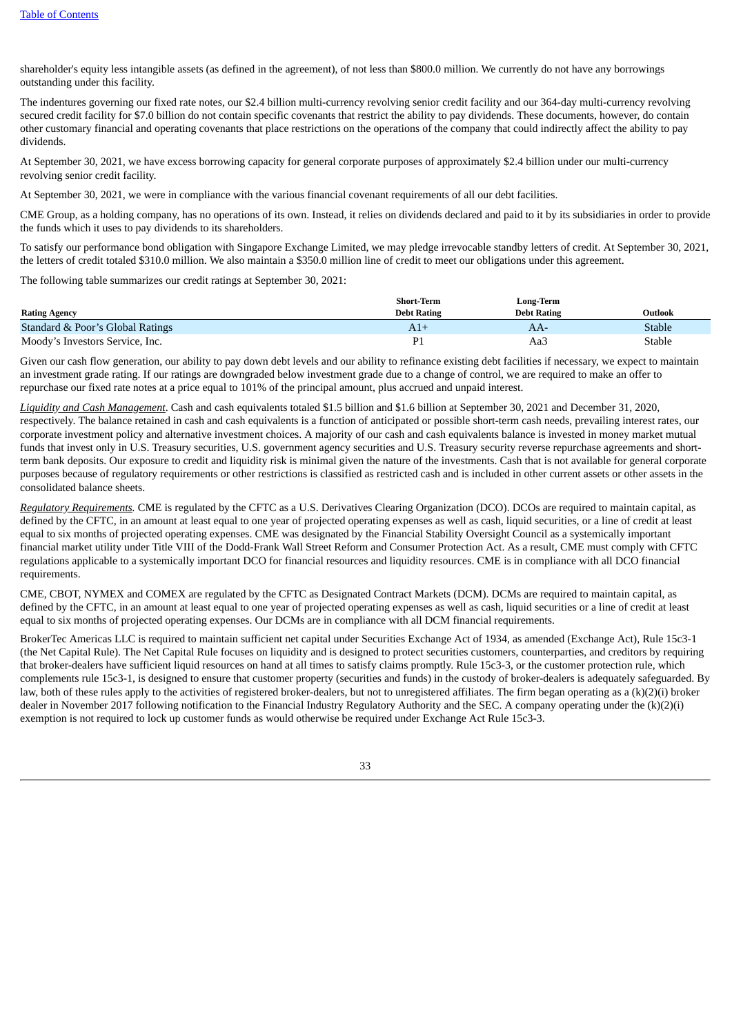shareholder's equity less intangible assets (as defined in the agreement), of not less than $800.0 million. We currently do not have any borrowings outstanding under this facility.

The indentures governing our fixed rate notes, our $2.4 billion multi-currency revolving senior credit facility and our 364-day multi-currency revolving secured credit facility for $7.0 billion do not contain specific covenants that restrict the ability to pay dividends. These documents, however, do contain other customary financial and operating covenants that place restrictions on the operations of the company that could indirectly affect the ability to pay dividends.

At September 30, 2021, we have excess borrowing capacity for general corporate purposes of approximately $2.4 billion under our multi-currency revolving senior credit facility.

At September 30, 2021, we were in compliance with the various financial covenant requirements of all our debt facilities.

CME Group, as a holding company, has no operations of its own. Instead, it relies on dividends declared and paid to it by its subsidiaries in order to provide the funds which it uses to pay dividends to its shareholders.

To satisfy our performance bond obligation with Singapore Exchange Limited, we may pledge irrevocable standby letters of credit. At September 30, 2021, the letters of credit totaled $310.0 million. We also maintain a $350.0 million line of credit to meet our obligations under this agreement.

The following table summarizes our credit ratings at September 30, 2021:

| Rating Agency | Short-Term Debt Rating | Long-Term Debt Rating | Outlook |
|---|---|---|---|
| Standard & Poor's Global Ratings | A1+ | AA- | Stable |
| Moody's Investors Service, Inc. | P1 | Aa3 | Stable |

Given our cash flow generation, our ability to pay down debt levels and our ability to refinance existing debt facilities if necessary, we expect to maintain an investment grade rating. If our ratings are downgraded below investment grade due to a change of control, we are required to make an offer to repurchase our fixed rate notes at a price equal to 101% of the principal amount, plus accrued and unpaid interest.

*Liquidity and Cash Management*. Cash and cash equivalents totaled $1.5 billion and $1.6 billion at September 30, 2021 and December 31, 2020, respectively. The balance retained in cash and cash equivalents is a function of anticipated or possible short-term cash needs, prevailing interest rates, our corporate investment policy and alternative investment choices. A majority of our cash and cash equivalents balance is invested in money market mutual funds that invest only in U.S. Treasury securities, U.S. government agency securities and U.S. Treasury security reverse repurchase agreements and short-term bank deposits. Our exposure to credit and liquidity risk is minimal given the nature of the investments. Cash that is not available for general corporate purposes because of regulatory requirements or other restrictions is classified as restricted cash and is included in other current assets or other assets in the consolidated balance sheets.

*Regulatory Requirements.* CME is regulated by the CFTC as a U.S. Derivatives Clearing Organization (DCO). DCOs are required to maintain capital, as defined by the CFTC, in an amount at least equal to one year of projected operating expenses as well as cash, liquid securities, or a line of credit at least equal to six months of projected operating expenses. CME was designated by the Financial Stability Oversight Council as a systemically important financial market utility under Title VIII of the Dodd-Frank Wall Street Reform and Consumer Protection Act. As a result, CME must comply with CFTC regulations applicable to a systemically important DCO for financial resources and liquidity resources. CME is in compliance with all DCO financial requirements.

CME, CBOT, NYMEX and COMEX are regulated by the CFTC as Designated Contract Markets (DCM). DCMs are required to maintain capital, as defined by the CFTC, in an amount at least equal to one year of projected operating expenses as well as cash, liquid securities or a line of credit at least equal to six months of projected operating expenses. Our DCMs are in compliance with all DCM financial requirements.

BrokerTec Americas LLC is required to maintain sufficient net capital under Securities Exchange Act of 1934, as amended (Exchange Act), Rule 15c3-1 (the Net Capital Rule). The Net Capital Rule focuses on liquidity and is designed to protect securities customers, counterparties, and creditors by requiring that broker-dealers have sufficient liquid resources on hand at all times to satisfy claims promptly. Rule 15c3-3, or the customer protection rule, which complements rule 15c3-1, is designed to ensure that customer property (securities and funds) in the custody of broker-dealers is adequately safeguarded. By law, both of these rules apply to the activities of registered broker-dealers, but not to unregistered affiliates. The firm began operating as a (k)(2)(i) broker dealer in November 2017 following notification to the Financial Industry Regulatory Authority and the SEC. A company operating under the (k)(2)(i) exemption is not required to lock up customer funds as would otherwise be required under Exchange Act Rule 15c3-3.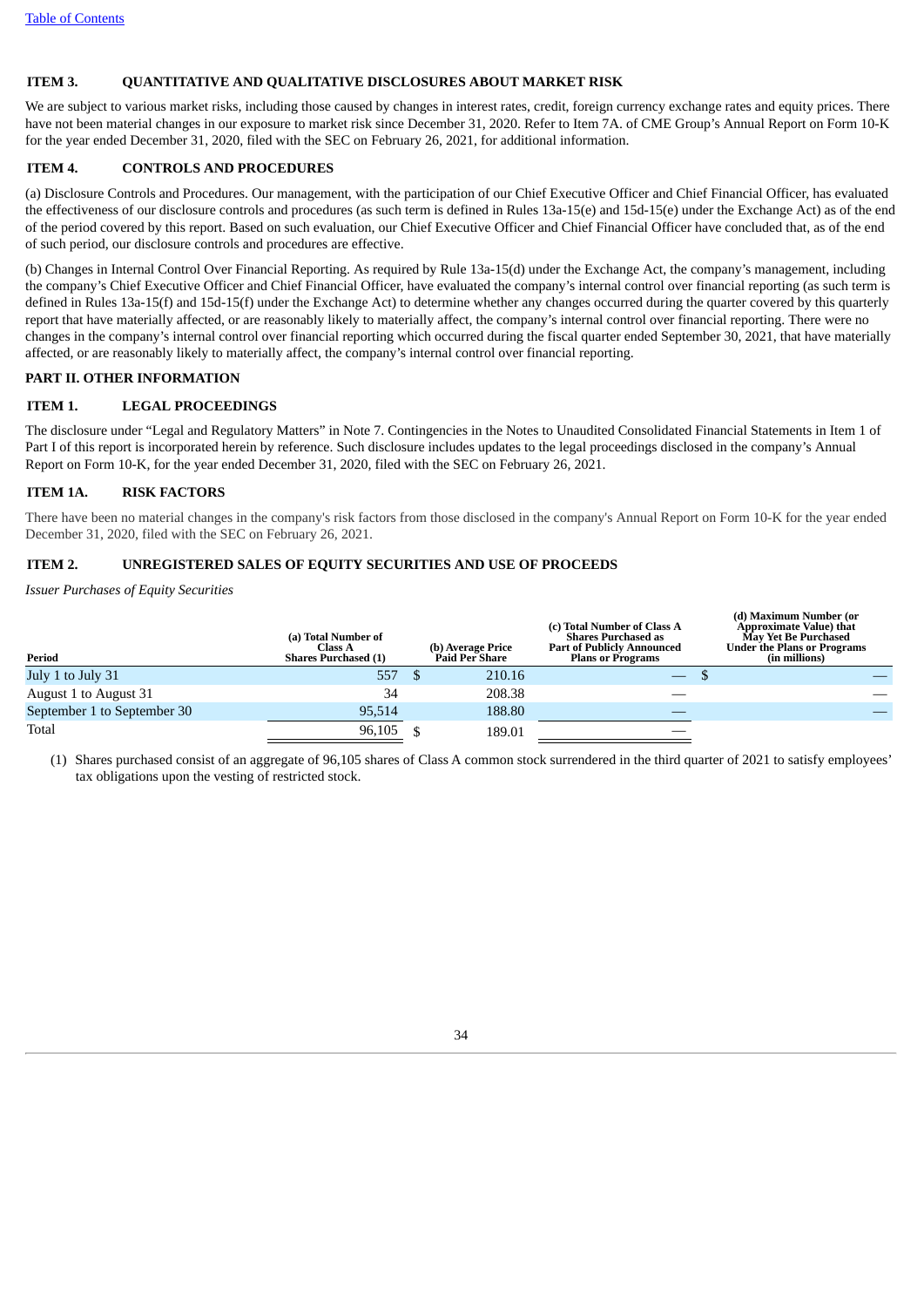[Table of Contents](#)

### ITEM 3. QUANTITATIVE AND QUALITATIVE DISCLOSURES ABOUT MARKET RISK

We are subject to various market risks, including those caused by changes in interest rates, credit, foreign currency exchange rates and equity prices. There have not been material changes in our exposure to market risk since December 31, 2020. Refer to Item 7A. of CME Group's Annual Report on Form 10-K for the year ended December 31, 2020, filed with the SEC on February 26, 2021, for additional information.

### ITEM 4. CONTROLS AND PROCEDURES

(a) Disclosure Controls and Procedures. Our management, with the participation of our Chief Executive Officer and Chief Financial Officer, has evaluated the effectiveness of our disclosure controls and procedures (as such term is defined in Rules 13a-15(e) and 15d-15(e) under the Exchange Act) as of the end of the period covered by this report. Based on such evaluation, our Chief Executive Officer and Chief Financial Officer have concluded that, as of the end of such period, our disclosure controls and procedures are effective.

(b) Changes in Internal Control Over Financial Reporting. As required by Rule 13a-15(d) under the Exchange Act, the company's management, including the company's Chief Executive Officer and Chief Financial Officer, have evaluated the company's internal control over financial reporting (as such term is defined in Rules 13a-15(f) and 15d-15(f) under the Exchange Act) to determine whether any changes occurred during the quarter covered by this quarterly report that have materially affected, or are reasonably likely to materially affect, the company's internal control over financial reporting. There were no changes in the company's internal control over financial reporting which occurred during the fiscal quarter ended September 30, 2021, that have materially affected, or are reasonably likely to materially affect, the company's internal control over financial reporting.

## PART II. OTHER INFORMATION

### ITEM 1. LEGAL PROCEEDINGS

The disclosure under "Legal and Regulatory Matters" in Note 7. Contingencies in the Notes to Unaudited Consolidated Financial Statements in Item 1 of Part I of this report is incorporated herein by reference. Such disclosure includes updates to the legal proceedings disclosed in the company's Annual Report on Form 10-K, for the year ended December 31, 2020, filed with the SEC on February 26, 2021.

### ITEM 1A. RISK FACTORS

There have been no material changes in the company's risk factors from those disclosed in the company's Annual Report on Form 10-K for the year ended December 31, 2020, filed with the SEC on February 26, 2021.

### ITEM 2. UNREGISTERED SALES OF EQUITY SECURITIES AND USE OF PROCEEDS

*Issuer Purchases of Equity Securities*

| Period | (a) Total Number of Class A Shares Purchased (1) | (b) Average Price Paid Per Share | (c) Total Number of Class A Shares Purchased as Part of Publicly Announced Plans or Programs | (d) Maximum Number (or Approximate Value) that May Yet Be Purchased Under the Plans or Programs (in millions) |
|---|---|---|---|---|
| July 1 to July 31 | 557 | $ 210.16 | — | $ — |
| August 1 to August 31 | 34 | 208.38 | — | — |
| September 1 to September 30 | 95,514 | 188.80 | — | — |
| Total | 96,105 | $ 189.01 | — | |

(1) Shares purchased consist of an aggregate of 96,105 shares of Class A common stock surrendered in the third quarter of 2021 to satisfy employees' tax obligations upon the vesting of restricted stock.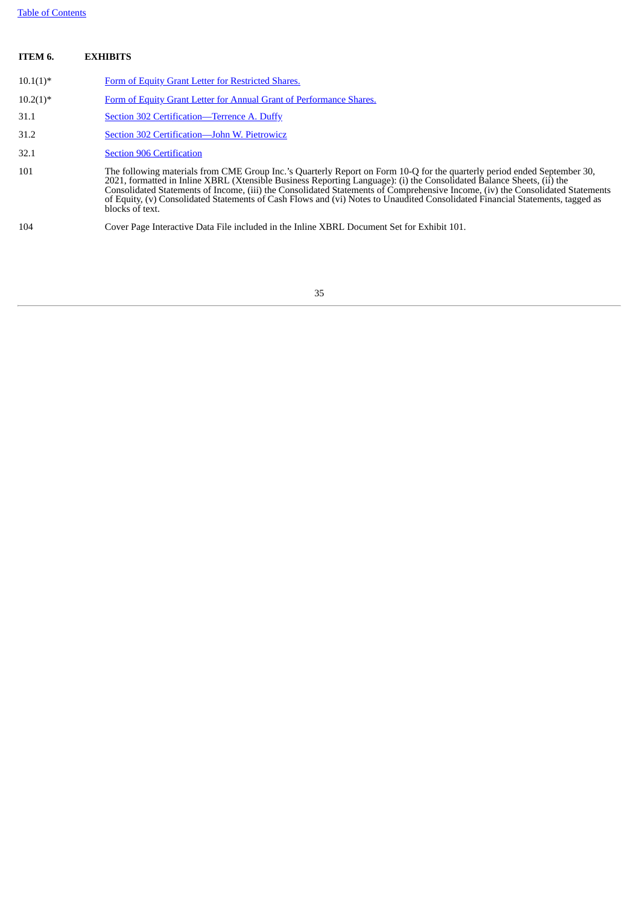## ITEM 6. EXHIBITS

| | |
|---|---|
| 10.1(1)* | Form of Equity Grant Letter for Restricted Shares. |
| 10.2(1)* | Form of Equity Grant Letter for Annual Grant of Performance Shares. |
| 31.1 | Section 302 Certification—Terrence A. Duffy |
| 31.2 | Section 302 Certification—John W. Pietrowicz |
| 32.1 | Section 906 Certification |
| 101 | The following materials from CME Group Inc.'s Quarterly Report on Form 10-Q for the quarterly period ended September 30, 2021, formatted in Inline XBRL (Xtensible Business Reporting Language): (i) the Consolidated Balance Sheets, (ii) the Consolidated Statements of Income, (iii) the Consolidated Statements of Comprehensive Income, (iv) the Consolidated Statements of Equity, (v) Consolidated Statements of Cash Flows and (vi) Notes to Unaudited Consolidated Financial Statements, tagged as blocks of text. |
| 104 | Cover Page Interactive Data File included in the Inline XBRL Document Set for Exhibit 101. |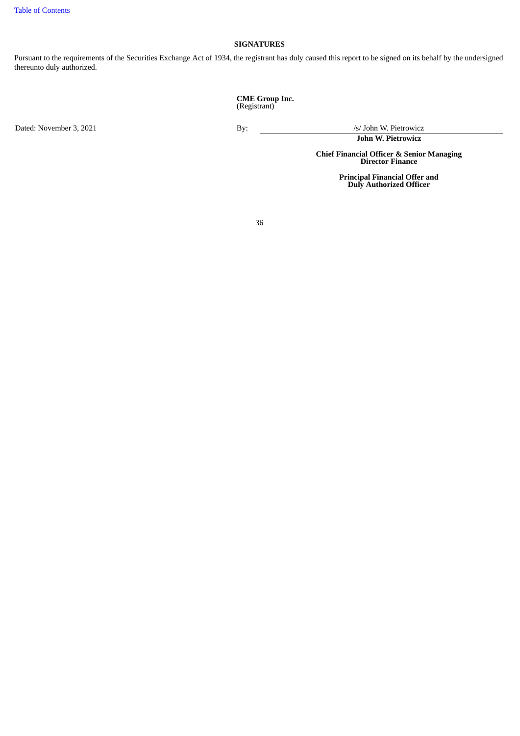## SIGNATURES

Pursuant to the requirements of the Securities Exchange Act of 1934, the registrant has duly caused this report to be signed on its behalf by the undersigned thereunto duly authorized.

**CME Group Inc.**
(Registrant)

Dated: November 3, 2021

By: /s/ John W. Pietrowicz

**John W. Pietrowicz**

**Chief Financial Officer & Senior Managing Director Finance**

**Principal Financial Offer and Duly Authorized Officer**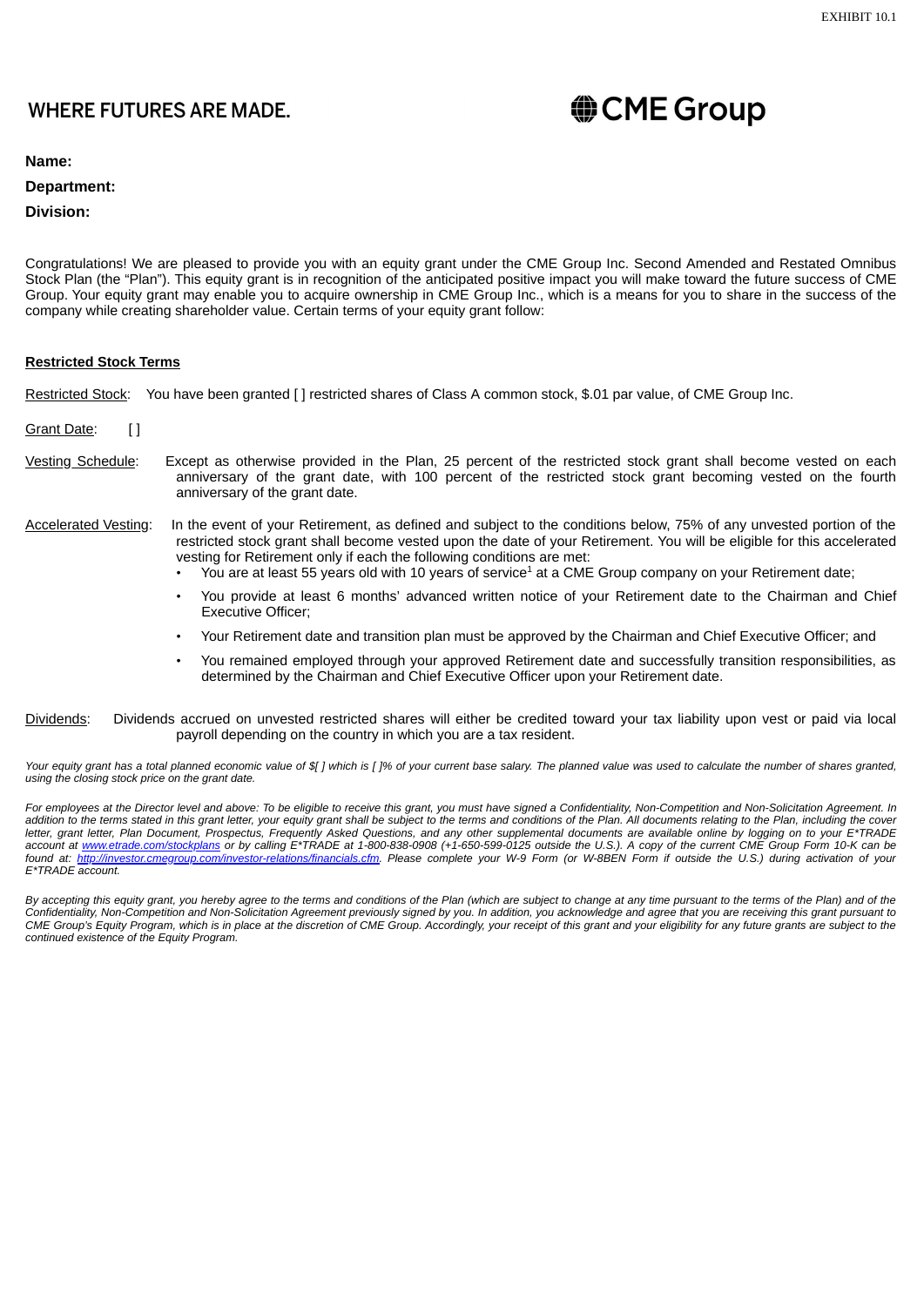EXHIBIT 10.1

WHERE FUTURES ARE MADE.

CME Group

**Name:**

**Department:**

**Division:**

Congratulations! We are pleased to provide you with an equity grant under the CME Group Inc. Second Amended and Restated Omnibus Stock Plan (the "Plan"). This equity grant is in recognition of the anticipated positive impact you will make toward the future success of CME Group. Your equity grant may enable you to acquire ownership in CME Group Inc., which is a means for you to share in the success of the company while creating shareholder value. Certain terms of your equity grant follow:

**Restricted Stock Terms**

Restricted Stock: You have been granted [ ] restricted shares of Class A common stock, $.01 par value, of CME Group Inc.

Grant Date: [ ]

Vesting Schedule: Except as otherwise provided in the Plan, 25 percent of the restricted stock grant shall become vested on each anniversary of the grant date, with 100 percent of the restricted stock grant becoming vested on the fourth anniversary of the grant date.

Accelerated Vesting: In the event of your Retirement, as defined and subject to the conditions below, 75% of any unvested portion of the restricted stock grant shall become vested upon the date of your Retirement. You will be eligible for this accelerated vesting for Retirement only if each the following conditions are met:

- You are at least 55 years old with 10 years of service[1] at a CME Group company on your Retirement date;
- You provide at least 6 months' advanced written notice of your Retirement date to the Chairman and Chief Executive Officer;
- Your Retirement date and transition plan must be approved by the Chairman and Chief Executive Officer; and
- You remained employed through your approved Retirement date and successfully transition responsibilities, as determined by the Chairman and Chief Executive Officer upon your Retirement date.

Dividends: Dividends accrued on unvested restricted shares will either be credited toward your tax liability upon vest or paid via local payroll depending on the country in which you are a tax resident.

*Your equity grant has a total planned economic value of $[ ] which is [ ]% of your current base salary. The planned value was used to calculate the number of shares granted, using the closing stock price on the grant date.*

*For employees at the Director level and above: To be eligible to receive this grant, you must have signed a Confidentiality, Non-Competition and Non-Solicitation Agreement. In addition to the terms stated in this grant letter, your equity grant shall be subject to the terms and conditions of the Plan. All documents relating to the Plan, including the cover letter, grant letter, Plan Document, Prospectus, Frequently Asked Questions, and any other supplemental documents are available online by logging on to your E\*TRADE account at www.etrade.com/stockplans or by calling E\*TRADE at 1-800-838-0908 (+1-650-599-0125 outside the U.S.). A copy of the current CME Group Form 10-K can be found at: http://investor.cmegroup.com/investor-relations/financials.cfm. Please complete your W-9 Form (or W-8BEN Form if outside the U.S.) during activation of your E\*TRADE account.*

*By accepting this equity grant, you hereby agree to the terms and conditions of the Plan (which are subject to change at any time pursuant to the terms of the Plan) and of the Confidentiality, Non-Competition and Non-Solicitation Agreement previously signed by you. In addition, you acknowledge and agree that you are receiving this grant pursuant to CME Group's Equity Program, which is in place at the discretion of CME Group. Accordingly, your receipt of this grant and your eligibility for any future grants are subject to the continued existence of the Equity Program.*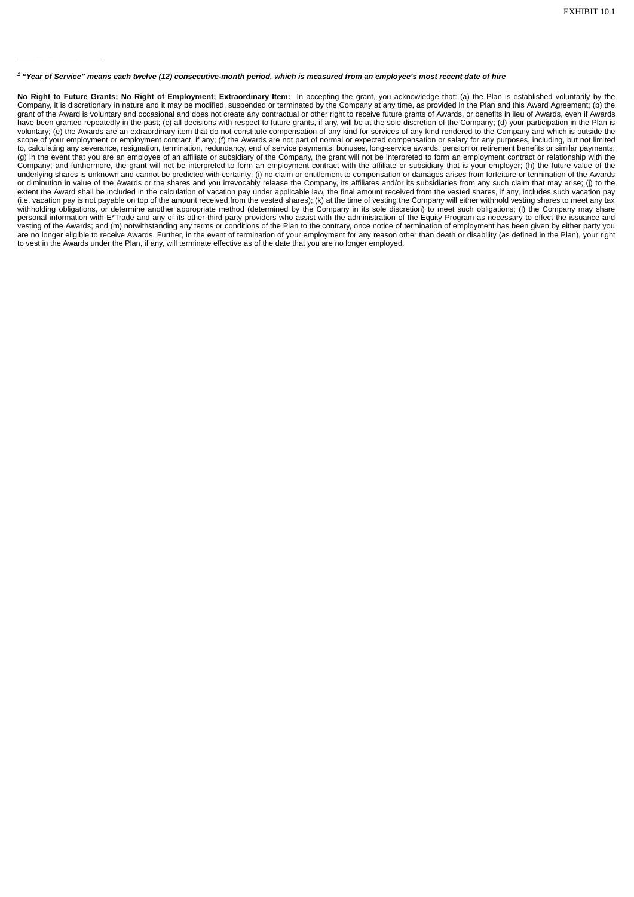---

[1] ***"Year of Service" means each twelve (12) consecutive-month period, which is measured from an employee's most recent date of hire***

**No Right to Future Grants; No Right of Employment; Extraordinary Item:** In accepting the grant, you acknowledge that: (a) the Plan is established voluntarily by the Company, it is discretionary in nature and it may be modified, suspended or terminated by the Company at any time, as provided in the Plan and this Award Agreement; (b) the grant of the Award is voluntary and occasional and does not create any contractual or other right to receive future grants of Awards, or benefits in lieu of Awards, even if Awards have been granted repeatedly in the past; (c) all decisions with respect to future grants, if any, will be at the sole discretion of the Company; (d) your participation in the Plan is voluntary; (e) the Awards are an extraordinary item that do not constitute compensation of any kind for services of any kind rendered to the Company and which is outside the scope of your employment or employment contract, if any; (f) the Awards are not part of normal or expected compensation or salary for any purposes, including, but not limited to, calculating any severance, resignation, termination, redundancy, end of service payments, bonuses, long-service awards, pension or retirement benefits or similar payments; (g) in the event that you are an employee of an affiliate or subsidiary of the Company, the grant will not be interpreted to form an employment contract or relationship with the Company; and furthermore, the grant will not be interpreted to form an employment contract with the affiliate or subsidiary that is your employer; (h) the future value of the underlying shares is unknown and cannot be predicted with certainty; (i) no claim or entitlement to compensation or damages arises from forfeiture or termination of the Awards or diminution in value of the Awards or the shares and you irrevocably release the Company, its affiliates and/or its subsidiaries from any such claim that may arise; (j) to the extent the Award shall be included in the calculation of vacation pay under applicable law, the final amount received from the vested shares, if any, includes such vacation pay (i.e. vacation pay is not payable on top of the amount received from the vested shares); (k) at the time of vesting the Company will either withhold vesting shares to meet any tax withholding obligations, or determine another appropriate method (determined by the Company in its sole discretion) to meet such obligations; (l) the Company may share personal information with E*Trade and any of its other third party providers who assist with the administration of the Equity Program as necessary to effect the issuance and vesting of the Awards; and (m) notwithstanding any terms or conditions of the Plan to the contrary, once notice of termination of employment has been given by either party you are no longer eligible to receive Awards. Further, in the event of termination of your employment for any reason other than death or disability (as defined in the Plan), your right to vest in the Awards under the Plan, if any, will terminate effective as of the date that you are no longer employed.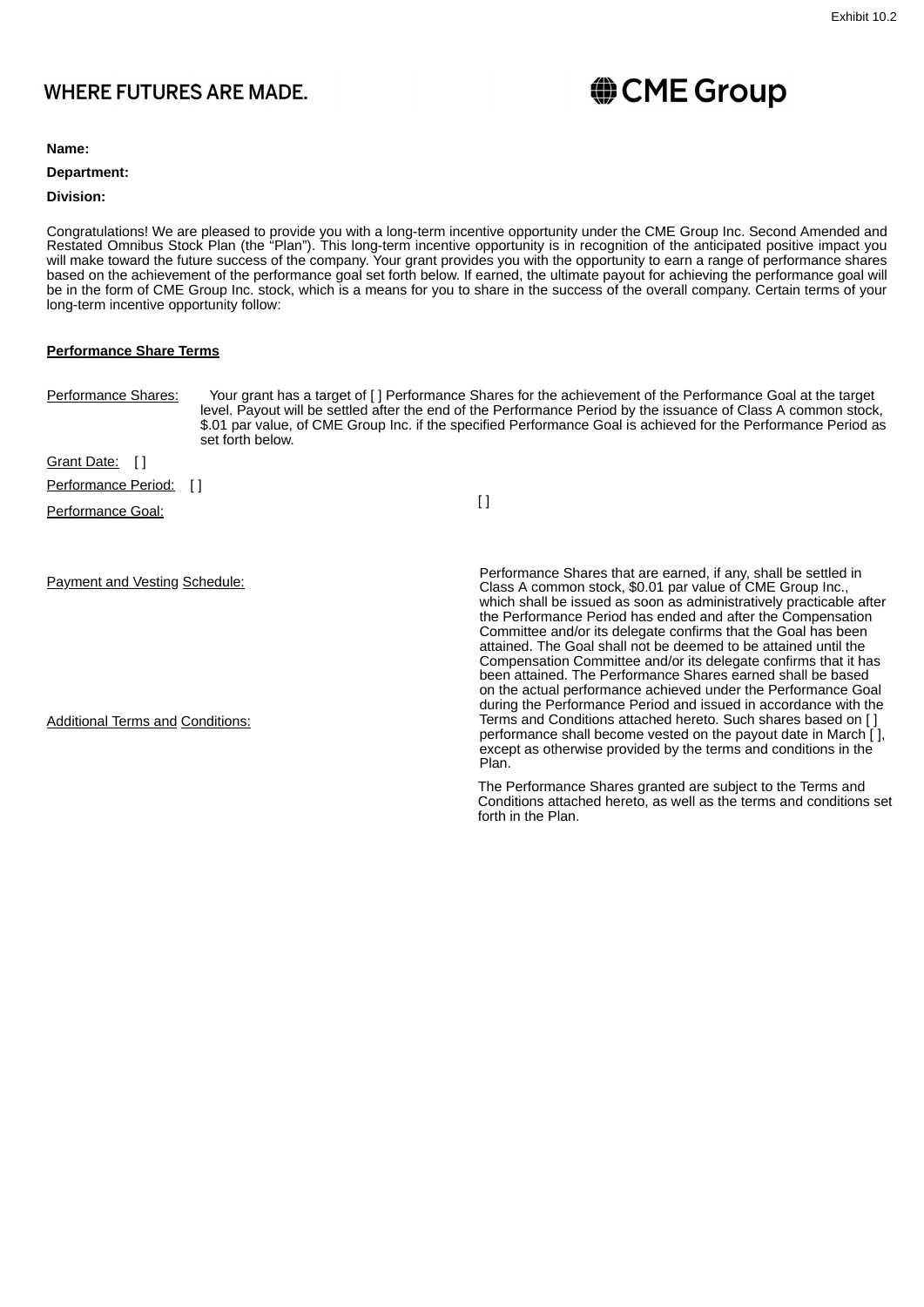Exhibit 10.2

WHERE FUTURES ARE MADE.

CME Group

**Name:**

**Department:**

**Division:**

Congratulations! We are pleased to provide you with a long-term incentive opportunity under the CME Group Inc. Second Amended and Restated Omnibus Stock Plan (the "Plan"). This long-term incentive opportunity is in recognition of the anticipated positive impact you will make toward the future success of the company. Your grant provides you with the opportunity to earn a range of performance shares based on the achievement of the performance goal set forth below. If earned, the ultimate payout for achieving the performance goal will be in the form of CME Group Inc. stock, which is a means for you to share in the success of the overall company. Certain terms of your long-term incentive opportunity follow:

**Performance Share Terms**

Performance Shares: Your grant has a target of [ ] Performance Shares for the achievement of the Performance Goal at the target level. Payout will be settled after the end of the Performance Period by the issuance of Class A common stock, $.01 par value, of CME Group Inc. if the specified Performance Goal is achieved for the Performance Period as set forth below.

Grant Date: [ ]

Performance Period: [ ]

Performance Goal: [ ]

Payment and Vesting Schedule: Performance Shares that are earned, if any, shall be settled in Class A common stock, $0.01 par value of CME Group Inc., which shall be issued as soon as administratively practicable after the Performance Period has ended and after the Compensation Committee and/or its delegate confirms that the Goal has been attained. The Goal shall not be deemed to be attained until the Compensation Committee and/or its delegate confirms that it has been attained. The Performance Shares earned shall be based on the actual performance achieved under the Performance Goal during the Performance Period and issued in accordance with the Terms and Conditions attached hereto. Such shares based on [ ] performance shall become vested on the payout date in March [ ], except as otherwise provided by the terms and conditions in the Plan.

Additional Terms and Conditions: The Performance Shares granted are subject to the Terms and Conditions attached hereto, as well as the terms and conditions set forth in the Plan.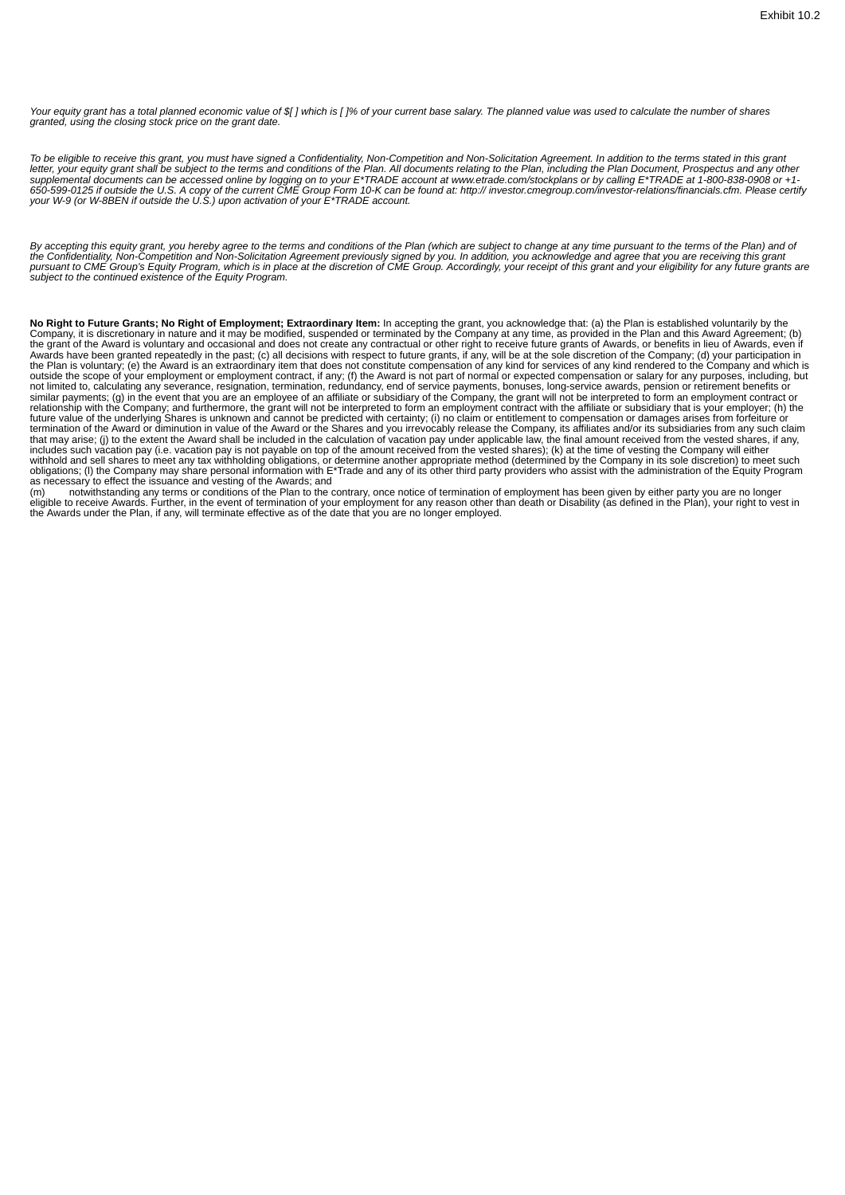Exhibit 10.2

*Your equity grant has a total planned economic value of $[ ] which is [ ]% of your current base salary. The planned value was used to calculate the number of shares granted, using the closing stock price on the grant date.*

*To be eligible to receive this grant, you must have signed a Confidentiality, Non-Competition and Non-Solicitation Agreement. In addition to the terms stated in this grant letter, your equity grant shall be subject to the terms and conditions of the Plan. All documents relating to the Plan, including the Plan Document, Prospectus and any other supplemental documents can be accessed online by logging on to your E*TRADE account at www.etrade.com/stockplans or by calling E*TRADE at 1-800-838-0908 or +1-650-599-0125 if outside the U.S. A copy of the current CME Group Form 10-K can be found at: http:// investor.cmegroup.com/investor-relations/financials.cfm. Please certify your W-9 (or W-8BEN if outside the U.S.) upon activation of your E*TRADE account.*

*By accepting this equity grant, you hereby agree to the terms and conditions of the Plan (which are subject to change at any time pursuant to the terms of the Plan) and of the Confidentiality, Non-Competition and Non-Solicitation Agreement previously signed by you. In addition, you acknowledge and agree that you are receiving this grant pursuant to CME Group's Equity Program, which is in place at the discretion of CME Group. Accordingly, your receipt of this grant and your eligibility for any future grants are subject to the continued existence of the Equity Program.*

**No Right to Future Grants; No Right of Employment; Extraordinary Item:** In accepting the grant, you acknowledge that: (a) the Plan is established voluntarily by the Company, it is discretionary in nature and it may be modified, suspended or terminated by the Company at any time, as provided in the Plan and this Award Agreement; (b) the grant of the Award is voluntary and occasional and does not create any contractual or other right to receive future grants of Awards, or benefits in lieu of Awards, even if Awards have been granted repeatedly in the past; (c) all decisions with respect to future grants, if any, will be at the sole discretion of the Company; (d) your participation in the Plan is voluntary; (e) the Award is an extraordinary item that does not constitute compensation of any kind for services of any kind rendered to the Company and which is outside the scope of your employment or employment contract, if any; (f) the Award is not part of normal or expected compensation or salary for any purposes, including, but not limited to, calculating any severance, resignation, termination, redundancy, end of service payments, bonuses, long-service awards, pension or retirement benefits or similar payments; (g) in the event that you are an employee of an affiliate or subsidiary of the Company, the grant will not be interpreted to form an employment contract or relationship with the Company; and furthermore, the grant will not be interpreted to form an employment contract with the affiliate or subsidiary that is your employer; (h) the future value of the underlying Shares is unknown and cannot be predicted with certainty; (i) no claim or entitlement to compensation or damages arises from forfeiture or termination of the Award or diminution in value of the Award or the Shares and you irrevocably release the Company, its affiliates and/or its subsidiaries from any such claim that may arise; (j) to the extent the Award shall be included in the calculation of vacation pay under applicable law, the final amount received from the vested shares, if any, includes such vacation pay (i.e. vacation pay is not payable on top of the amount received from the vested shares); (k) at the time of vesting the Company will either withhold and sell shares to meet any tax withholding obligations, or determine another appropriate method (determined by the Company in its sole discretion) to meet such obligations; (l) the Company may share personal information with E*Trade and any of its other third party providers who assist with the administration of the Equity Program as necessary to effect the issuance and vesting of the Awards; and

(m) notwithstanding any terms or conditions of the Plan to the contrary, once notice of termination of employment has been given by either party you are no longer eligible to receive Awards. Further, in the event of termination of your employment for any reason other than death or Disability (as defined in the Plan), your right to vest in the Awards under the Plan, if any, will terminate effective as of the date that you are no longer employed.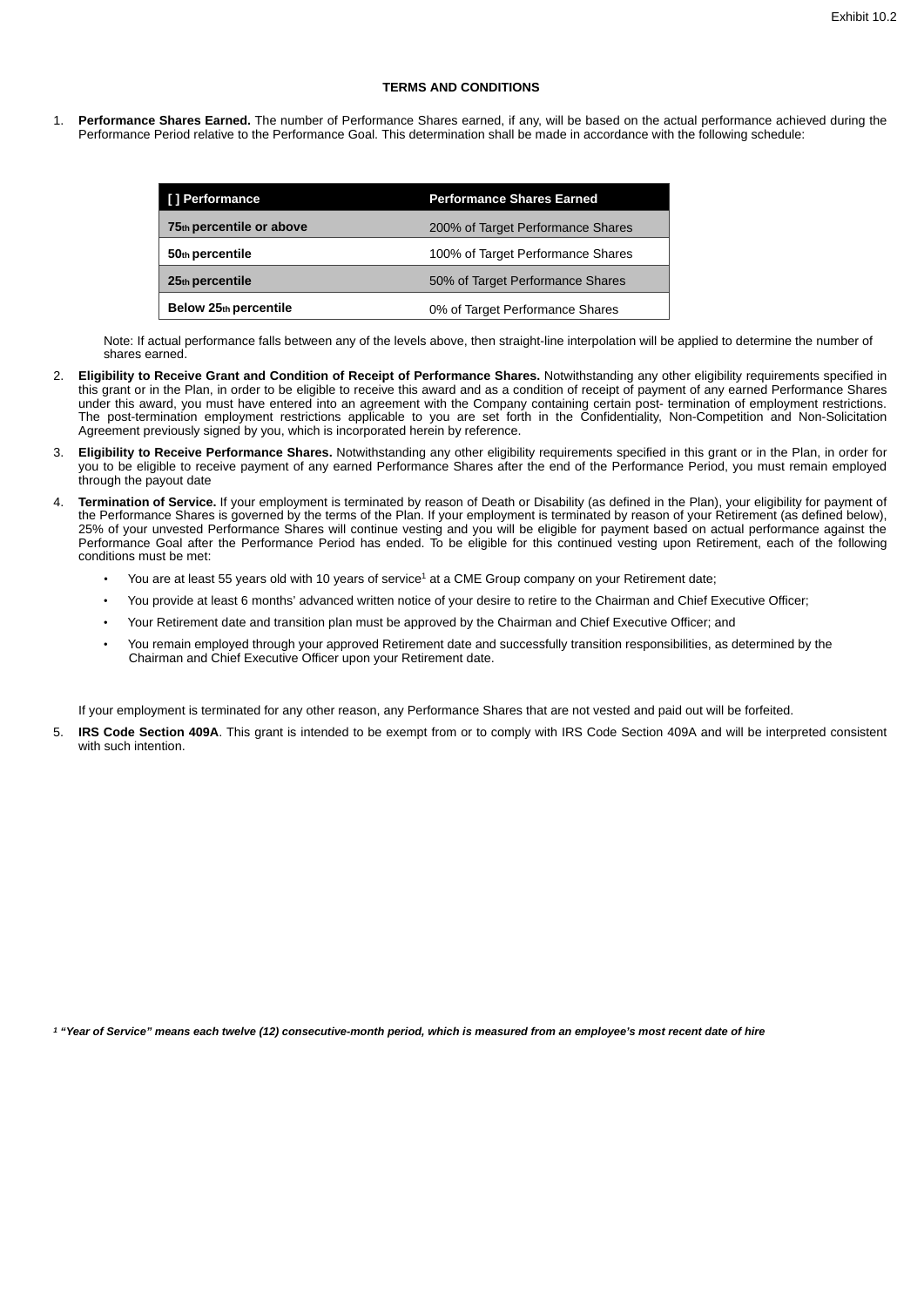Exhibit 10.2

**TERMS AND CONDITIONS**

1. **Performance Shares Earned.** The number of Performance Shares earned, if any, will be based on the actual performance achieved during the Performance Period relative to the Performance Goal. This determination shall be made in accordance with the following schedule:

| [ ] Performance | Performance Shares Earned |
|---|---|
| **75th percentile or above** | 200% of Target Performance Shares |
| **50th percentile** | 100% of Target Performance Shares |
| **25th percentile** | 50% of Target Performance Shares |
| **Below 25th percentile** | 0% of Target Performance Shares |

Note: If actual performance falls between any of the levels above, then straight-line interpolation will be applied to determine the number of shares earned.

2. **Eligibility to Receive Grant and Condition of Receipt of Performance Shares.** Notwithstanding any other eligibility requirements specified in this grant or in the Plan, in order to be eligible to receive this award and as a condition of receipt of payment of any earned Performance Shares under this award, you must have entered into an agreement with the Company containing certain post- termination of employment restrictions. The post-termination employment restrictions applicable to you are set forth in the Confidentiality, Non-Competition and Non-Solicitation Agreement previously signed by you, which is incorporated herein by reference.

3. **Eligibility to Receive Performance Shares.** Notwithstanding any other eligibility requirements specified in this grant or in the Plan, in order for you to be eligible to receive payment of any earned Performance Shares after the end of the Performance Period, you must remain employed through the payout date

4. **Termination of Service.** If your employment is terminated by reason of Death or Disability (as defined in the Plan), your eligibility for payment of the Performance Shares is governed by the terms of the Plan. If your employment is terminated by reason of your Retirement (as defined below), 25% of your unvested Performance Shares will continue vesting and you will be eligible for payment based on actual performance against the Performance Goal after the Performance Period has ended. To be eligible for this continued vesting upon Retirement, each of the following conditions must be met:

   - You are at least 55 years old with 10 years of service[1] at a CME Group company on your Retirement date;
   - You provide at least 6 months' advanced written notice of your desire to retire to the Chairman and Chief Executive Officer;
   - Your Retirement date and transition plan must be approved by the Chairman and Chief Executive Officer; and
   - You remain employed through your approved Retirement date and successfully transition responsibilities, as determined by the Chairman and Chief Executive Officer upon your Retirement date.

   If your employment is terminated for any other reason, any Performance Shares that are not vested and paid out will be forfeited.

5. **IRS Code Section 409A**. This grant is intended to be exempt from or to comply with IRS Code Section 409A and will be interpreted consistent with such intention.

***[1] "Year of Service" means each twelve (12) consecutive-month period, which is measured from an employee's most recent date of hire***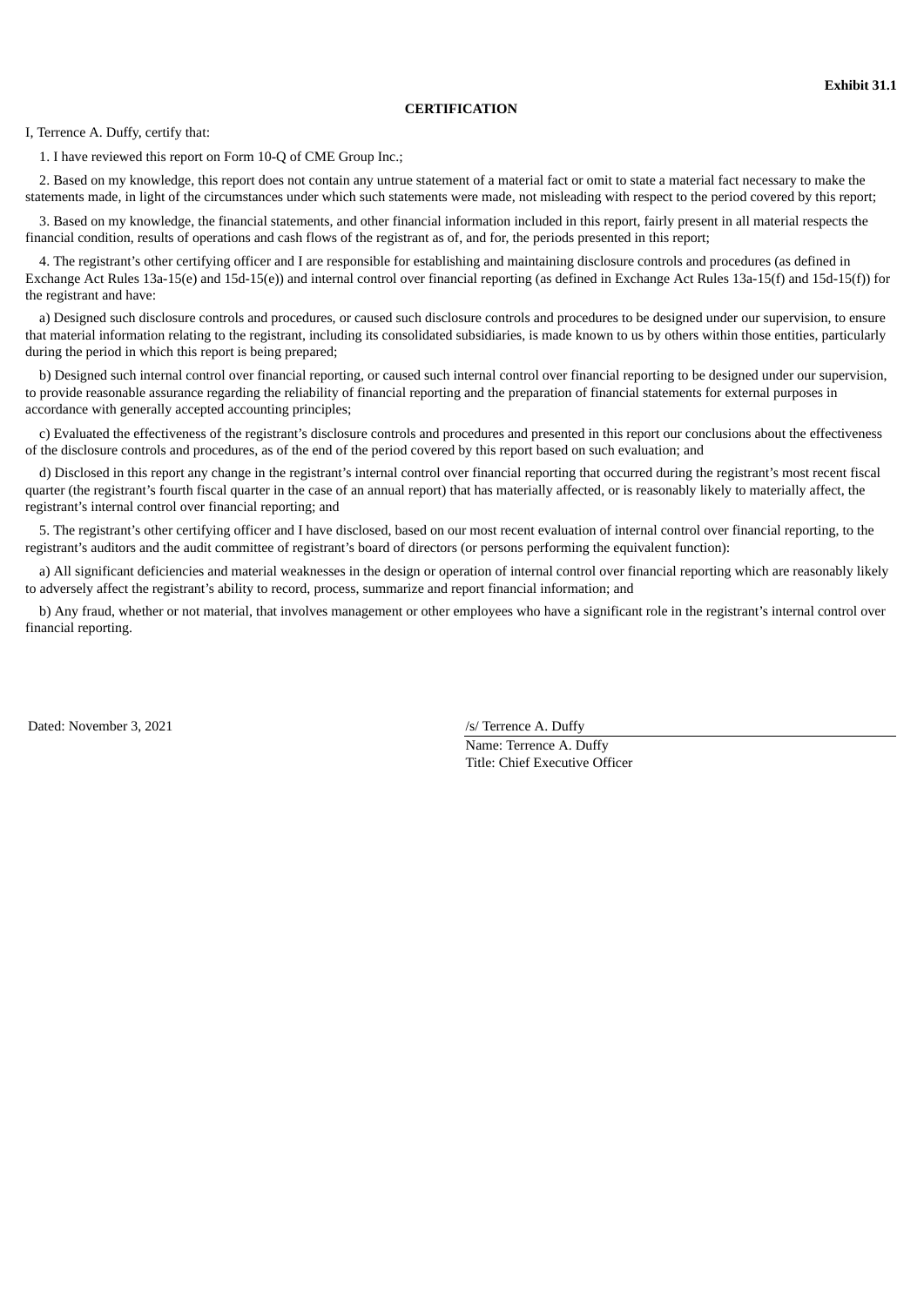**Exhibit 31.1**

**CERTIFICATION**

I, Terrence A. Duffy, certify that:

1. I have reviewed this report on Form 10-Q of CME Group Inc.;

2. Based on my knowledge, this report does not contain any untrue statement of a material fact or omit to state a material fact necessary to make the statements made, in light of the circumstances under which such statements were made, not misleading with respect to the period covered by this report;

3. Based on my knowledge, the financial statements, and other financial information included in this report, fairly present in all material respects the financial condition, results of operations and cash flows of the registrant as of, and for, the periods presented in this report;

4. The registrant's other certifying officer and I are responsible for establishing and maintaining disclosure controls and procedures (as defined in Exchange Act Rules 13a-15(e) and 15d-15(e)) and internal control over financial reporting (as defined in Exchange Act Rules 13a-15(f) and 15d-15(f)) for the registrant and have:

a) Designed such disclosure controls and procedures, or caused such disclosure controls and procedures to be designed under our supervision, to ensure that material information relating to the registrant, including its consolidated subsidiaries, is made known to us by others within those entities, particularly during the period in which this report is being prepared;

b) Designed such internal control over financial reporting, or caused such internal control over financial reporting to be designed under our supervision, to provide reasonable assurance regarding the reliability of financial reporting and the preparation of financial statements for external purposes in accordance with generally accepted accounting principles;

c) Evaluated the effectiveness of the registrant's disclosure controls and procedures and presented in this report our conclusions about the effectiveness of the disclosure controls and procedures, as of the end of the period covered by this report based on such evaluation; and

d) Disclosed in this report any change in the registrant's internal control over financial reporting that occurred during the registrant's most recent fiscal quarter (the registrant's fourth fiscal quarter in the case of an annual report) that has materially affected, or is reasonably likely to materially affect, the registrant's internal control over financial reporting; and

5. The registrant's other certifying officer and I have disclosed, based on our most recent evaluation of internal control over financial reporting, to the registrant's auditors and the audit committee of registrant's board of directors (or persons performing the equivalent function):

a) All significant deficiencies and material weaknesses in the design or operation of internal control over financial reporting which are reasonably likely to adversely affect the registrant's ability to record, process, summarize and report financial information; and

b) Any fraud, whether or not material, that involves management or other employees who have a significant role in the registrant's internal control over financial reporting.

Dated: November 3, 2021

/s/ Terrence A. Duffy
Name: Terrence A. Duffy
Title: Chief Executive Officer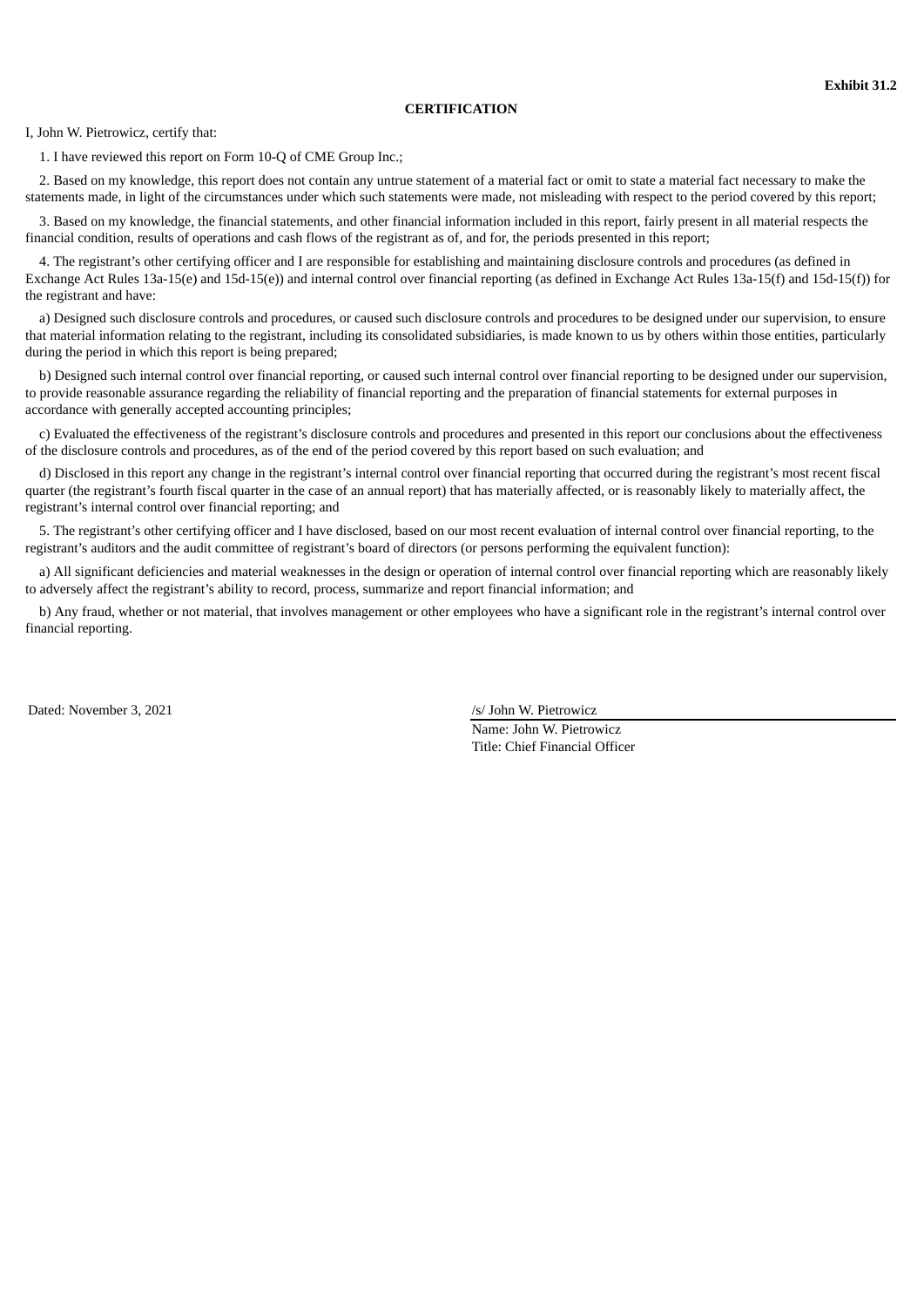**Exhibit 31.2**

**CERTIFICATION**

I, John W. Pietrowicz, certify that:

1. I have reviewed this report on Form 10-Q of CME Group Inc.;

2. Based on my knowledge, this report does not contain any untrue statement of a material fact or omit to state a material fact necessary to make the statements made, in light of the circumstances under which such statements were made, not misleading with respect to the period covered by this report;

3. Based on my knowledge, the financial statements, and other financial information included in this report, fairly present in all material respects the financial condition, results of operations and cash flows of the registrant as of, and for, the periods presented in this report;

4. The registrant's other certifying officer and I are responsible for establishing and maintaining disclosure controls and procedures (as defined in Exchange Act Rules 13a-15(e) and 15d-15(e)) and internal control over financial reporting (as defined in Exchange Act Rules 13a-15(f) and 15d-15(f)) for the registrant and have:

a) Designed such disclosure controls and procedures, or caused such disclosure controls and procedures to be designed under our supervision, to ensure that material information relating to the registrant, including its consolidated subsidiaries, is made known to us by others within those entities, particularly during the period in which this report is being prepared;

b) Designed such internal control over financial reporting, or caused such internal control over financial reporting to be designed under our supervision, to provide reasonable assurance regarding the reliability of financial reporting and the preparation of financial statements for external purposes in accordance with generally accepted accounting principles;

c) Evaluated the effectiveness of the registrant's disclosure controls and procedures and presented in this report our conclusions about the effectiveness of the disclosure controls and procedures, as of the end of the period covered by this report based on such evaluation; and

d) Disclosed in this report any change in the registrant's internal control over financial reporting that occurred during the registrant's most recent fiscal quarter (the registrant's fourth fiscal quarter in the case of an annual report) that has materially affected, or is reasonably likely to materially affect, the registrant's internal control over financial reporting; and

5. The registrant's other certifying officer and I have disclosed, based on our most recent evaluation of internal control over financial reporting, to the registrant's auditors and the audit committee of registrant's board of directors (or persons performing the equivalent function):

a) All significant deficiencies and material weaknesses in the design or operation of internal control over financial reporting which are reasonably likely to adversely affect the registrant's ability to record, process, summarize and report financial information; and

b) Any fraud, whether or not material, that involves management or other employees who have a significant role in the registrant's internal control over financial reporting.

Dated: November 3, 2021

/s/ John W. Pietrowicz

Name: John W. Pietrowicz
Title: Chief Financial Officer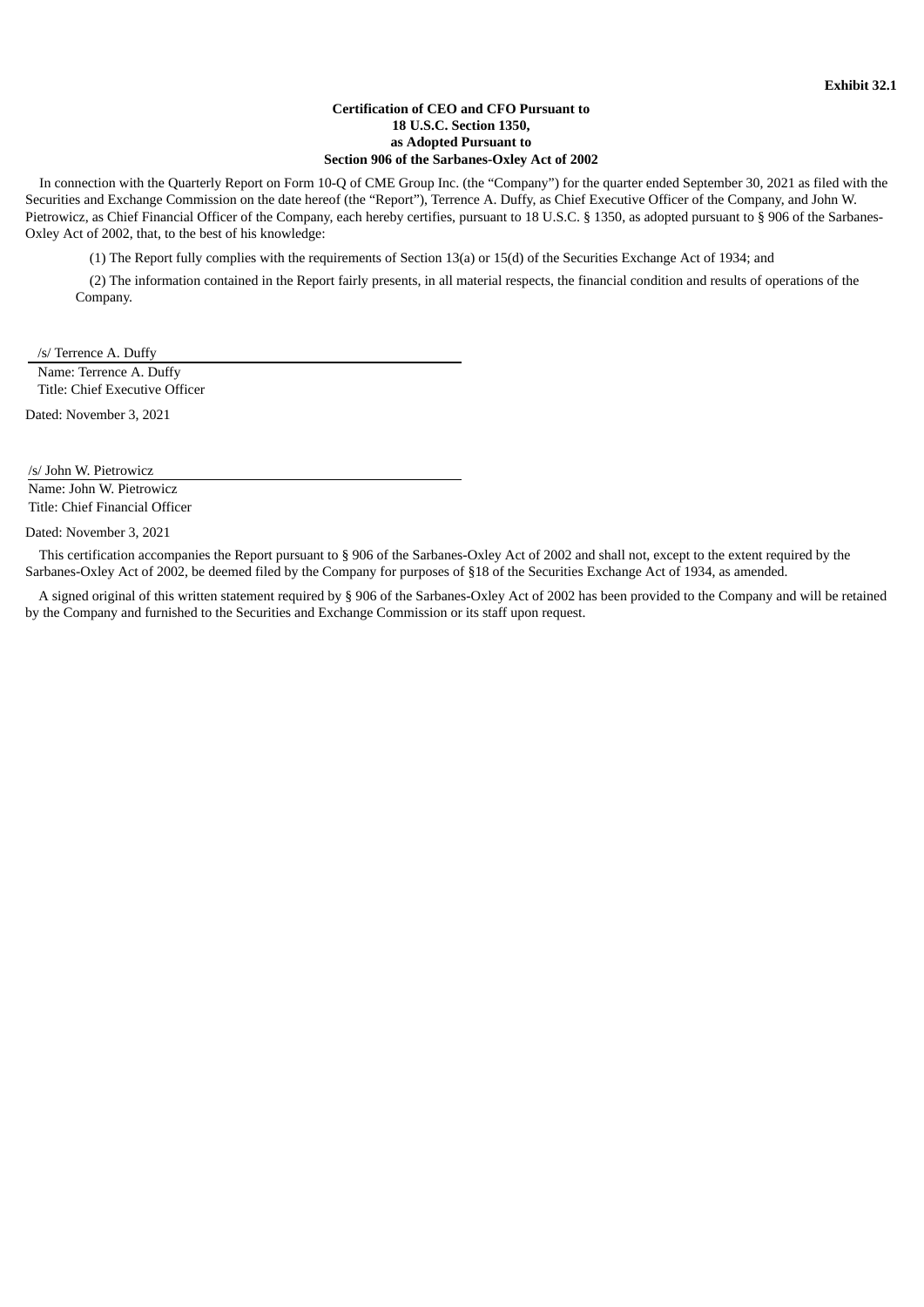**Exhibit 32.1**

**Certification of CEO and CFO Pursuant to**
**18 U.S.C. Section 1350,**
**as Adopted Pursuant to**
**Section 906 of the Sarbanes-Oxley Act of 2002**

In connection with the Quarterly Report on Form 10-Q of CME Group Inc. (the "Company") for the quarter ended September 30, 2021 as filed with the Securities and Exchange Commission on the date hereof (the "Report"), Terrence A. Duffy, as Chief Executive Officer of the Company, and John W. Pietrowicz, as Chief Financial Officer of the Company, each hereby certifies, pursuant to 18 U.S.C. § 1350, as adopted pursuant to § 906 of the Sarbanes-Oxley Act of 2002, that, to the best of his knowledge:

(1) The Report fully complies with the requirements of Section 13(a) or 15(d) of the Securities Exchange Act of 1934; and

(2) The information contained in the Report fairly presents, in all material respects, the financial condition and results of operations of the Company.

/s/ Terrence A. Duffy

Name: Terrence A. Duffy
Title: Chief Executive Officer

Dated: November 3, 2021

/s/ John W. Pietrowicz

Name: John W. Pietrowicz
Title: Chief Financial Officer

Dated: November 3, 2021

This certification accompanies the Report pursuant to § 906 of the Sarbanes-Oxley Act of 2002 and shall not, except to the extent required by the Sarbanes-Oxley Act of 2002, be deemed filed by the Company for purposes of §18 of the Securities Exchange Act of 1934, as amended.

A signed original of this written statement required by § 906 of the Sarbanes-Oxley Act of 2002 has been provided to the Company and will be retained by the Company and furnished to the Securities and Exchange Commission or its staff upon request.